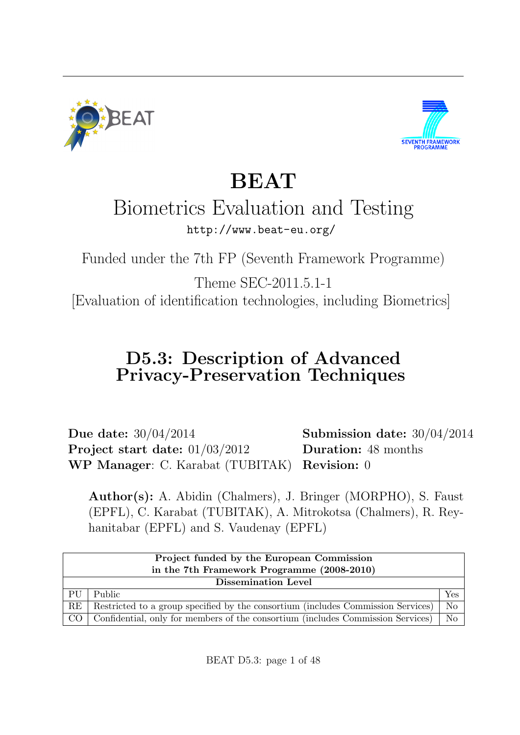# BEAT

## Biometrics Evaluation and Testing

http://www.beat-eu.org/

Funded under the 7th FP (Seventh Framework Programme)

Theme SEC-2011.5.1-1

[Evaluation of identification technologies, including Biometrics]

## D5.3: Description of Advanced Privacy-Preservation Techniques

**Due date:** 30/04/2014
**Submission date:** 30/04/2014
**Project start date:** 01/03/2012
**Duration:** 48 months
**WP Manager**: C. Karabat (TUBITAK)
**Revision:** 0

**Author(s):** A. Abidin (Chalmers), J. Bringer (MORPHO), S. Faust (EPFL), C. Karabat (TUBITAK), A. Mitrokotsa (Chalmers), R. Reyhanitabar (EPFL) and S. Vaudenay (EPFL)

| Project funded by the European Commission in the 7th Framework Programme (2008-2010) | | |
|---|---|---|
| **Dissemination Level** | | |
| PU | Public | Yes |
| RE | Restricted to a group specified by the consortium (includes Commission Services) | No |
| CO | Confidential, only for members of the consortium (includes Commission Services) | No |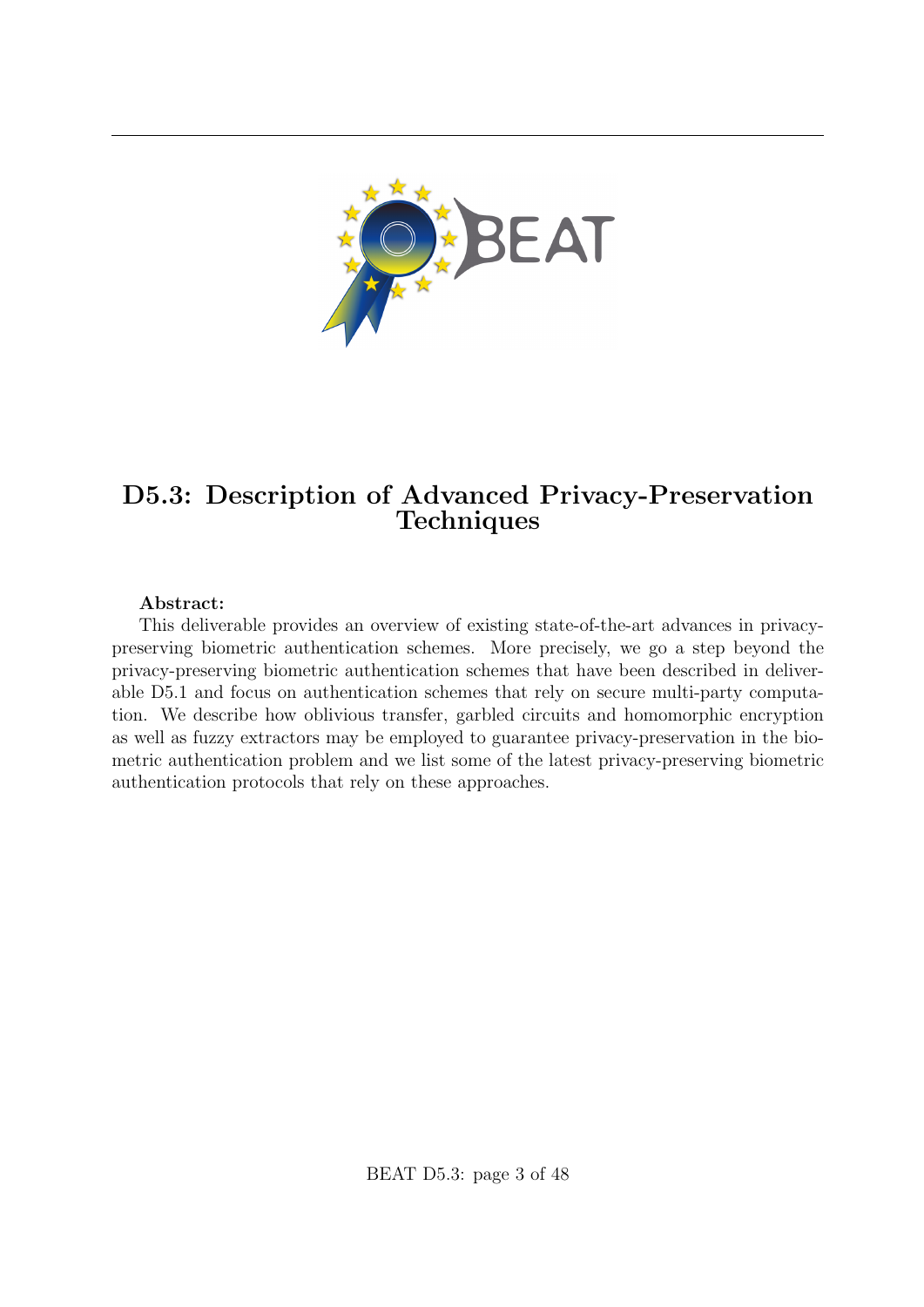# D5.3: Description of Advanced Privacy-Preservation Techniques

**Abstract:**

This deliverable provides an overview of existing state-of-the-art advances in privacy-preserving biometric authentication schemes. More precisely, we go a step beyond the privacy-preserving biometric authentication schemes that have been described in deliverable D5.1 and focus on authentication schemes that rely on secure multi-party computation. We describe how oblivious transfer, garbled circuits and homomorphic encryption as well as fuzzy extractors may be employed to guarantee privacy-preservation in the biometric authentication problem and we list some of the latest privacy-preserving biometric authentication protocols that rely on these approaches.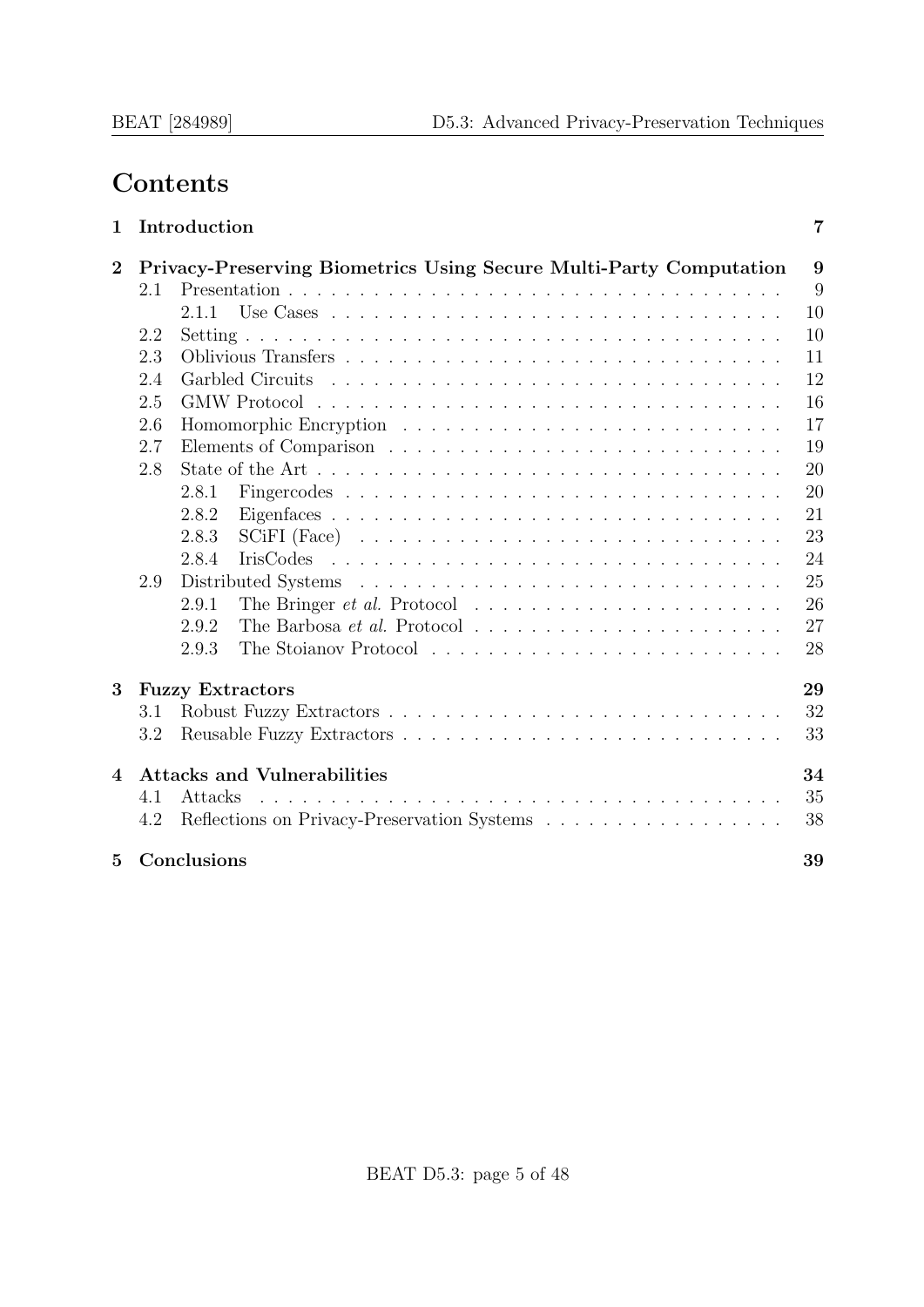# Contents

| | | |
|---|---|---|
| **1** | **Introduction** | **7** |
| **2** | **Privacy-Preserving Biometrics Using Secure Multi-Party Computation** | **9** |
| 2.1 | Presentation | 9 |
| 2.1.1 | Use Cases | 10 |
| 2.2 | Setting | 10 |
| 2.3 | Oblivious Transfers | 11 |
| 2.4 | Garbled Circuits | 12 |
| 2.5 | GMW Protocol | 16 |
| 2.6 | Homomorphic Encryption | 17 |
| 2.7 | Elements of Comparison | 19 |
| 2.8 | State of the Art | 20 |
| 2.8.1 | Fingercodes | 20 |
| 2.8.2 | Eigenfaces | 21 |
| 2.8.3 | SCiFI (Face) | 23 |
| 2.8.4 | IrisCodes | 24 |
| 2.9 | Distributed Systems | 25 |
| 2.9.1 | The Bringer *et al.* Protocol | 26 |
| 2.9.2 | The Barbosa *et al.* Protocol | 27 |
| 2.9.3 | The Stoianov Protocol | 28 |
| **3** | **Fuzzy Extractors** | **29** |
| 3.1 | Robust Fuzzy Extractors | 32 |
| 3.2 | Reusable Fuzzy Extractors | 33 |
| **4** | **Attacks and Vulnerabilities** | **34** |
| 4.1 | Attacks | 35 |
| 4.2 | Reflections on Privacy-Preservation Systems | 38 |
| **5** | **Conclusions** | **39** |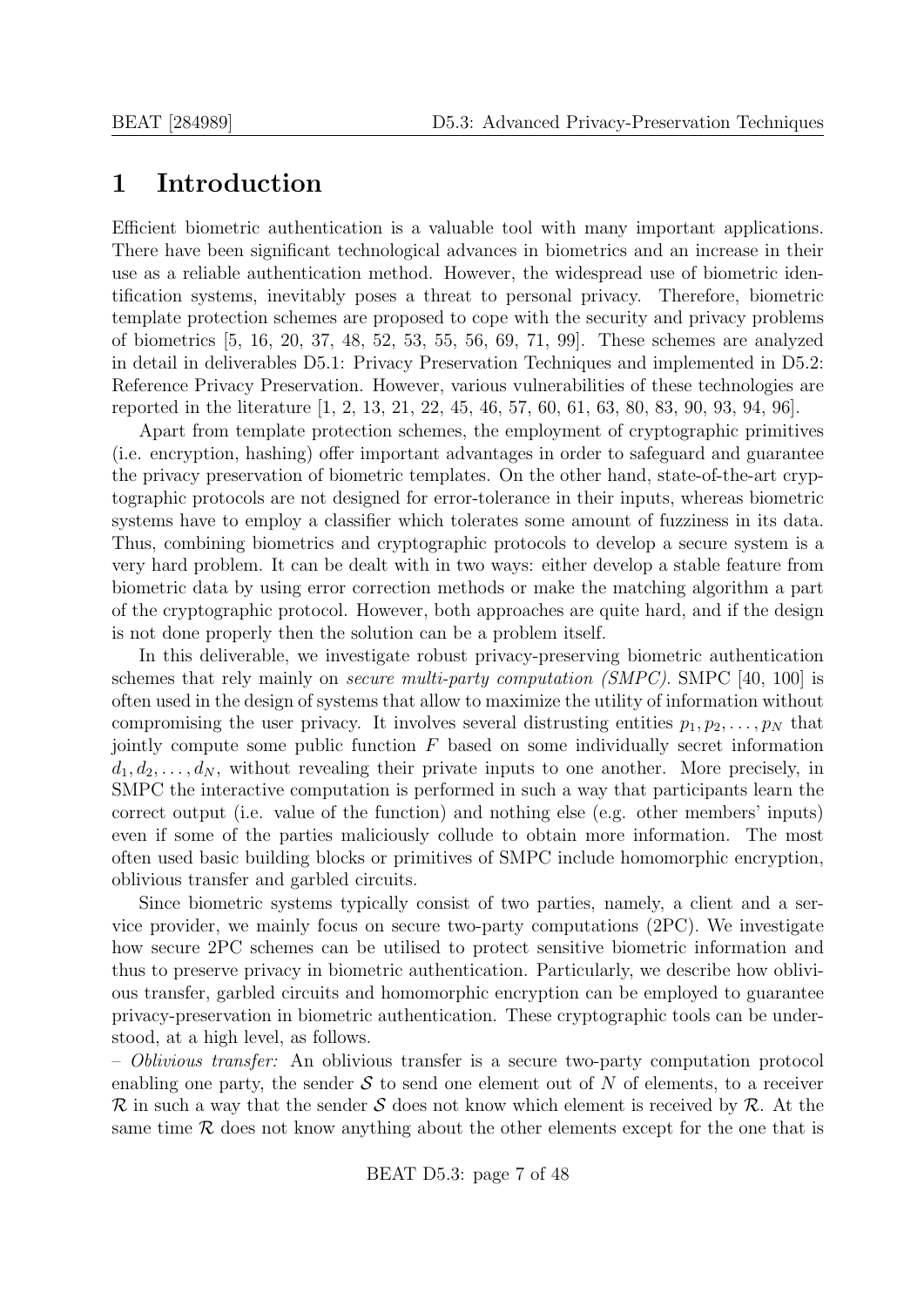# 1 Introduction

Efficient biometric authentication is a valuable tool with many important applications. There have been significant technological advances in biometrics and an increase in their use as a reliable authentication method. However, the widespread use of biometric identification systems, inevitably poses a threat to personal privacy. Therefore, biometric template protection schemes are proposed to cope with the security and privacy problems of biometrics [5, 16, 20, 37, 48, 52, 53, 55, 56, 69, 71, 99]. These schemes are analyzed in detail in deliverables D5.1: Privacy Preservation Techniques and implemented in D5.2: Reference Privacy Preservation. However, various vulnerabilities of these technologies are reported in the literature [1, 2, 13, 21, 22, 45, 46, 57, 60, 61, 63, 80, 83, 90, 93, 94, 96].

Apart from template protection schemes, the employment of cryptographic primitives (i.e. encryption, hashing) offer important advantages in order to safeguard and guarantee the privacy preservation of biometric templates. On the other hand, state-of-the-art cryptographic protocols are not designed for error-tolerance in their inputs, whereas biometric systems have to employ a classifier which tolerates some amount of fuzziness in its data. Thus, combining biometrics and cryptographic protocols to develop a secure system is a very hard problem. It can be dealt with in two ways: either develop a stable feature from biometric data by using error correction methods or make the matching algorithm a part of the cryptographic protocol. However, both approaches are quite hard, and if the design is not done properly then the solution can be a problem itself.

In this deliverable, we investigate robust privacy-preserving biometric authentication schemes that rely mainly on *secure multi-party computation (SMPC)*. SMPC [40, 100] is often used in the design of systems that allow to maximize the utility of information without compromising the user privacy. It involves several distrusting entities $p_1, p_2, \ldots, p_N$ that jointly compute some public function $F$ based on some individually secret information $d_1, d_2, \ldots, d_N$, without revealing their private inputs to one another. More precisely, in SMPC the interactive computation is performed in such a way that participants learn the correct output (i.e. value of the function) and nothing else (e.g. other members' inputs) even if some of the parties maliciously collude to obtain more information. The most often used basic building blocks or primitives of SMPC include homomorphic encryption, oblivious transfer and garbled circuits.

Since biometric systems typically consist of two parties, namely, a client and a service provider, we mainly focus on secure two-party computations (2PC). We investigate how secure 2PC schemes can be utilised to protect sensitive biometric information and thus to preserve privacy in biometric authentication. Particularly, we describe how oblivious transfer, garbled circuits and homomorphic encryption can be employed to guarantee privacy-preservation in biometric authentication. These cryptographic tools can be understood, at a high level, as follows.

– *Oblivious transfer:* An oblivious transfer is a secure two-party computation protocol enabling one party, the sender $\mathcal{S}$ to send one element out of $N$ of elements, to a receiver $\mathcal{R}$ in such a way that the sender $\mathcal{S}$ does not know which element is received by $\mathcal{R}$. At the same time $\mathcal{R}$ does not know anything about the other elements except for the one that is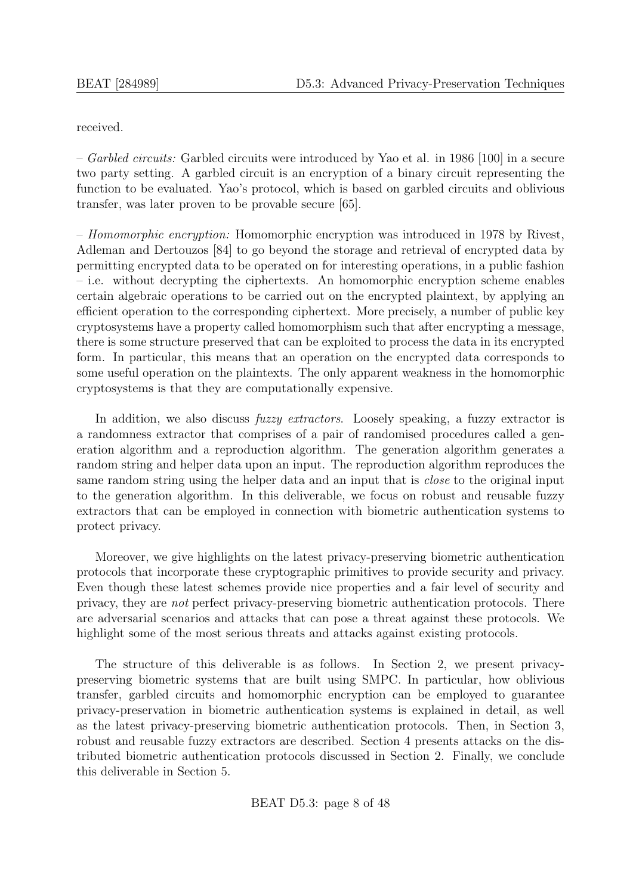received.

– *Garbled circuits:* Garbled circuits were introduced by Yao et al. in 1986 [100] in a secure two party setting. A garbled circuit is an encryption of a binary circuit representing the function to be evaluated. Yao's protocol, which is based on garbled circuits and oblivious transfer, was later proven to be provable secure [65].

– *Homomorphic encryption:* Homomorphic encryption was introduced in 1978 by Rivest, Adleman and Dertouzos [84] to go beyond the storage and retrieval of encrypted data by permitting encrypted data to be operated on for interesting operations, in a public fashion – i.e. without decrypting the ciphertexts. An homomorphic encryption scheme enables certain algebraic operations to be carried out on the encrypted plaintext, by applying an efficient operation to the corresponding ciphertext. More precisely, a number of public key cryptosystems have a property called homomorphism such that after encrypting a message, there is some structure preserved that can be exploited to process the data in its encrypted form. In particular, this means that an operation on the encrypted data corresponds to some useful operation on the plaintexts. The only apparent weakness in the homomorphic cryptosystems is that they are computationally expensive.

In addition, we also discuss *fuzzy extractors*. Loosely speaking, a fuzzy extractor is a randomness extractor that comprises of a pair of randomised procedures called a generation algorithm and a reproduction algorithm. The generation algorithm generates a random string and helper data upon an input. The reproduction algorithm reproduces the same random string using the helper data and an input that is *close* to the original input to the generation algorithm. In this deliverable, we focus on robust and reusable fuzzy extractors that can be employed in connection with biometric authentication systems to protect privacy.

Moreover, we give highlights on the latest privacy-preserving biometric authentication protocols that incorporate these cryptographic primitives to provide security and privacy. Even though these latest schemes provide nice properties and a fair level of security and privacy, they are *not* perfect privacy-preserving biometric authentication protocols. There are adversarial scenarios and attacks that can pose a threat against these protocols. We highlight some of the most serious threats and attacks against existing protocols.

The structure of this deliverable is as follows. In Section 2, we present privacy-preserving biometric systems that are built using SMPC. In particular, how oblivious transfer, garbled circuits and homomorphic encryption can be employed to guarantee privacy-preservation in biometric authentication systems is explained in detail, as well as the latest privacy-preserving biometric authentication protocols. Then, in Section 3, robust and reusable fuzzy extractors are described. Section 4 presents attacks on the distributed biometric authentication protocols discussed in Section 2. Finally, we conclude this deliverable in Section 5.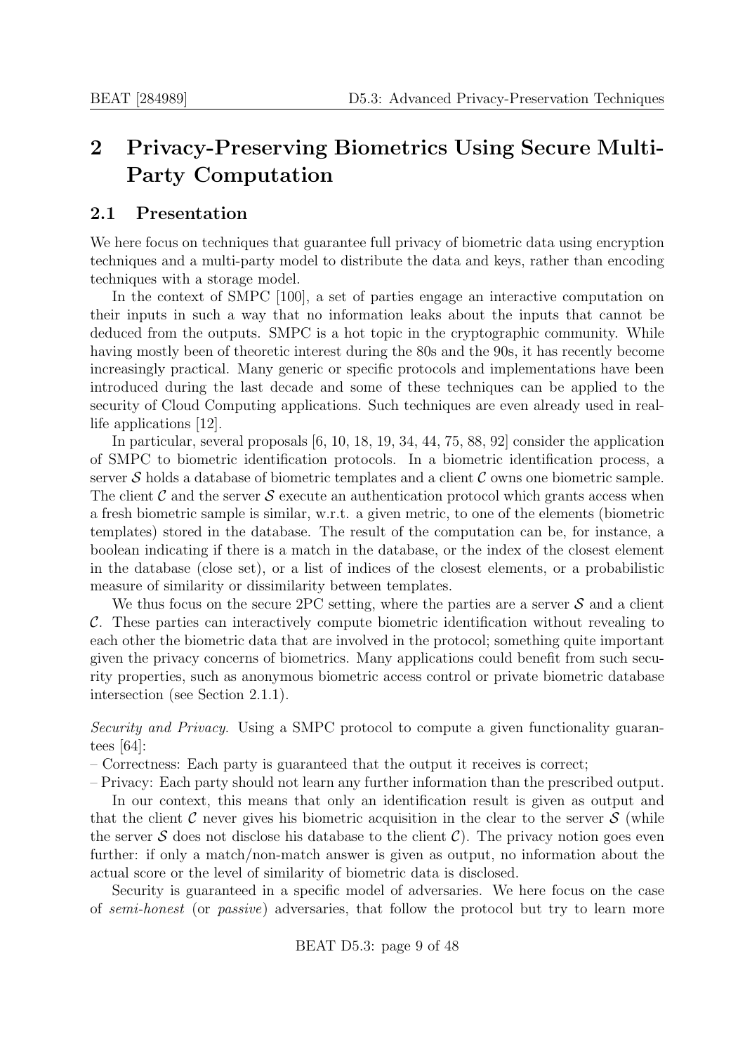# 2 Privacy-Preserving Biometrics Using Secure Multi-Party Computation

## 2.1 Presentation

We here focus on techniques that guarantee full privacy of biometric data using encryption techniques and a multi-party model to distribute the data and keys, rather than encoding techniques with a storage model.

In the context of SMPC [100], a set of parties engage an interactive computation on their inputs in such a way that no information leaks about the inputs that cannot be deduced from the outputs. SMPC is a hot topic in the cryptographic community. While having mostly been of theoretic interest during the 80s and the 90s, it has recently become increasingly practical. Many generic or specific protocols and implementations have been introduced during the last decade and some of these techniques can be applied to the security of Cloud Computing applications. Such techniques are even already used in real-life applications [12].

In particular, several proposals [6, 10, 18, 19, 34, 44, 75, 88, 92] consider the application of SMPC to biometric identification protocols. In a biometric identification process, a server $\mathcal{S}$ holds a database of biometric templates and a client $\mathcal{C}$ owns one biometric sample. The client $\mathcal{C}$ and the server $\mathcal{S}$ execute an authentication protocol which grants access when a fresh biometric sample is similar, w.r.t. a given metric, to one of the elements (biometric templates) stored in the database. The result of the computation can be, for instance, a boolean indicating if there is a match in the database, or the index of the closest element in the database (close set), or a list of indices of the closest elements, or a probabilistic measure of similarity or dissimilarity between templates.

We thus focus on the secure 2PC setting, where the parties are a server $\mathcal{S}$ and a client $\mathcal{C}$. These parties can interactively compute biometric identification without revealing to each other the biometric data that are involved in the protocol; something quite important given the privacy concerns of biometrics. Many applications could benefit from such security properties, such as anonymous biometric access control or private biometric database intersection (see Section 2.1.1).

*Security and Privacy.* Using a SMPC protocol to compute a given functionality guarantees [64]:

– Correctness: Each party is guaranteed that the output it receives is correct;
– Privacy: Each party should not learn any further information than the prescribed output.

In our context, this means that only an identification result is given as output and that the client $\mathcal{C}$ never gives his biometric acquisition in the clear to the server $\mathcal{S}$ (while the server $\mathcal{S}$ does not disclose his database to the client $\mathcal{C}$). The privacy notion goes even further: if only a match/non-match answer is given as output, no information about the actual score or the level of similarity of biometric data is disclosed.

Security is guaranteed in a specific model of adversaries. We here focus on the case of *semi-honest* (or *passive*) adversaries, that follow the protocol but try to learn more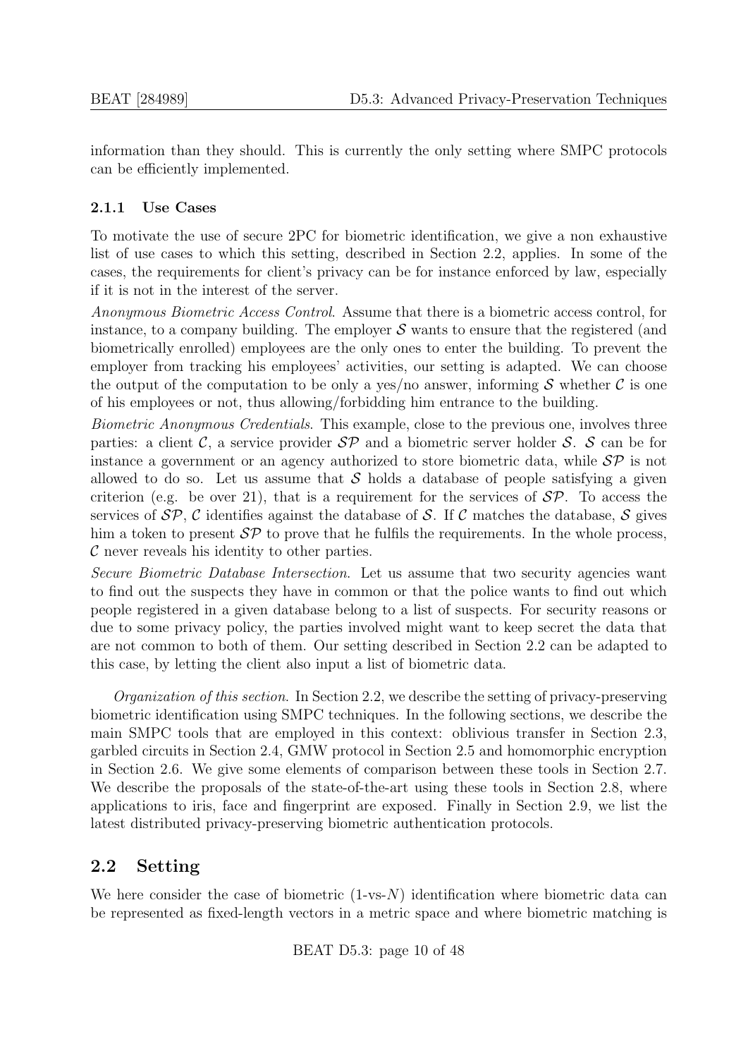information than they should. This is currently the only setting where SMPC protocols can be efficiently implemented.

### 2.1.1 Use Cases

To motivate the use of secure 2PC for biometric identification, we give a non exhaustive list of use cases to which this setting, described in Section 2.2, applies. In some of the cases, the requirements for client's privacy can be for instance enforced by law, especially if it is not in the interest of the server.

*Anonymous Biometric Access Control*. Assume that there is a biometric access control, for instance, to a company building. The employer $\mathcal{S}$ wants to ensure that the registered (and biometrically enrolled) employees are the only ones to enter the building. To prevent the employer from tracking his employees' activities, our setting is adapted. We can choose the output of the computation to be only a yes/no answer, informing $\mathcal{S}$ whether $\mathcal{C}$ is one of his employees or not, thus allowing/forbidding him entrance to the building.

*Biometric Anonymous Credentials*. This example, close to the previous one, involves three parties: a client $\mathcal{C}$, a service provider $\mathcal{SP}$ and a biometric server holder $\mathcal{S}$. $\mathcal{S}$ can be for instance a government or an agency authorized to store biometric data, while $\mathcal{SP}$ is not allowed to do so. Let us assume that $\mathcal{S}$ holds a database of people satisfying a given criterion (e.g. be over 21), that is a requirement for the services of $\mathcal{SP}$. To access the services of $\mathcal{SP}$, $\mathcal{C}$ identifies against the database of $\mathcal{S}$. If $\mathcal{C}$ matches the database, $\mathcal{S}$ gives him a token to present $\mathcal{SP}$ to prove that he fulfils the requirements. In the whole process, $\mathcal{C}$ never reveals his identity to other parties.

*Secure Biometric Database Intersection*. Let us assume that two security agencies want to find out the suspects they have in common or that the police wants to find out which people registered in a given database belong to a list of suspects. For security reasons or due to some privacy policy, the parties involved might want to keep secret the data that are not common to both of them. Our setting described in Section 2.2 can be adapted to this case, by letting the client also input a list of biometric data.

*Organization of this section*. In Section 2.2, we describe the setting of privacy-preserving biometric identification using SMPC techniques. In the following sections, we describe the main SMPC tools that are employed in this context: oblivious transfer in Section 2.3, garbled circuits in Section 2.4, GMW protocol in Section 2.5 and homomorphic encryption in Section 2.6. We give some elements of comparison between these tools in Section 2.7. We describe the proposals of the state-of-the-art using these tools in Section 2.8, where applications to iris, face and fingerprint are exposed. Finally in Section 2.9, we list the latest distributed privacy-preserving biometric authentication protocols.

## 2.2 Setting

We here consider the case of biometric (1-vs-$N$) identification where biometric data can be represented as fixed-length vectors in a metric space and where biometric matching is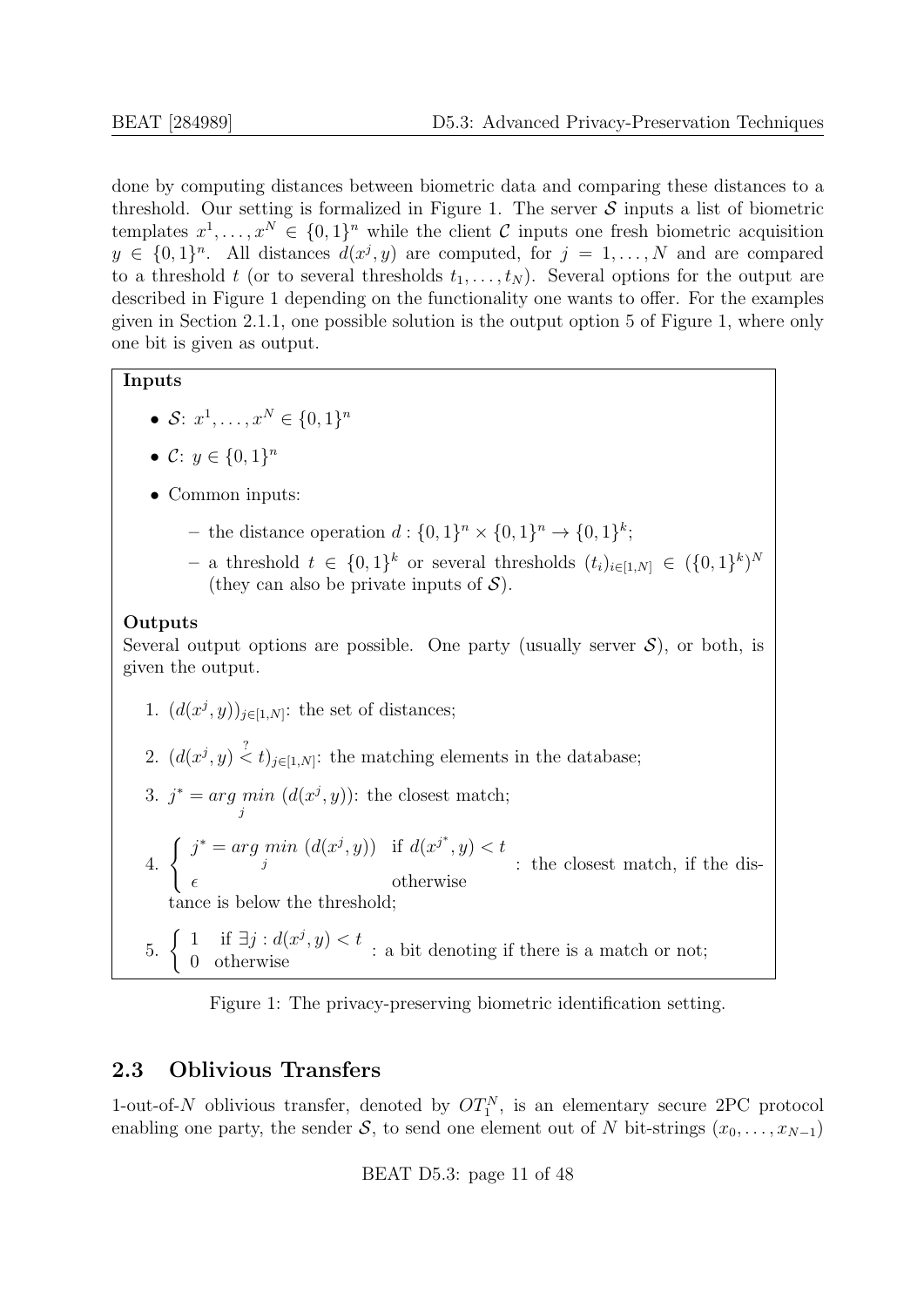done by computing distances between biometric data and comparing these distances to a threshold. Our setting is formalized in Figure 1. The server $\mathcal{S}$ inputs a list of biometric templates $x^1, \ldots, x^N \in \{0,1\}^n$ while the client $\mathcal{C}$ inputs one fresh biometric acquisition $y \in \{0,1\}^n$. All distances $d(x^j, y)$ are computed, for $j = 1, \ldots, N$ and are compared to a threshold $t$ (or to several thresholds $t_1, \ldots, t_N$). Several options for the output are described in Figure 1 depending on the functionality one wants to offer. For the examples given in Section 2.1.1, one possible solution is the output option 5 of Figure 1, where only one bit is given as output.

**Inputs**

- $\mathcal{S}$: $x^1, \ldots, x^N \in \{0,1\}^n$
- $\mathcal{C}$: $y \in \{0,1\}^n$
- Common inputs:
  - the distance operation $d : \{0,1\}^n \times \{0,1\}^n \to \{0,1\}^k$;
  - a threshold $t \in \{0,1\}^k$ or several thresholds $(t_i)_{i \in [1,N]} \in (\{0,1\}^k)^N$ (they can also be private inputs of $\mathcal{S}$).

**Outputs**

Several output options are possible. One party (usually server $\mathcal{S}$), or both, is given the output.

1. $(d(x^j, y))_{j \in [1,N]}$: the set of distances;
2. $(d(x^j, y) \overset{?}{<} t)_{j \in [1,N]}$: the matching elements in the database;
3. $j^* = arg\ \underset{j}{min}\ (d(x^j, y))$: the closest match;
4. $\begin{cases} j^* = arg\ \underset{j}{min}\ (d(x^j, y)) & \text{if } d(x^{j^*}, y) < t \\ \epsilon & \text{otherwise} \end{cases}$ : the closest match, if the distance is below the threshold;
5. $\begin{cases} 1 & \text{if } \exists j : d(x^j, y) < t \\ 0 & \text{otherwise} \end{cases}$ : a bit denoting if there is a match or not;

Figure 1: The privacy-preserving biometric identification setting.

## 2.3 Oblivious Transfers

1-out-of-$N$ oblivious transfer, denoted by $OT_1^N$, is an elementary secure 2PC protocol enabling one party, the sender $\mathcal{S}$, to send one element out of $N$ bit-strings $(x_0, \ldots, x_{N-1})$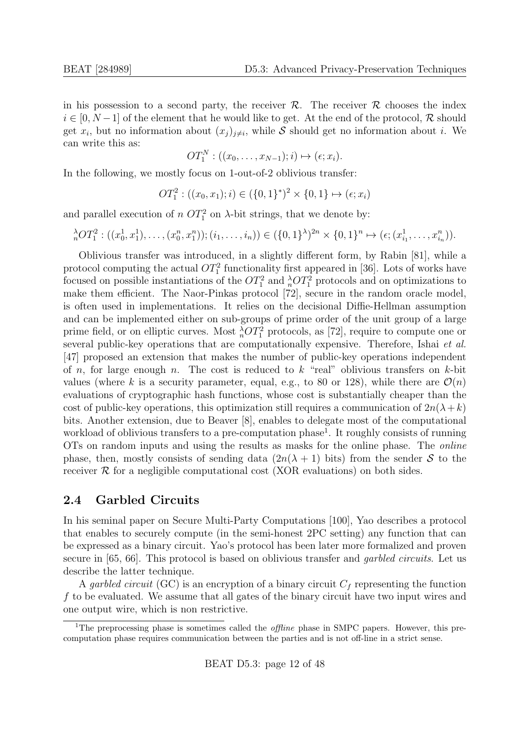in his possession to a second party, the receiver $\mathcal{R}$. The receiver $\mathcal{R}$ chooses the index $i \in [0, N-1]$ of the element that he would like to get. At the end of the protocol, $\mathcal{R}$ should get $x_i$, but no information about $(x_j)_{j \neq i}$, while $\mathcal{S}$ should get no information about $i$. We can write this as:

$$OT_1^N : ((x_0, \ldots, x_{N-1}); i) \mapsto (\epsilon; x_i).$$

In the following, we mostly focus on 1-out-of-2 oblivious transfer:

$$OT_1^2 : ((x_0, x_1); i) \in (\{0,1\}^*)^2 \times \{0,1\} \mapsto (\epsilon; x_i)$$

and parallel execution of $n$ $OT_1^2$ on $\lambda$-bit strings, that we denote by:

$${}^{\lambda}_{n}OT_1^2 : ((x_0^1, x_1^1), \ldots, (x_0^n, x_1^n)); (i_1, \ldots, i_n)) \in (\{0,1\}^{\lambda})^{2n} \times \{0,1\}^n \mapsto (\epsilon; (x_{i_1}^1, \ldots, x_{i_n}^n)).$$

Oblivious transfer was introduced, in a slightly different form, by Rabin [81], while a protocol computing the actual $OT_1^2$ functionality first appeared in [36]. Lots of works have focused on possible instantiations of the $OT_1^2$ and ${}^{\lambda}_{n}OT_1^2$ protocols and on optimizations to make them efficient. The Naor-Pinkas protocol [72], secure in the random oracle model, is often used in implementations. It relies on the decisional Diffie-Hellman assumption and can be implemented either on sub-groups of prime order of the unit group of a large prime field, or on elliptic curves. Most ${}^{\lambda}_{n}OT_1^2$ protocols, as [72], require to compute one or several public-key operations that are computationally expensive. Therefore, Ishai *et al.* [47] proposed an extension that makes the number of public-key operations independent of $n$, for large enough $n$. The cost is reduced to $k$ "real" oblivious transfers on $k$-bit values (where $k$ is a security parameter, equal, e.g., to 80 or 128), while there are $\mathcal{O}(n)$ evaluations of cryptographic hash functions, whose cost is substantially cheaper than the cost of public-key operations, this optimization still requires a communication of $2n(\lambda + k)$ bits. Another extension, due to Beaver [8], enables to delegate most of the computational workload of oblivious transfers to a pre-computation phase[1]. It roughly consists of running OTs on random inputs and using the results as masks for the online phase. The *online* phase, then, mostly consists of sending data ($2n(\lambda + 1)$ bits) from the sender $\mathcal{S}$ to the receiver $\mathcal{R}$ for a negligible computational cost (XOR evaluations) on both sides.

## 2.4 Garbled Circuits

In his seminal paper on Secure Multi-Party Computations [100], Yao describes a protocol that enables to securely compute (in the semi-honest 2PC setting) any function that can be expressed as a binary circuit. Yao's protocol has been later more formalized and proven secure in [65, 66]. This protocol is based on oblivious transfer and *garbled circuits*. Let us describe the latter technique.

A *garbled circuit* (GC) is an encryption of a binary circuit $C_f$ representing the function $f$ to be evaluated. We assume that all gates of the binary circuit have two input wires and one output wire, which is non restrictive.

[1] The preprocessing phase is sometimes called the *offline* phase in SMPC papers. However, this pre-computation phase requires communication between the parties and is not off-line in a strict sense.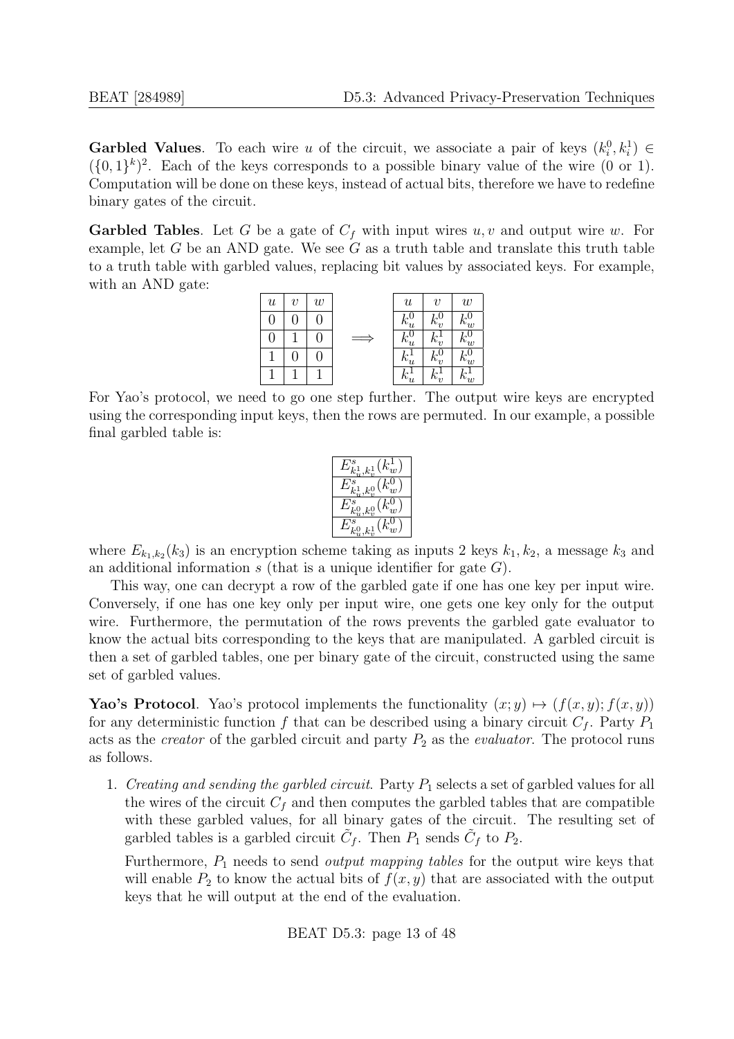**Garbled Values**. To each wire $u$ of the circuit, we associate a pair of keys $(k_i^0, k_i^1) \in (\{0,1\}^k)^2$. Each of the keys corresponds to a possible binary value of the wire (0 or 1). Computation will be done on these keys, instead of actual bits, therefore we have to redefine binary gates of the circuit.

**Garbled Tables**. Let $G$ be a gate of $C_f$ with input wires $u, v$ and output wire $w$. For example, let $G$ be an AND gate. We see $G$ as a truth table and translate this truth table to a truth table with garbled values, replacing bit values by associated keys. For example, with an AND gate:

| $u$ | $v$ | $w$ |
|---|---|---|
| 0 | 0 | 0 |
| 0 | 1 | 0 |
| 1 | 0 | 0 |
| 1 | 1 | 1 |

$\Longrightarrow$

| $u$ | $v$ | $w$ |
|---|---|---|
| $k_u^0$ | $k_v^0$ | $k_w^0$ |
| $k_u^0$ | $k_v^1$ | $k_w^0$ |
| $k_u^1$ | $k_v^0$ | $k_w^0$ |
| $k_u^1$ | $k_v^1$ | $k_w^1$ |

For Yao's protocol, we need to go one step further. The output wire keys are encrypted using the corresponding input keys, then the rows are permuted. In our example, a possible final garbled table is:

| |
|---|
| $E^s_{k_u^1, k_v^1}(k_w^1)$ |
| $E^s_{k_u^1, k_v^0}(k_w^0)$ |
| $E^s_{k_u^0, k_v^0}(k_w^0)$ |
| $E^s_{k_u^0, k_v^1}(k_w^0)$ |

where $E_{k_1,k_2}(k_3)$ is an encryption scheme taking as inputs 2 keys $k_1, k_2$, a message $k_3$ and an additional information $s$ (that is a unique identifier for gate $G$).

This way, one can decrypt a row of the garbled gate if one has one key per input wire. Conversely, if one has one key only per input wire, one gets one key only for the output wire. Furthermore, the permutation of the rows prevents the garbled gate evaluator to know the actual bits corresponding to the keys that are manipulated. A garbled circuit is then a set of garbled tables, one per binary gate of the circuit, constructed using the same set of garbled values.

**Yao's Protocol**. Yao's protocol implements the functionality $(x; y) \mapsto (f(x,y); f(x,y))$ for any deterministic function $f$ that can be described using a binary circuit $C_f$. Party $P_1$ acts as the *creator* of the garbled circuit and party $P_2$ as the *evaluator*. The protocol runs as follows.

1. *Creating and sending the garbled circuit*. Party $P_1$ selects a set of garbled values for all the wires of the circuit $C_f$ and then computes the garbled tables that are compatible with these garbled values, for all binary gates of the circuit. The resulting set of garbled tables is a garbled circuit $\tilde{C}_f$. Then $P_1$ sends $\tilde{C}_f$ to $P_2$.

   Furthermore, $P_1$ needs to send *output mapping tables* for the output wire keys that will enable $P_2$ to know the actual bits of $f(x, y)$ that are associated with the output keys that he will output at the end of the evaluation.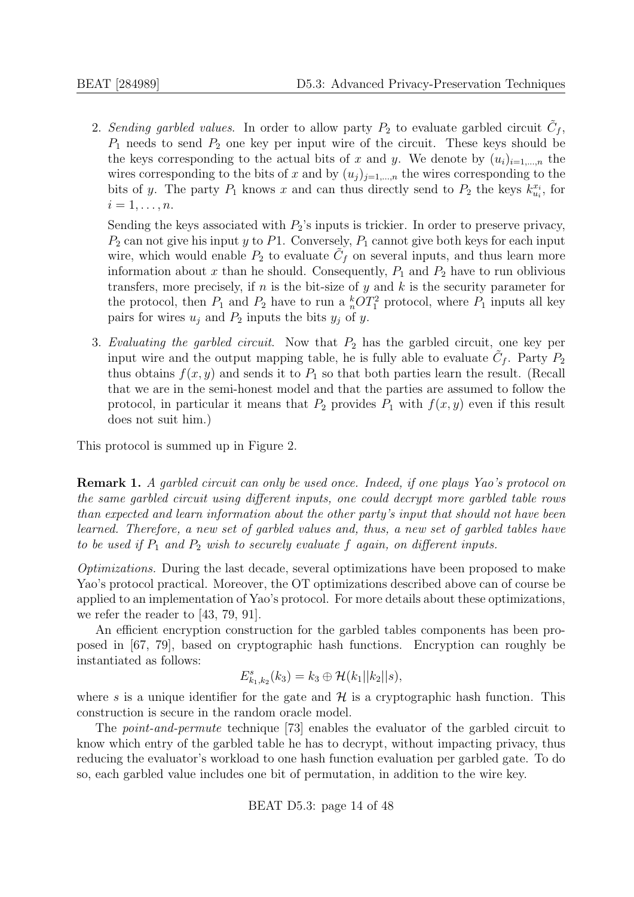2. *Sending garbled values.* In order to allow party $P_2$ to evaluate garbled circuit $\tilde{C}_f$, $P_1$ needs to send $P_2$ one key per input wire of the circuit. These keys should be the keys corresponding to the actual bits of $x$ and $y$. We denote by $(u_i)_{i=1,\ldots,n}$ the wires corresponding to the bits of $x$ and by $(u_j)_{j=1,\ldots,n}$ the wires corresponding to the bits of $y$. The party $P_1$ knows $x$ and can thus directly send to $P_2$ the keys $k_{u_i}^{x_i}$, for $i = 1, \ldots, n$.

   Sending the keys associated with $P_2$'s inputs is trickier. In order to preserve privacy, $P_2$ can not give his input $y$ to $P1$. Conversely, $P_1$ cannot give both keys for each input wire, which would enable $P_2$ to evaluate $\tilde{C}_f$ on several inputs, and thus learn more information about $x$ than he should. Consequently, $P_1$ and $P_2$ have to run oblivious transfers, more precisely, if $n$ is the bit-size of $y$ and $k$ is the security parameter for the protocol, then $P_1$ and $P_2$ have to run a ${}^{k}_{n}OT^{2}_{1}$ protocol, where $P_1$ inputs all key pairs for wires $u_j$ and $P_2$ inputs the bits $y_j$ of $y$.

3. *Evaluating the garbled circuit.* Now that $P_2$ has the garbled circuit, one key per input wire and the output mapping table, he is fully able to evaluate $\tilde{C}_f$. Party $P_2$ thus obtains $f(x, y)$ and sends it to $P_1$ so that both parties learn the result. (Recall that we are in the semi-honest model and that the parties are assumed to follow the protocol, in particular it means that $P_2$ provides $P_1$ with $f(x, y)$ even if this result does not suit him.)

This protocol is summed up in Figure 2.

**Remark 1.** *A garbled circuit can only be used once. Indeed, if one plays Yao's protocol on the same garbled circuit using different inputs, one could decrypt more garbled table rows than expected and learn information about the other party's input that should not have been learned. Therefore, a new set of garbled values and, thus, a new set of garbled tables have to be used if $P_1$ and $P_2$ wish to securely evaluate $f$ again, on different inputs.*

*Optimizations.* During the last decade, several optimizations have been proposed to make Yao's protocol practical. Moreover, the OT optimizations described above can of course be applied to an implementation of Yao's protocol. For more details about these optimizations, we refer the reader to [43, 79, 91].

An efficient encryption construction for the garbled tables components has been proposed in [67, 79], based on cryptographic hash functions. Encryption can roughly be instantiated as follows:

$$E^{s}_{k_1,k_2}(k_3) = k_3 \oplus \mathcal{H}(k_1||k_2||s),$$

where $s$ is a unique identifier for the gate and $\mathcal{H}$ is a cryptographic hash function. This construction is secure in the random oracle model.

The *point-and-permute* technique [73] enables the evaluator of the garbled circuit to know which entry of the garbled table he has to decrypt, without impacting privacy, thus reducing the evaluator's workload to one hash function evaluation per garbled gate. To do so, each garbled value includes one bit of permutation, in addition to the wire key.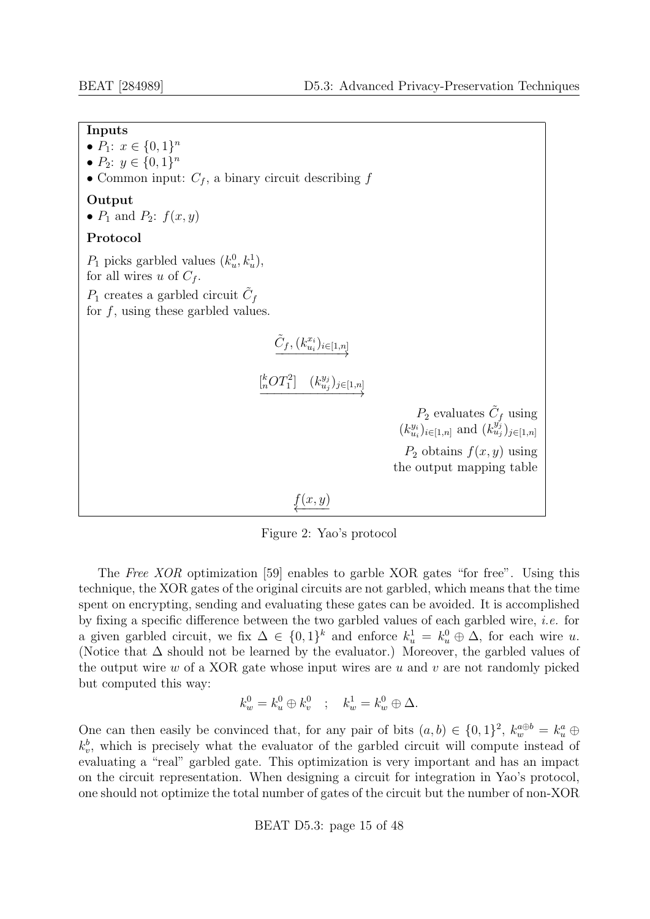**Inputs**

- $P_1$: $x \in \{0,1\}^n$
- $P_2$: $y \in \{0,1\}^n$
- Common input: $C_f$, a binary circuit describing $f$

**Output**

- $P_1$ and $P_2$: $f(x,y)$

**Protocol**

$P_1$ picks garbled values $(k_u^0, k_u^1)$, for all wires $u$ of $C_f$.

$P_1$ creates a garbled circuit $\tilde{C}_f$ for $f$, using these garbled values.

$\xrightarrow{\tilde{C}_f,\ (k_{u_i}^{x_i})_{i\in[1,n]}}$

$\xrightarrow{[{}_n^k OT_1^2] \quad (k_{u_j}^{y_j})_{j\in[1,n]}}$

$P_2$ evaluates $\tilde{C}_f$ using $(k_{u_i}^{y_i})_{i\in[1,n]}$ and $(k_{u_j}^{y_j})_{j\in[1,n]}$

$P_2$ obtains $f(x,y)$ using the output mapping table

$\xleftarrow{f(x,y)}$

Figure 2: Yao's protocol

The *Free XOR* optimization [59] enables to garble XOR gates "for free". Using this technique, the XOR gates of the original circuits are not garbled, which means that the time spent on encrypting, sending and evaluating these gates can be avoided. It is accomplished by fixing a specific difference between the two garbled values of each garbled wire, *i.e.* for a given garbled circuit, we fix $\Delta \in \{0,1\}^k$ and enforce $k_u^1 = k_u^0 \oplus \Delta$, for each wire $u$. (Notice that $\Delta$ should not be learned by the evaluator.) Moreover, the garbled values of the output wire $w$ of a XOR gate whose input wires are $u$ and $v$ are not randomly picked but computed this way:

$$k_w^0 = k_u^0 \oplus k_v^0 \quad ; \quad k_w^1 = k_w^0 \oplus \Delta.$$

One can then easily be convinced that, for any pair of bits $(a,b) \in \{0,1\}^2$, $k_w^{a\oplus b} = k_u^a \oplus k_v^b$, which is precisely what the evaluator of the garbled circuit will compute instead of evaluating a "real" garbled gate. This optimization is very important and has an impact on the circuit representation. When designing a circuit for integration in Yao's protocol, one should not optimize the total number of gates of the circuit but the number of non-XOR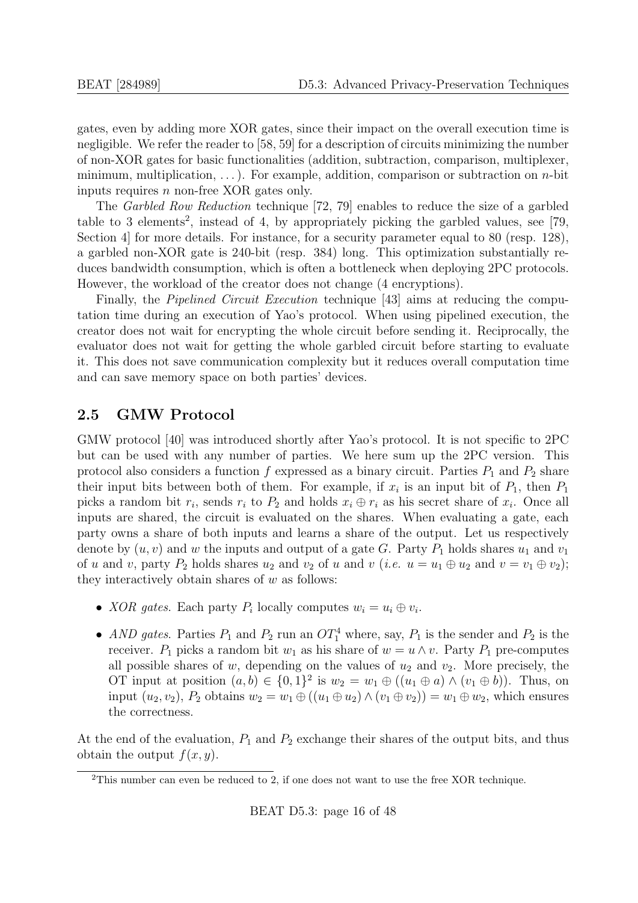gates, even by adding more XOR gates, since their impact on the overall execution time is negligible. We refer the reader to [58, 59] for a description of circuits minimizing the number of non-XOR gates for basic functionalities (addition, subtraction, comparison, multiplexer, minimum, multiplication, ...). For example, addition, comparison or subtraction on $n$-bit inputs requires $n$ non-free XOR gates only.

The *Garbled Row Reduction* technique [72, 79] enables to reduce the size of a garbled table to 3 elements[2], instead of 4, by appropriately picking the garbled values, see [79, Section 4] for more details. For instance, for a security parameter equal to 80 (resp. 128), a garbled non-XOR gate is 240-bit (resp. 384) long. This optimization substantially reduces bandwidth consumption, which is often a bottleneck when deploying 2PC protocols. However, the workload of the creator does not change (4 encryptions).

Finally, the *Pipelined Circuit Execution* technique [43] aims at reducing the computation time during an execution of Yao's protocol. When using pipelined execution, the creator does not wait for encrypting the whole circuit before sending it. Reciprocally, the evaluator does not wait for getting the whole garbled circuit before starting to evaluate it. This does not save communication complexity but it reduces overall computation time and can save memory space on both parties' devices.

## 2.5 GMW Protocol

GMW protocol [40] was introduced shortly after Yao's protocol. It is not specific to 2PC but can be used with any number of parties. We here sum up the 2PC version. This protocol also considers a function $f$ expressed as a binary circuit. Parties $P_1$ and $P_2$ share their input bits between both of them. For example, if $x_i$ is an input bit of $P_1$, then $P_1$ picks a random bit $r_i$, sends $r_i$ to $P_2$ and holds $x_i \oplus r_i$ as his secret share of $x_i$. Once all inputs are shared, the circuit is evaluated on the shares. When evaluating a gate, each party owns a share of both inputs and learns a share of the output. Let us respectively denote by $(u, v)$ and $w$ the inputs and output of a gate $G$. Party $P_1$ holds shares $u_1$ and $v_1$ of $u$ and $v$, party $P_2$ holds shares $u_2$ and $v_2$ of $u$ and $v$ (*i.e.* $u = u_1 \oplus u_2$ and $v = v_1 \oplus v_2$); they interactively obtain shares of $w$ as follows:

- *XOR gates*. Each party $P_i$ locally computes $w_i = u_i \oplus v_i$.
- *AND gates*. Parties $P_1$ and $P_2$ run an $OT_1^4$ where, say, $P_1$ is the sender and $P_2$ is the receiver. $P_1$ picks a random bit $w_1$ as his share of $w = u \wedge v$. Party $P_1$ pre-computes all possible shares of $w$, depending on the values of $u_2$ and $v_2$. More precisely, the OT input at position $(a, b) \in \{0, 1\}^2$ is $w_2 = w_1 \oplus ((u_1 \oplus a) \wedge (v_1 \oplus b))$. Thus, on input $(u_2, v_2)$, $P_2$ obtains $w_2 = w_1 \oplus ((u_1 \oplus u_2) \wedge (v_1 \oplus v_2)) = w_1 \oplus w_2$, which ensures the correctness.

At the end of the evaluation, $P_1$ and $P_2$ exchange their shares of the output bits, and thus obtain the output $f(x, y)$.

[2]This number can even be reduced to 2, if one does not want to use the free XOR technique.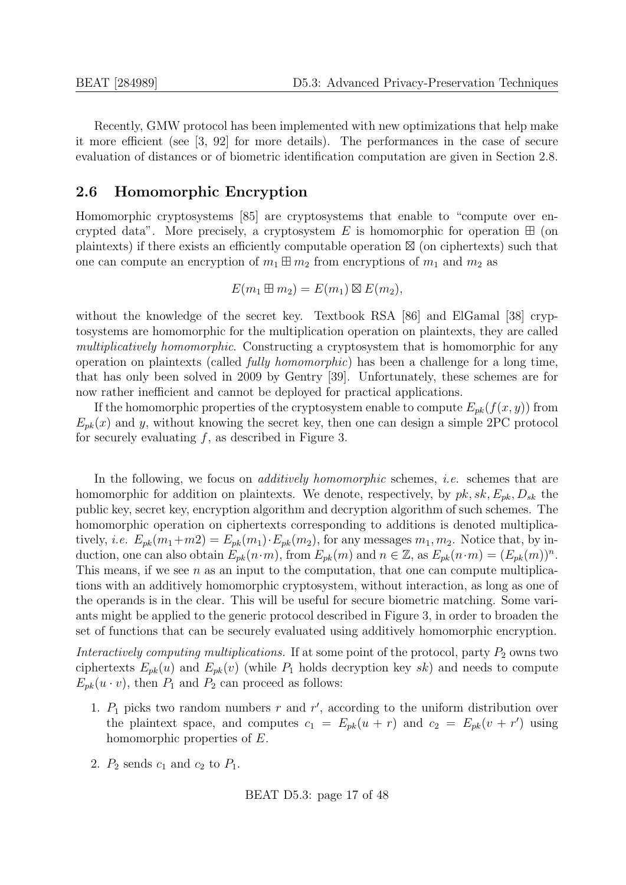Recently, GMW protocol has been implemented with new optimizations that help make it more efficient (see [3, 92] for more details). The performances in the case of secure evaluation of distances or of biometric identification computation are given in Section 2.8.

## 2.6 Homomorphic Encryption

Homomorphic cryptosystems [85] are cryptosystems that enable to "compute over encrypted data". More precisely, a cryptosystem $E$ is homomorphic for operation $\boxplus$ (on plaintexts) if there exists an efficiently computable operation $\boxtimes$ (on ciphertexts) such that one can compute an encryption of $m_1 \boxplus m_2$ from encryptions of $m_1$ and $m_2$ as

$$E(m_1 \boxplus m_2) = E(m_1) \boxtimes E(m_2),$$

without the knowledge of the secret key. Textbook RSA [86] and ElGamal [38] cryptosystems are homomorphic for the multiplication operation on plaintexts, they are called *multiplicatively homomorphic*. Constructing a cryptosystem that is homomorphic for any operation on plaintexts (called *fully homomorphic*) has been a challenge for a long time, that has only been solved in 2009 by Gentry [39]. Unfortunately, these schemes are for now rather inefficient and cannot be deployed for practical applications.

If the homomorphic properties of the cryptosystem enable to compute $E_{pk}(f(x, y))$ from $E_{pk}(x)$ and $y$, without knowing the secret key, then one can design a simple 2PC protocol for securely evaluating $f$, as described in Figure 3.

In the following, we focus on *additively homomorphic* schemes, *i.e.* schemes that are homomorphic for addition on plaintexts. We denote, respectively, by $pk, sk, E_{pk}, D_{sk}$ the public key, secret key, encryption algorithm and decryption algorithm of such schemes. The homomorphic operation on ciphertexts corresponding to additions is denoted multiplicatively, *i.e.* $E_{pk}(m_1 + m2) = E_{pk}(m_1) \cdot E_{pk}(m_2)$, for any messages $m_1, m_2$. Notice that, by induction, one can also obtain $E_{pk}(n \cdot m)$, from $E_{pk}(m)$ and $n \in \mathbb{Z}$, as $E_{pk}(n \cdot m) = (E_{pk}(m))^n$. This means, if we see $n$ as an input to the computation, that one can compute multiplications with an additively homomorphic cryptosystem, without interaction, as long as one of the operands is in the clear. This will be useful for secure biometric matching. Some variants might be applied to the generic protocol described in Figure 3, in order to broaden the set of functions that can be securely evaluated using additively homomorphic encryption.

*Interactively computing multiplications.* If at some point of the protocol, party $P_2$ owns two ciphertexts $E_{pk}(u)$ and $E_{pk}(v)$ (while $P_1$ holds decryption key $sk$) and needs to compute $E_{pk}(u \cdot v)$, then $P_1$ and $P_2$ can proceed as follows:

1. $P_1$ picks two random numbers $r$ and $r'$, according to the uniform distribution over the plaintext space, and computes $c_1 = E_{pk}(u + r)$ and $c_2 = E_{pk}(v + r')$ using homomorphic properties of $E$.
2. $P_2$ sends $c_1$ and $c_2$ to $P_1$.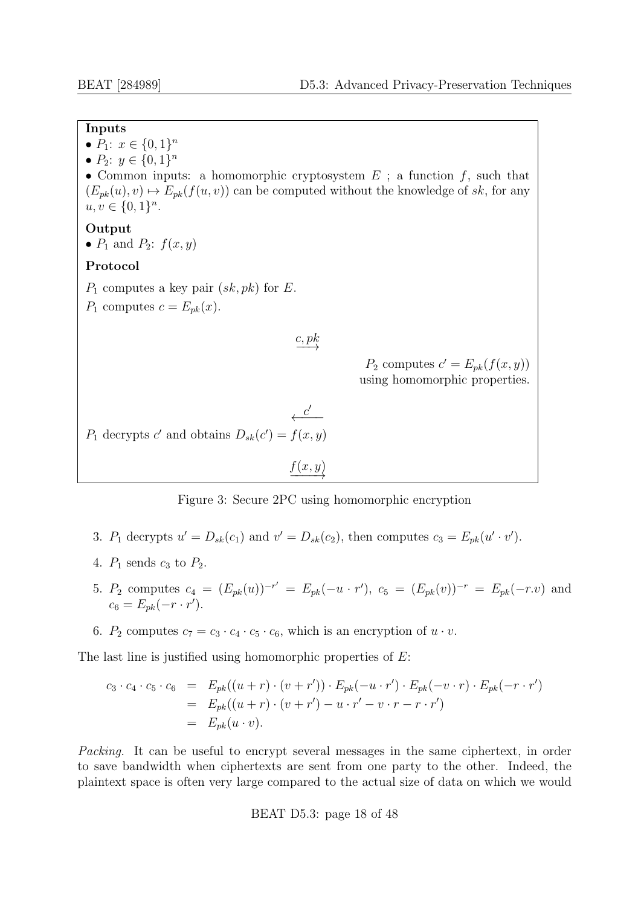**Inputs**

- $P_1$: $x \in \{0,1\}^n$
- $P_2$: $y \in \{0,1\}^n$
- Common inputs: a homomorphic cryptosystem $E$ ; a function $f$, such that $(E_{pk}(u), v) \mapsto E_{pk}(f(u,v))$ can be computed without the knowledge of $sk$, for any $u, v \in \{0,1\}^n$.

**Output**

- $P_1$ and $P_2$: $f(x, y)$

**Protocol**

$P_1$ computes a key pair $(sk, pk)$ for $E$.

$P_1$ computes $c = E_{pk}(x)$.

$\xrightarrow{c,\, pk}$

$P_2$ computes $c' = E_{pk}(f(x,y))$ using homomorphic properties.

$\xleftarrow{c'}$

$P_1$ decrypts $c'$ and obtains $D_{sk}(c') = f(x, y)$

$\xrightarrow{f(x,y)}$

Figure 3: Secure 2PC using homomorphic encryption

3. $P_1$ decrypts $u' = D_{sk}(c_1)$ and $v' = D_{sk}(c_2)$, then computes $c_3 = E_{pk}(u' \cdot v')$.
4. $P_1$ sends $c_3$ to $P_2$.
5. $P_2$ computes $c_4 = (E_{pk}(u))^{-r'} = E_{pk}(-u \cdot r')$, $c_5 = (E_{pk}(v))^{-r} = E_{pk}(-r.v)$ and $c_6 = E_{pk}(-r \cdot r')$.
6. $P_2$ computes $c_7 = c_3 \cdot c_4 \cdot c_5 \cdot c_6$, which is an encryption of $u \cdot v$.

The last line is justified using homomorphic properties of $E$:

$$
\begin{aligned}
c_3 \cdot c_4 \cdot c_5 \cdot c_6 &= E_{pk}((u+r) \cdot (v + r')) \cdot E_{pk}(-u \cdot r') \cdot E_{pk}(-v \cdot r) \cdot E_{pk}(-r \cdot r') \\
&= E_{pk}((u+r) \cdot (v + r') - u \cdot r' - v \cdot r - r \cdot r') \\
&= E_{pk}(u \cdot v).
\end{aligned}
$$

*Packing.* It can be useful to encrypt several messages in the same ciphertext, in order to save bandwidth when ciphertexts are sent from one party to the other. Indeed, the plaintext space is often very large compared to the actual size of data on which we would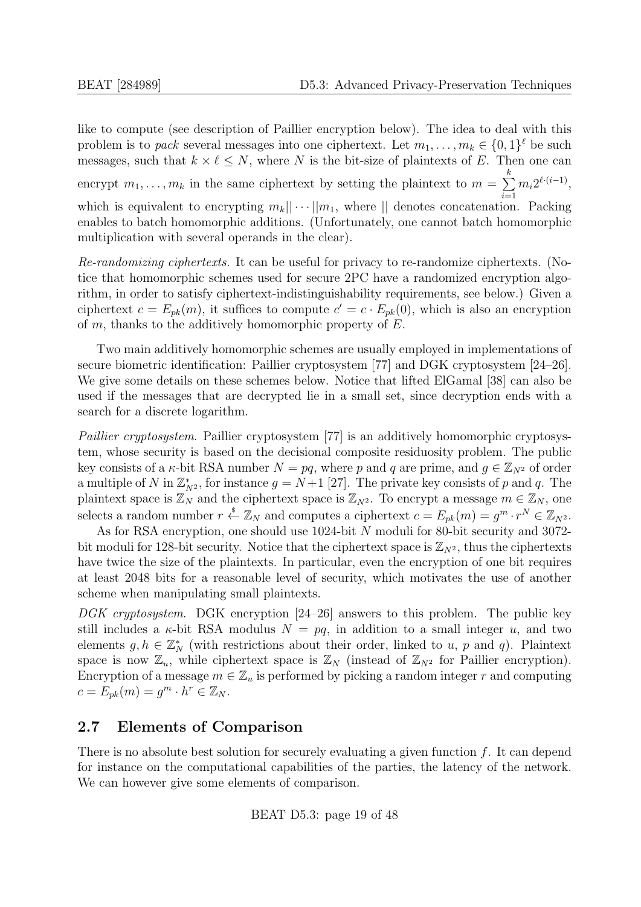like to compute (see description of Paillier encryption below). The idea to deal with this problem is to *pack* several messages into one ciphertext. Let $m_1, \ldots, m_k \in \{0,1\}^\ell$ be such messages, such that $k \times \ell \leq N$, where $N$ is the bit-size of plaintexts of $E$. Then one can encrypt $m_1, \ldots, m_k$ in the same ciphertext by setting the plaintext to $m = \sum_{i=1}^{k} m_i 2^{\ell \cdot (i-1)}$, which is equivalent to encrypting $m_k || \cdots || m_1$, where $||$ denotes concatenation. Packing enables to batch homomorphic additions. (Unfortunately, one cannot batch homomorphic multiplication with several operands in the clear).

*Re-randomizing ciphertexts.* It can be useful for privacy to re-randomize ciphertexts. (Notice that homomorphic schemes used for secure 2PC have a randomized encryption algorithm, in order to satisfy ciphertext-indistinguishability requirements, see below.) Given a ciphertext $c = E_{pk}(m)$, it suffices to compute $c' = c \cdot E_{pk}(0)$, which is also an encryption of $m$, thanks to the additively homomorphic property of $E$.

Two main additively homomorphic schemes are usually employed in implementations of secure biometric identification: Paillier cryptosystem [77] and DGK cryptosystem [24–26]. We give some details on these schemes below. Notice that lifted ElGamal [38] can also be used if the messages that are decrypted lie in a small set, since decryption ends with a search for a discrete logarithm.

*Paillier cryptosystem.* Paillier cryptosystem [77] is an additively homomorphic cryptosystem, whose security is based on the decisional composite residuosity problem. The public key consists of a $\kappa$-bit RSA number $N = pq$, where $p$ and $q$ are prime, and $g \in \mathbb{Z}_{N^2}$ of order a multiple of $N$ in $\mathbb{Z}^*_{N^2}$, for instance $g = N+1$ [27]. The private key consists of $p$ and $q$. The plaintext space is $\mathbb{Z}_N$ and the ciphertext space is $\mathbb{Z}_{N^2}$. To encrypt a message $m \in \mathbb{Z}_N$, one selects a random number $r \xleftarrow{\$} \mathbb{Z}_N$ and computes a ciphertext $c = E_{pk}(m) = g^m \cdot r^N \in \mathbb{Z}_{N^2}$.

As for RSA encryption, one should use 1024-bit $N$ moduli for 80-bit security and 3072-bit moduli for 128-bit security. Notice that the ciphertext space is $\mathbb{Z}_{N^2}$, thus the ciphertexts have twice the size of the plaintexts. In particular, even the encryption of one bit requires at least 2048 bits for a reasonable level of security, which motivates the use of another scheme when manipulating small plaintexts.

*DGK cryptosystem.* DGK encryption [24–26] answers to this problem. The public key still includes a $\kappa$-bit RSA modulus $N = pq$, in addition to a small integer $u$, and two elements $g, h \in \mathbb{Z}^*_N$ (with restrictions about their order, linked to $u$, $p$ and $q$). Plaintext space is now $\mathbb{Z}_u$, while ciphertext space is $\mathbb{Z}_N$ (instead of $\mathbb{Z}_{N^2}$ for Paillier encryption). Encryption of a message $m \in \mathbb{Z}_u$ is performed by picking a random integer $r$ and computing $c = E_{pk}(m) = g^m \cdot h^r \in \mathbb{Z}_N$.

## 2.7 Elements of Comparison

There is no absolute best solution for securely evaluating a given function $f$. It can depend for instance on the computational capabilities of the parties, the latency of the network. We can however give some elements of comparison.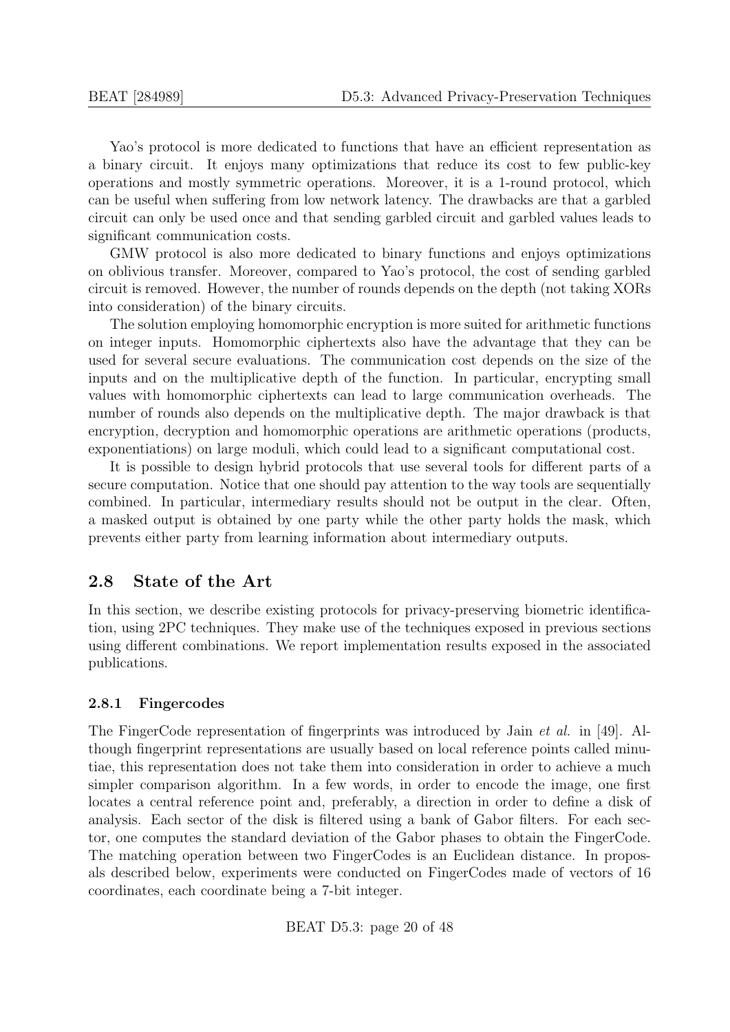Yao's protocol is more dedicated to functions that have an efficient representation as a binary circuit. It enjoys many optimizations that reduce its cost to few public-key operations and mostly symmetric operations. Moreover, it is a 1-round protocol, which can be useful when suffering from low network latency. The drawbacks are that a garbled circuit can only be used once and that sending garbled circuit and garbled values leads to significant communication costs.

GMW protocol is also more dedicated to binary functions and enjoys optimizations on oblivious transfer. Moreover, compared to Yao's protocol, the cost of sending garbled circuit is removed. However, the number of rounds depends on the depth (not taking XORs into consideration) of the binary circuits.

The solution employing homomorphic encryption is more suited for arithmetic functions on integer inputs. Homomorphic ciphertexts also have the advantage that they can be used for several secure evaluations. The communication cost depends on the size of the inputs and on the multiplicative depth of the function. In particular, encrypting small values with homomorphic ciphertexts can lead to large communication overheads. The number of rounds also depends on the multiplicative depth. The major drawback is that encryption, decryption and homomorphic operations are arithmetic operations (products, exponentiations) on large moduli, which could lead to a significant computational cost.

It is possible to design hybrid protocols that use several tools for different parts of a secure computation. Notice that one should pay attention to the way tools are sequentially combined. In particular, intermediary results should not be output in the clear. Often, a masked output is obtained by one party while the other party holds the mask, which prevents either party from learning information about intermediary outputs.

## 2.8 State of the Art

In this section, we describe existing protocols for privacy-preserving biometric identification, using 2PC techniques. They make use of the techniques exposed in previous sections using different combinations. We report implementation results exposed in the associated publications.

### 2.8.1 Fingercodes

The FingerCode representation of fingerprints was introduced by Jain *et al.* in [49]. Although fingerprint representations are usually based on local reference points called minutiae, this representation does not take them into consideration in order to achieve a much simpler comparison algorithm. In a few words, in order to encode the image, one first locates a central reference point and, preferably, a direction in order to define a disk of analysis. Each sector of the disk is filtered using a bank of Gabor filters. For each sector, one computes the standard deviation of the Gabor phases to obtain the FingerCode. The matching operation between two FingerCodes is an Euclidean distance. In proposals described below, experiments were conducted on FingerCodes made of vectors of 16 coordinates, each coordinate being a 7-bit integer.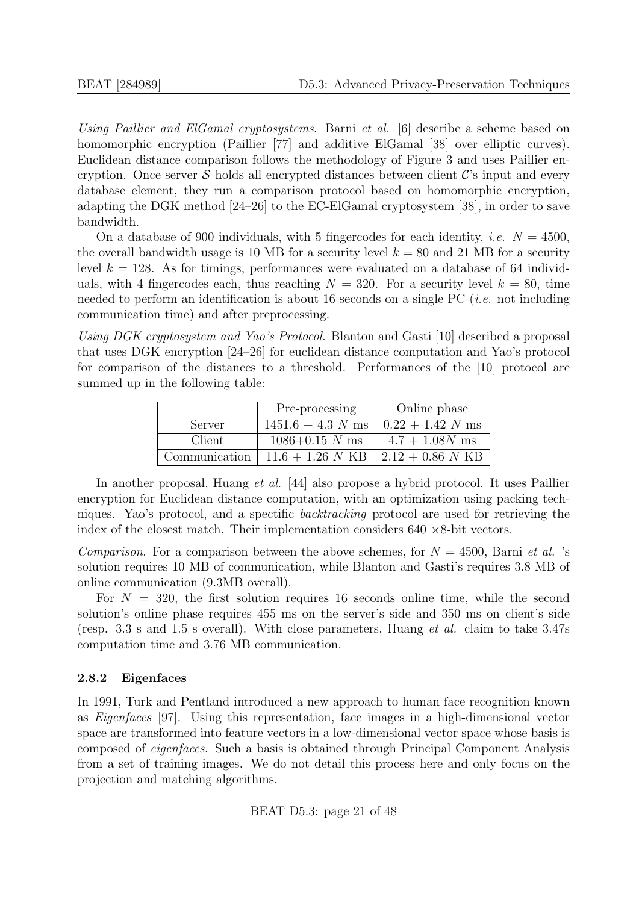*Using Paillier and ElGamal cryptosystems*. Barni *et al.* [6] describe a scheme based on homomorphic encryption (Paillier [77] and additive ElGamal [38] over elliptic curves). Euclidean distance comparison follows the methodology of Figure 3 and uses Paillier encryption. Once server $\mathcal{S}$ holds all encrypted distances between client $\mathcal{C}$'s input and every database element, they run a comparison protocol based on homomorphic encryption, adapting the DGK method [24–26] to the EC-ElGamal cryptosystem [38], in order to save bandwidth.

On a database of 900 individuals, with 5 fingercodes for each identity, *i.e.* $N = 4500$, the overall bandwidth usage is 10 MB for a security level $k = 80$ and 21 MB for a security level $k = 128$. As for timings, performances were evaluated on a database of 64 individuals, with 4 fingercodes each, thus reaching $N = 320$. For a security level $k = 80$, time needed to perform an identification is about 16 seconds on a single PC (*i.e.* not including communication time) and after preprocessing.

*Using DGK cryptosystem and Yao's Protocol*. Blanton and Gasti [10] described a proposal that uses DGK encryption [24–26] for euclidean distance computation and Yao's protocol for comparison of the distances to a threshold. Performances of the [10] protocol are summed up in the following table:

| | Pre-processing | Online phase |
|---|---|---|
| Server | $1451.6 + 4.3\ N$ ms | $0.22 + 1.42\ N$ ms |
| Client | $1086{+}0.15\ N$ ms | $4.7 + 1.08N$ ms |
| Communication | $11.6 + 1.26\ N$ KB | $2.12 + 0.86\ N$ KB |

In another proposal, Huang *et al.* [44] also propose a hybrid protocol. It uses Paillier encryption for Euclidean distance computation, with an optimization using packing techniques. Yao's protocol, and a spectific *backtracking* protocol are used for retrieving the index of the closest match. Their implementation considers $640 \times 8$-bit vectors.

*Comparison*. For a comparison between the above schemes, for $N = 4500$, Barni *et al.* 's solution requires 10 MB of communication, while Blanton and Gasti's requires 3.8 MB of online communication (9.3MB overall).

For $N = 320$, the first solution requires 16 seconds online time, while the second solution's online phase requires 455 ms on the server's side and 350 ms on client's side (resp. 3.3 s and 1.5 s overall). With close parameters, Huang *et al.* claim to take 3.47s computation time and 3.76 MB communication.

### 2.8.2 Eigenfaces

In 1991, Turk and Pentland introduced a new approach to human face recognition known as *Eigenfaces* [97]. Using this representation, face images in a high-dimensional vector space are transformed into feature vectors in a low-dimensional vector space whose basis is composed of *eigenfaces*. Such a basis is obtained through Principal Component Analysis from a set of training images. We do not detail this process here and only focus on the projection and matching algorithms.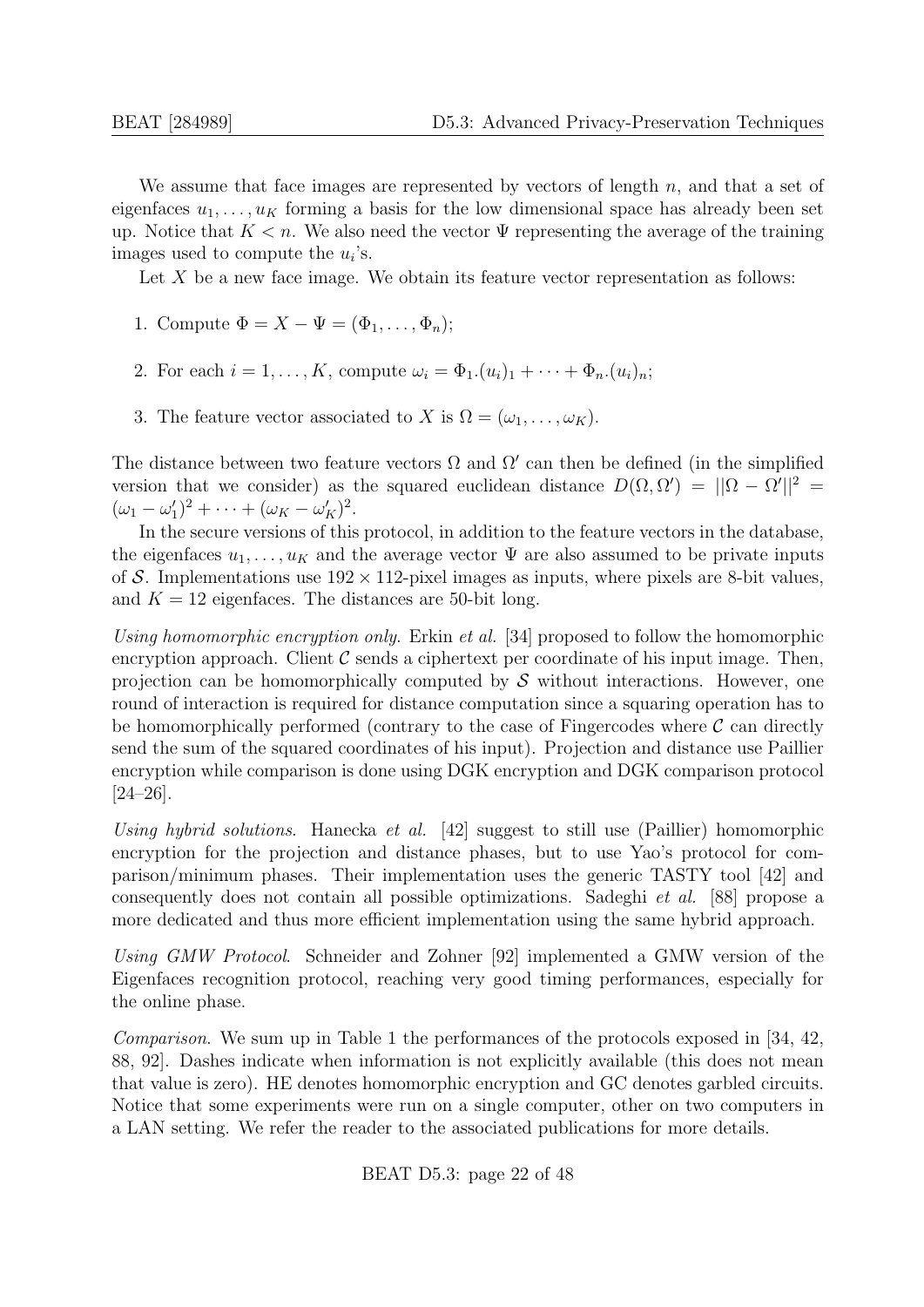We assume that face images are represented by vectors of length $n$, and that a set of eigenfaces $u_1, \ldots, u_K$ forming a basis for the low dimensional space has already been set up. Notice that $K < n$. We also need the vector $\Psi$ representing the average of the training images used to compute the $u_i$'s.

Let $X$ be a new face image. We obtain its feature vector representation as follows:

1. Compute $\Phi = X - \Psi = (\Phi_1, \ldots, \Phi_n)$;
2. For each $i = 1, \ldots, K$, compute $\omega_i = \Phi_1.(u_i)_1 + \cdots + \Phi_n.(u_i)_n$;
3. The feature vector associated to $X$ is $\Omega = (\omega_1, \ldots, \omega_K)$.

The distance between two feature vectors $\Omega$ and $\Omega'$ can then be defined (in the simplified version that we consider) as the squared euclidean distance $D(\Omega, \Omega') = ||\Omega - \Omega'||^2 = (\omega_1 - \omega_1')^2 + \cdots + (\omega_K - \omega_K')^2$.

In the secure versions of this protocol, in addition to the feature vectors in the database, the eigenfaces $u_1, \ldots, u_K$ and the average vector $\Psi$ are also assumed to be private inputs of $\mathcal{S}$. Implementations use $192 \times 112$-pixel images as inputs, where pixels are 8-bit values, and $K = 12$ eigenfaces. The distances are 50-bit long.

*Using homomorphic encryption only.* Erkin *et al.* [34] proposed to follow the homomorphic encryption approach. Client $\mathcal{C}$ sends a ciphertext per coordinate of his input image. Then, projection can be homomorphically computed by $\mathcal{S}$ without interactions. However, one round of interaction is required for distance computation since a squaring operation has to be homomorphically performed (contrary to the case of Fingercodes where $\mathcal{C}$ can directly send the sum of the squared coordinates of his input). Projection and distance use Paillier encryption while comparison is done using DGK encryption and DGK comparison protocol [24–26].

*Using hybrid solutions.* Hanecka *et al.* [42] suggest to still use (Paillier) homomorphic encryption for the projection and distance phases, but to use Yao's protocol for comparison/minimum phases. Their implementation uses the generic TASTY tool [42] and consequently does not contain all possible optimizations. Sadeghi *et al.* [88] propose a more dedicated and thus more efficient implementation using the same hybrid approach.

*Using GMW Protocol.* Schneider and Zohner [92] implemented a GMW version of the Eigenfaces recognition protocol, reaching very good timing performances, especially for the online phase.

*Comparison.* We sum up in Table 1 the performances of the protocols exposed in [34, 42, 88, 92]. Dashes indicate when information is not explicitly available (this does not mean that value is zero). HE denotes homomorphic encryption and GC denotes garbled circuits. Notice that some experiments were run on a single computer, other on two computers in a LAN setting. We refer the reader to the associated publications for more details.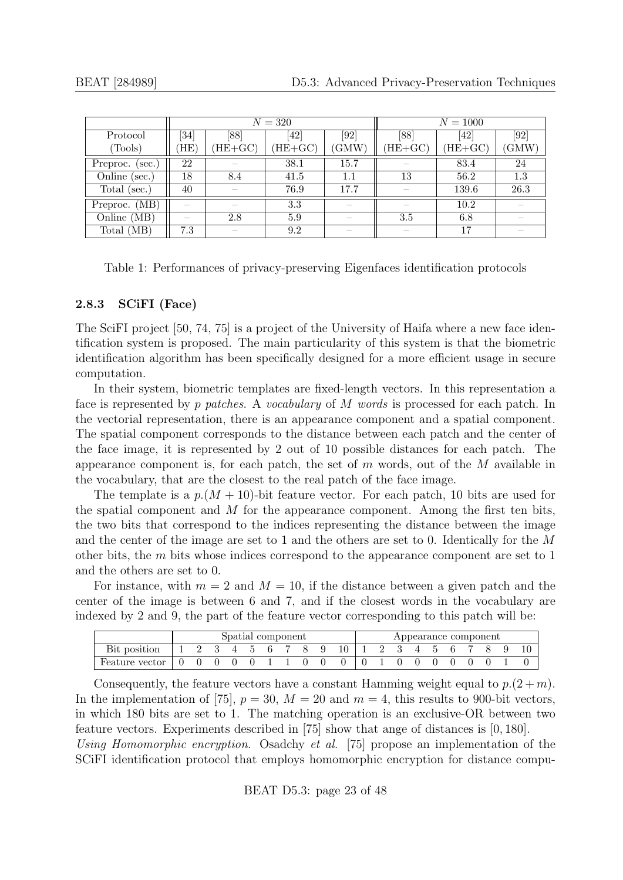| | $N = 320$ | | | | $N = 1000$ | | |
|---|---|---|---|---|---|---|---|
| Protocol (Tools) | [34] (HE) | [88] (HE+GC) | [42] (HE+GC) | [92] (GMW) | [88] (HE+GC) | [42] (HE+GC) | [92] (GMW) |
| Preproc. (sec.) | 22 | – | 38.1 | 15.7 | – | 83.4 | 24 |
| Online (sec.) | 18 | 8.4 | 41.5 | 1.1 | 13 | 56.2 | 1.3 |
| Total (sec.) | 40 | – | 76.9 | 17.7 | – | 139.6 | 26.3 |
| Preproc. (MB) | – | – | 3.3 | – | – | 10.2 | – |
| Online (MB) | – | 2.8 | 5.9 | – | 3.5 | 6.8 | – |
| Total (MB) | 7.3 | – | 9.2 | – | – | 17 | – |

Table 1: Performances of privacy-preserving Eigenfaces identification protocols

### 2.8.3 SCiFI (Face)

The SciFI project [50, 74, 75] is a project of the University of Haifa where a new face identification system is proposed. The main particularity of this system is that the biometric identification algorithm has been specifically designed for a more efficient usage in secure computation.

In their system, biometric templates are fixed-length vectors. In this representation a face is represented by $p$ *patches*. A *vocabulary* of $M$ *words* is processed for each patch. In the vectorial representation, there is an appearance component and a spatial component. The spatial component corresponds to the distance between each patch and the center of the face image, it is represented by 2 out of 10 possible distances for each patch. The appearance component is, for each patch, the set of $m$ words, out of the $M$ available in the vocabulary, that are the closest to the real patch of the face image.

The template is a $p.(M + 10)$-bit feature vector. For each patch, 10 bits are used for the spatial component and $M$ for the appearance component. Among the first ten bits, the two bits that correspond to the indices representing the distance between the image and the center of the image are set to 1 and the others are set to 0. Identically for the $M$ other bits, the $m$ bits whose indices correspond to the appearance component are set to 1 and the others are set to 0.

For instance, with $m = 2$ and $M = 10$, if the distance between a given patch and the center of the image is between 6 and 7, and if the closest words in the vocabulary are indexed by 2 and 9, the part of the feature vector corresponding to this patch will be:

| | Spatial component | | | | | | | | | | Appearance component | | | | | | | | | |
|---|---|---|---|---|---|---|---|---|---|---|---|---|---|---|---|---|---|---|---|---|
| Bit position | 1 | 2 | 3 | 4 | 5 | 6 | 7 | 8 | 9 | 10 | 1 | 2 | 3 | 4 | 5 | 6 | 7 | 8 | 9 | 10 |
| Feature vector | 0 | 0 | 0 | 0 | 0 | 1 | 1 | 0 | 0 | 0 | 0 | 1 | 0 | 0 | 0 | 0 | 0 | 0 | 1 | 0 |

Consequently, the feature vectors have a constant Hamming weight equal to $p.(2+m)$. In the implementation of [75], $p = 30$, $M = 20$ and $m = 4$, this results to 900-bit vectors, in which 180 bits are set to 1. The matching operation is an exclusive-OR between two feature vectors. Experiments described in [75] show that ange of distances is $[0, 180]$.

*Using Homomorphic encryption.* Osadchy *et al.* [75] propose an implementation of the SCiFI identification protocol that employs homomorphic encryption for distance compu-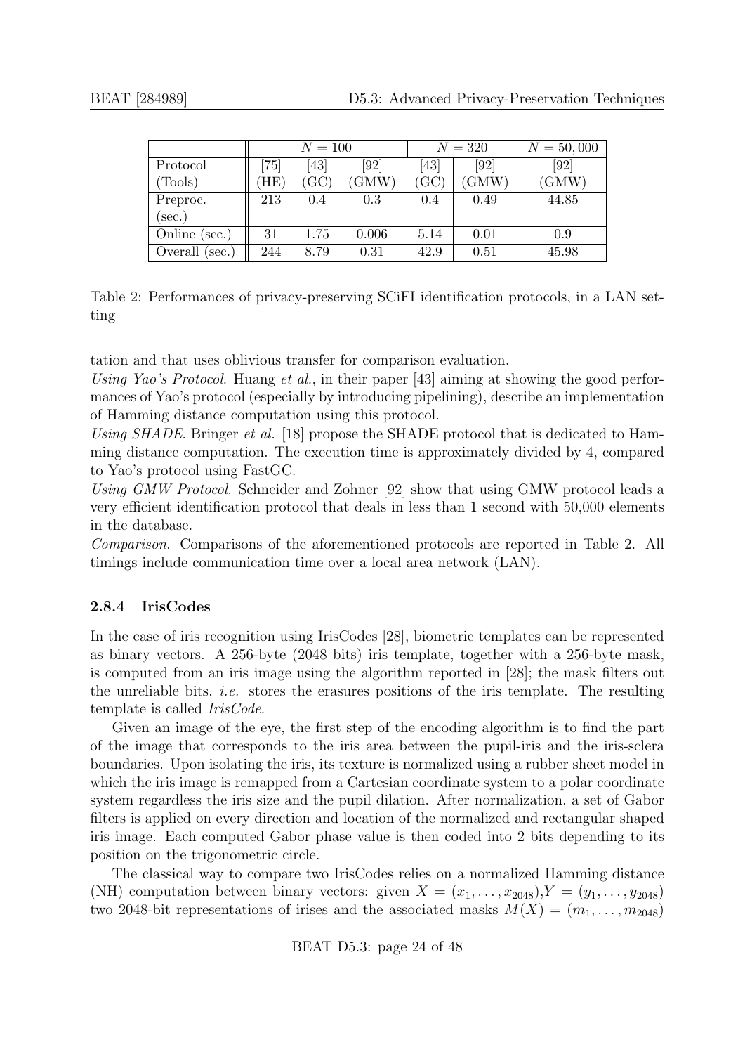| | $N = 100$ | | | $N = 320$ | | $N = 50,000$ |
|---|---|---|---|---|---|---|
| Protocol (Tools) | [75] (HE) | [43] (GC) | [92] (GMW) | [43] (GC) | [92] (GMW) | [92] (GMW) |
| Preproc. (sec.) | 213 | 0.4 | 0.3 | 0.4 | 0.49 | 44.85 |
| Online (sec.) | 31 | 1.75 | 0.006 | 5.14 | 0.01 | 0.9 |
| Overall (sec.) | 244 | 8.79 | 0.31 | 42.9 | 0.51 | 45.98 |

Table 2: Performances of privacy-preserving SCiFI identification protocols, in a LAN setting

tation and that uses oblivious transfer for comparison evaluation.

*Using Yao's Protocol.* Huang *et al.*, in their paper [43] aiming at showing the good performances of Yao's protocol (especially by introducing pipelining), describe an implementation of Hamming distance computation using this protocol.

*Using SHADE.* Bringer *et al.* [18] propose the SHADE protocol that is dedicated to Hamming distance computation. The execution time is approximately divided by 4, compared to Yao's protocol using FastGC.

*Using GMW Protocol.* Schneider and Zohner [92] show that using GMW protocol leads a very efficient identification protocol that deals in less than 1 second with 50,000 elements in the database.

*Comparison.* Comparisons of the aforementioned protocols are reported in Table 2. All timings include communication time over a local area network (LAN).

#### 2.8.4 IrisCodes

In the case of iris recognition using IrisCodes [28], biometric templates can be represented as binary vectors. A 256-byte (2048 bits) iris template, together with a 256-byte mask, is computed from an iris image using the algorithm reported in [28]; the mask filters out the unreliable bits, *i.e.* stores the erasures positions of the iris template. The resulting template is called *IrisCode*.

Given an image of the eye, the first step of the encoding algorithm is to find the part of the image that corresponds to the iris area between the pupil-iris and the iris-sclera boundaries. Upon isolating the iris, its texture is normalized using a rubber sheet model in which the iris image is remapped from a Cartesian coordinate system to a polar coordinate system regardless the iris size and the pupil dilation. After normalization, a set of Gabor filters is applied on every direction and location of the normalized and rectangular shaped iris image. Each computed Gabor phase value is then coded into 2 bits depending to its position on the trigonometric circle.

The classical way to compare two IrisCodes relies on a normalized Hamming distance (NH) computation between binary vectors: given $X = (x_1, \ldots, x_{2048})$,$Y = (y_1, \ldots, y_{2048})$ two 2048-bit representations of irises and the associated masks $M(X) = (m_1, \ldots, m_{2048})$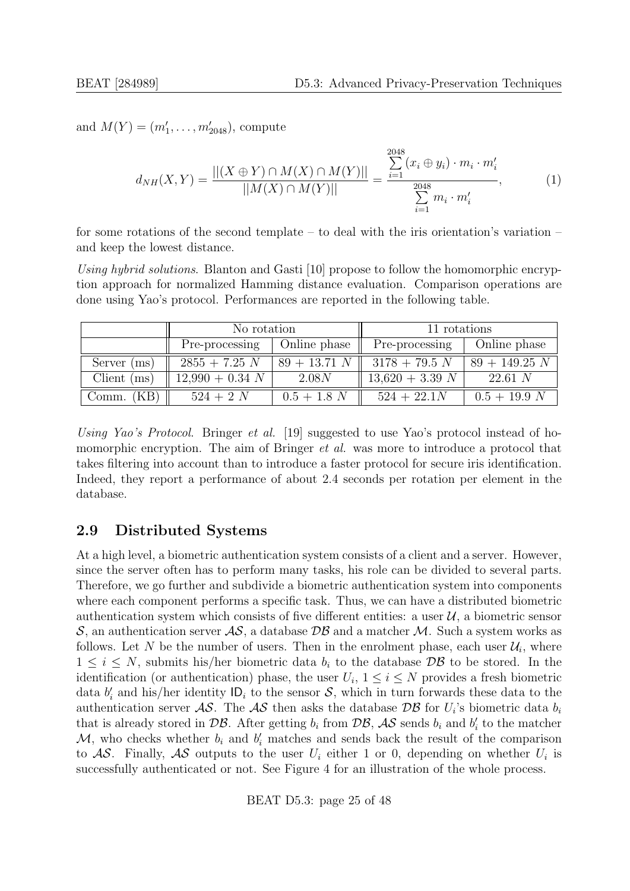and $M(Y) = (m'_1, \ldots, m'_{2048})$, compute

$$d_{NH}(X,Y) = \frac{||(X \oplus Y) \cap M(X) \cap M(Y)||}{||M(X) \cap M(Y)||} = \frac{\sum_{i=1}^{2048} (x_i \oplus y_i) \cdot m_i \cdot m'_i}{\sum_{i=1}^{2048} m_i \cdot m'_i}, \quad (1)$$

for some rotations of the second template – to deal with the iris orientation's variation – and keep the lowest distance.

*Using hybrid solutions*. Blanton and Gasti [10] propose to follow the homomorphic encryption approach for normalized Hamming distance evaluation. Comparison operations are done using Yao's protocol. Performances are reported in the following table.

| | No rotation | | 11 rotations | |
|---|---|---|---|---|
| | Pre-processing | Online phase | Pre-processing | Online phase |
| Server (ms) | 2855 + 7.25 $N$ | 89 + 13.71 $N$ | 3178 + 79.5 $N$ | 89 + 149.25 $N$ |
| Client (ms) | 12,990 + 0.34 $N$ | 2.08$N$ | 13,620 + 3.39 $N$ | 22.61 $N$ |
| Comm. (KB) | 524 + 2 $N$ | 0.5 + 1.8 $N$ | 524 + 22.1$N$ | 0.5 + 19.9 $N$ |

*Using Yao's Protocol*. Bringer *et al.* [19] suggested to use Yao's protocol instead of homomorphic encryption. The aim of Bringer *et al.* was more to introduce a protocol that takes filtering into account than to introduce a faster protocol for secure iris identification. Indeed, they report a performance of about 2.4 seconds per rotation per element in the database.

## 2.9 Distributed Systems

At a high level, a biometric authentication system consists of a client and a server. However, since the server often has to perform many tasks, his role can be divided to several parts. Therefore, we go further and subdivide a biometric authentication system into components where each component performs a specific task. Thus, we can have a distributed biometric authentication system which consists of five different entities: a user $\mathcal{U}$, a biometric sensor $\mathcal{S}$, an authentication server $\mathcal{AS}$, a database $\mathcal{DB}$ and a matcher $\mathcal{M}$. Such a system works as follows. Let $N$ be the number of users. Then in the enrolment phase, each user $\mathcal{U}_i$, where $1 \leq i \leq N$, submits his/her biometric data $b_i$ to the database $\mathcal{DB}$ to be stored. In the identification (or authentication) phase, the user $U_i$, $1 \leq i \leq N$ provides a fresh biometric data $b'_i$ and his/her identity $\mathsf{ID}_i$ to the sensor $\mathcal{S}$, which in turn forwards these data to the authentication server $\mathcal{AS}$. The $\mathcal{AS}$ then asks the database $\mathcal{DB}$ for $U_i$'s biometric data $b_i$ that is already stored in $\mathcal{DB}$. After getting $b_i$ from $\mathcal{DB}$, $\mathcal{AS}$ sends $b_i$ and $b'_i$ to the matcher $\mathcal{M}$, who checks whether $b_i$ and $b'_i$ matches and sends back the result of the comparison to $\mathcal{AS}$. Finally, $\mathcal{AS}$ outputs to the user $U_i$ either 1 or 0, depending on whether $U_i$ is successfully authenticated or not. See Figure 4 for an illustration of the whole process.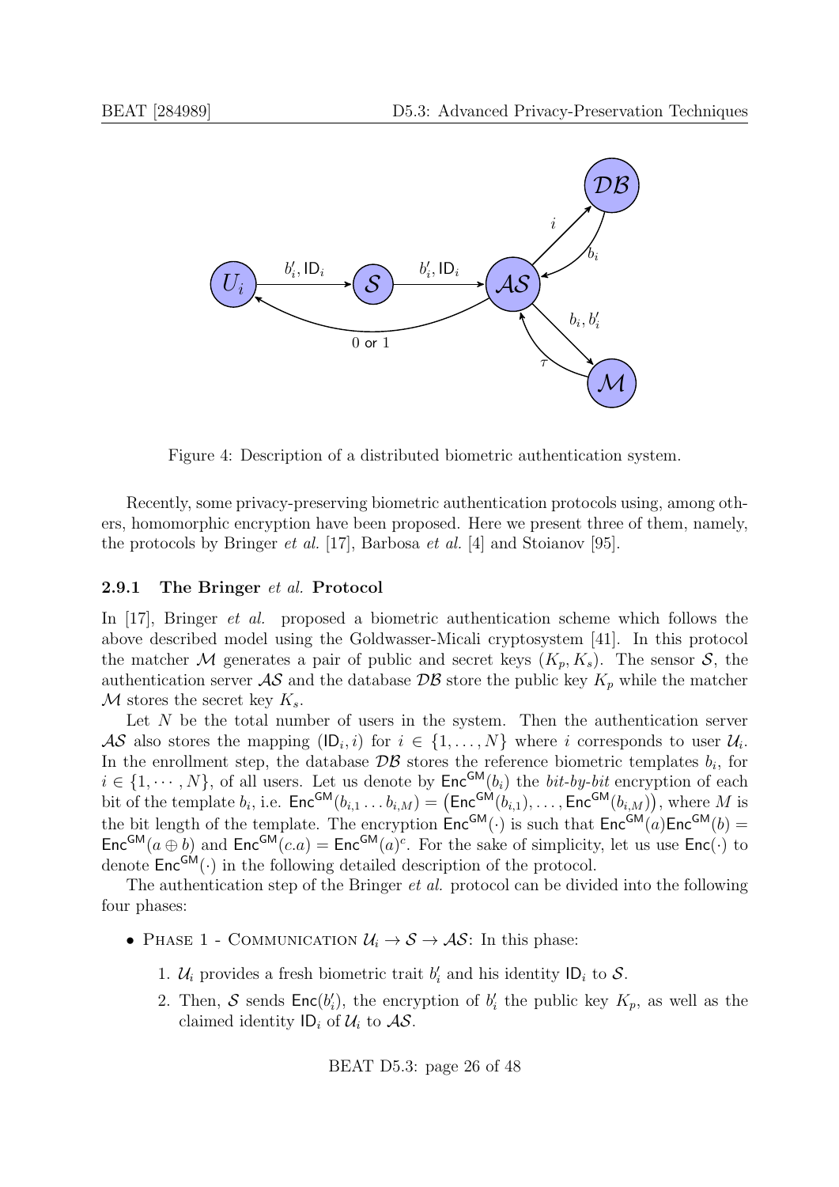$U_i$

$b'_i, \mathsf{ID}_i$

$\mathcal{S}$

$b'_i, \mathsf{ID}_i$

$\mathcal{AS}$

$i$

$\mathcal{DB}$

$b_i$

$b_i, b'_i$

$\tau$

$\mathcal{M}$

0 or 1

Figure 4: Description of a distributed biometric authentication system.

Recently, some privacy-preserving biometric authentication protocols using, among others, homomorphic encryption have been proposed. Here we present three of them, namely, the protocols by Bringer *et al.* [17], Barbosa *et al.* [4] and Stoianov [95].

### 2.9.1 The Bringer *et al.* Protocol

In [17], Bringer *et al.* proposed a biometric authentication scheme which follows the above described model using the Goldwasser-Micali cryptosystem [41]. In this protocol the matcher $\mathcal{M}$ generates a pair of public and secret keys $(K_p, K_s)$. The sensor $\mathcal{S}$, the authentication server $\mathcal{AS}$ and the database $\mathcal{DB}$ store the public key $K_p$ while the matcher $\mathcal{M}$ stores the secret key $K_s$.

Let $N$ be the total number of users in the system. Then the authentication server $\mathcal{AS}$ also stores the mapping $(\mathsf{ID}_i, i)$ for $i \in \{1, \ldots, N\}$ where $i$ corresponds to user $\mathcal{U}_i$. In the enrollment step, the database $\mathcal{DB}$ stores the reference biometric templates $b_i$, for $i \in \{1, \cdots, N\}$, of all users. Let us denote by $\mathsf{Enc}^{\mathsf{GM}}(b_i)$ the *bit-by-bit* encryption of each bit of the template $b_i$, i.e. $\mathsf{Enc}^{\mathsf{GM}}(b_{i,1} \ldots b_{i,M}) = \left(\mathsf{Enc}^{\mathsf{GM}}(b_{i,1}), \ldots, \mathsf{Enc}^{\mathsf{GM}}(b_{i,M})\right)$, where $M$ is the bit length of the template. The encryption $\mathsf{Enc}^{\mathsf{GM}}(\cdot)$ is such that $\mathsf{Enc}^{\mathsf{GM}}(a)\mathsf{Enc}^{\mathsf{GM}}(b) = \mathsf{Enc}^{\mathsf{GM}}(a \oplus b)$ and $\mathsf{Enc}^{\mathsf{GM}}(c.a) = \mathsf{Enc}^{\mathsf{GM}}(a)^c$. For the sake of simplicity, let us use $\mathsf{Enc}(\cdot)$ to denote $\mathsf{Enc}^{\mathsf{GM}}(\cdot)$ in the following detailed description of the protocol.

The authentication step of the Bringer *et al.* protocol can be divided into the following four phases:

- Phase 1 - Communication $\mathcal{U}_i \to \mathcal{S} \to \mathcal{AS}$: In this phase:
  1. $\mathcal{U}_i$ provides a fresh biometric trait $b'_i$ and his identity $\mathsf{ID}_i$ to $\mathcal{S}$.
  2. Then, $\mathcal{S}$ sends $\mathsf{Enc}(b'_i)$, the encryption of $b'_i$ the public key $K_p$, as well as the claimed identity $\mathsf{ID}_i$ of $\mathcal{U}_i$ to $\mathcal{AS}$.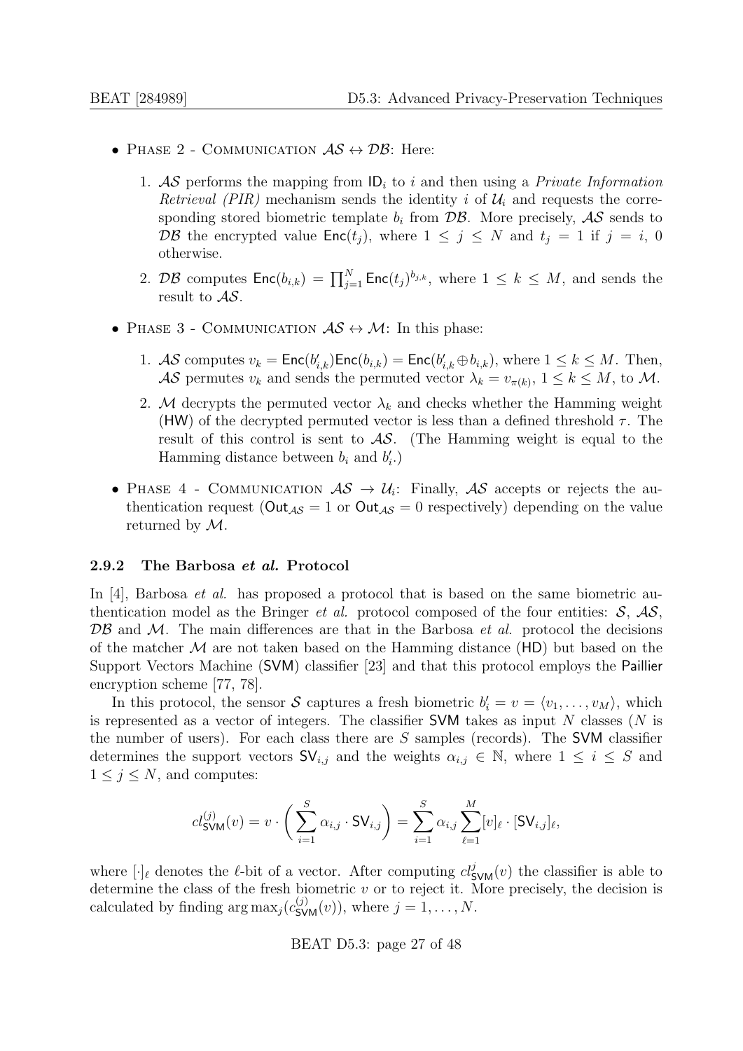- Phase 2 - Communication $\mathcal{AS} \leftrightarrow \mathcal{DB}$: Here:

  1. $\mathcal{AS}$ performs the mapping from $\mathsf{ID}_i$ to $i$ and then using a *Private Information Retrieval (PIR)* mechanism sends the identity $i$ of $\mathcal{U}_i$ and requests the corresponding stored biometric template $b_i$ from $\mathcal{DB}$. More precisely, $\mathcal{AS}$ sends to $\mathcal{DB}$ the encrypted value $\mathsf{Enc}(t_j)$, where $1 \leq j \leq N$ and $t_j = 1$ if $j = i$, 0 otherwise.
  2. $\mathcal{DB}$ computes $\mathsf{Enc}(b_{i,k}) = \prod_{j=1}^{N} \mathsf{Enc}(t_j)^{b_{j,k}}$, where $1 \leq k \leq M$, and sends the result to $\mathcal{AS}$.

- Phase 3 - Communication $\mathcal{AS} \leftrightarrow \mathcal{M}$: In this phase:

  1. $\mathcal{AS}$ computes $v_k = \mathsf{Enc}(b'_{i,k})\mathsf{Enc}(b_{i,k}) = \mathsf{Enc}(b'_{i,k} \oplus b_{i,k})$, where $1 \leq k \leq M$. Then, $\mathcal{AS}$ permutes $v_k$ and sends the permuted vector $\lambda_k = v_{\pi(k)}$, $1 \leq k \leq M$, to $\mathcal{M}$.
  2. $\mathcal{M}$ decrypts the permuted vector $\lambda_k$ and checks whether the Hamming weight ($\mathsf{HW}$) of the decrypted permuted vector is less than a defined threshold $\tau$. The result of this control is sent to $\mathcal{AS}$. (The Hamming weight is equal to the Hamming distance between $b_i$ and $b'_i$.)

- Phase 4 - Communication $\mathcal{AS} \rightarrow \mathcal{U}_i$: Finally, $\mathcal{AS}$ accepts or rejects the authentication request ($\mathsf{Out}_{\mathcal{AS}} = 1$ or $\mathsf{Out}_{\mathcal{AS}} = 0$ respectively) depending on the value returned by $\mathcal{M}$.

### 2.9.2 The Barbosa *et al.* Protocol

In [4], Barbosa *et al.* has proposed a protocol that is based on the same biometric authentication model as the Bringer *et al.* protocol composed of the four entities: $\mathcal{S}$, $\mathcal{AS}$, $\mathcal{DB}$ and $\mathcal{M}$. The main differences are that in the Barbosa *et al.* protocol the decisions of the matcher $\mathcal{M}$ are not taken based on the Hamming distance ($\mathsf{HD}$) but based on the Support Vectors Machine ($\mathsf{SVM}$) classifier [23] and that this protocol employs the Paillier encryption scheme [77, 78].

In this protocol, the sensor $\mathcal{S}$ captures a fresh biometric $b'_i = v = \langle v_1, \ldots, v_M \rangle$, which is represented as a vector of integers. The classifier $\mathsf{SVM}$ takes as input $N$ classes ($N$ is the number of users). For each class there are $S$ samples (records). The $\mathsf{SVM}$ classifier determines the support vectors $\mathsf{SV}_{i,j}$ and the weights $\alpha_{i,j} \in \mathbb{N}$, where $1 \leq i \leq S$ and $1 \leq j \leq N$, and computes:

$$cl^{(j)}_{\mathsf{SVM}}(v) = v \cdot \left( \sum_{i=1}^{S} \alpha_{i,j} \cdot \mathsf{SV}_{i,j} \right) = \sum_{i=1}^{S} \alpha_{i,j} \sum_{\ell=1}^{M} [v]_\ell \cdot [\mathsf{SV}_{i,j}]_\ell,$$

where $[\cdot]_\ell$ denotes the $\ell$-bit of a vector. After computing $cl^{j}_{\mathsf{SVM}}(v)$ the classifier is able to determine the class of the fresh biometric $v$ or to reject it. More precisely, the decision is calculated by finding $\arg\max_j(c^{(j)}_{\mathsf{SVM}}(v))$, where $j = 1, \ldots, N$.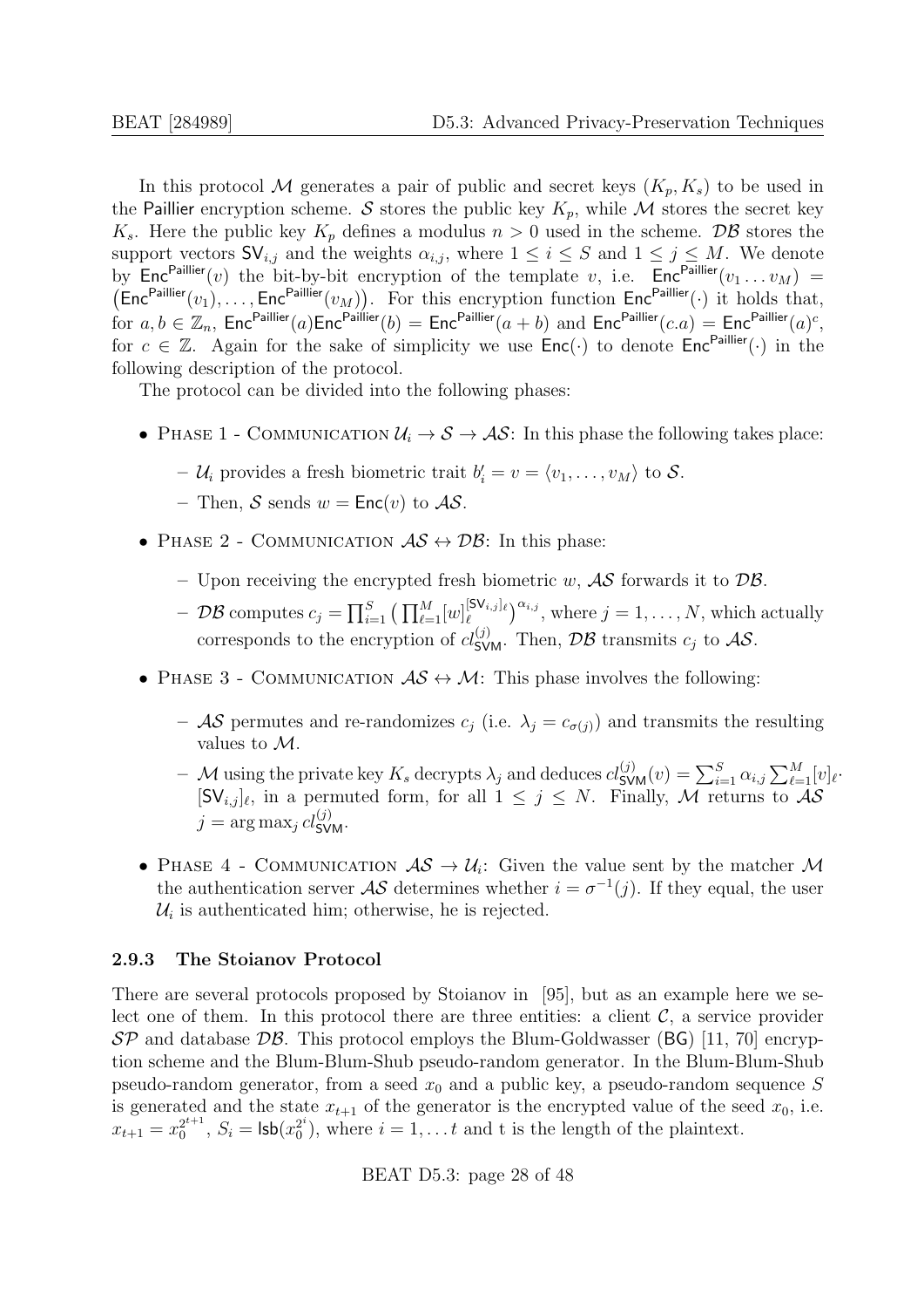In this protocol $\mathcal{M}$ generates a pair of public and secret keys $(K_p, K_s)$ to be used in the Paillier encryption scheme. $\mathcal{S}$ stores the public key $K_p$, while $\mathcal{M}$ stores the secret key $K_s$. Here the public key $K_p$ defines a modulus $n > 0$ used in the scheme. $\mathcal{DB}$ stores the support vectors $\mathsf{SV}_{i,j}$ and the weights $\alpha_{i,j}$, where $1 \leq i \leq S$ and $1 \leq j \leq M$. We denote by $\mathsf{Enc}^{\mathsf{Paillier}}(v)$ the bit-by-bit encryption of the template $v$, i.e. $\mathsf{Enc}^{\mathsf{Paillier}}(v_1 \dots v_M) = \big(\mathsf{Enc}^{\mathsf{Paillier}}(v_1), \dots, \mathsf{Enc}^{\mathsf{Paillier}}(v_M)\big)$. For this encryption function $\mathsf{Enc}^{\mathsf{Paillier}}(\cdot)$ it holds that, for $a, b \in \mathbb{Z}_n$, $\mathsf{Enc}^{\mathsf{Paillier}}(a)\mathsf{Enc}^{\mathsf{Paillier}}(b) = \mathsf{Enc}^{\mathsf{Paillier}}(a+b)$ and $\mathsf{Enc}^{\mathsf{Paillier}}(c.a) = \mathsf{Enc}^{\mathsf{Paillier}}(a)^c$, for $c \in \mathbb{Z}$. Again for the sake of simplicity we use $\mathsf{Enc}(\cdot)$ to denote $\mathsf{Enc}^{\mathsf{Paillier}}(\cdot)$ in the following description of the protocol.

The protocol can be divided into the following phases:

- Phase 1 - Communication $\mathcal{U}_i \to \mathcal{S} \to \mathcal{AS}$: In this phase the following takes place:
  - $\mathcal{U}_i$ provides a fresh biometric trait $b_i' = v = \langle v_1, \dots, v_M \rangle$ to $\mathcal{S}$.
  - Then, $\mathcal{S}$ sends $w = \mathsf{Enc}(v)$ to $\mathcal{AS}$.
- Phase 2 - Communication $\mathcal{AS} \leftrightarrow \mathcal{DB}$: In this phase:
  - Upon receiving the encrypted fresh biometric $w$, $\mathcal{AS}$ forwards it to $\mathcal{DB}$.
  - $\mathcal{DB}$ computes $c_j = \prod_{i=1}^{S} \big( \prod_{\ell=1}^{M} [w]_\ell^{[\mathsf{SV}_{i,j}]_\ell} \big)^{\alpha_{i,j}}$, where $j = 1, \dots, N$, which actually corresponds to the encryption of $cl_{\mathsf{SVM}}^{(j)}$. Then, $\mathcal{DB}$ transmits $c_j$ to $\mathcal{AS}$.
- Phase 3 - Communication $\mathcal{AS} \leftrightarrow \mathcal{M}$: This phase involves the following:
  - $\mathcal{AS}$ permutes and re-randomizes $c_j$ (i.e. $\lambda_j = c_{\sigma(j)}$) and transmits the resulting values to $\mathcal{M}$.
  - $\mathcal{M}$ using the private key $K_s$ decrypts $\lambda_j$ and deduces $cl_{\mathsf{SVM}}^{(j)}(v) = \sum_{i=1}^{S} \alpha_{i,j} \sum_{\ell=1}^{M} [v]_\ell \cdot [\mathsf{SV}_{i,j}]_\ell$, in a permuted form, for all $1 \leq j \leq N$. Finally, $\mathcal{M}$ returns to $\mathcal{AS}$ $j = \arg\max_j cl_{\mathsf{SVM}}^{(j)}$.
- Phase 4 - Communication $\mathcal{AS} \to \mathcal{U}_i$: Given the value sent by the matcher $\mathcal{M}$ the authentication server $\mathcal{AS}$ determines whether $i = \sigma^{-1}(j)$. If they equal, the user $\mathcal{U}_i$ is authenticated him; otherwise, he is rejected.

### 2.9.3 The Stoianov Protocol

There are several protocols proposed by Stoianov in [95], but as an example here we select one of them. In this protocol there are three entities: a client $\mathcal{C}$, a service provider $\mathcal{SP}$ and database $\mathcal{DB}$. This protocol employs the Blum-Goldwasser (BG) [11, 70] encryption scheme and the Blum-Blum-Shub pseudo-random generator. In the Blum-Blum-Shub pseudo-random generator, from a seed $x_0$ and a public key, a pseudo-random sequence $S$ is generated and the state $x_{t+1}$ of the generator is the encrypted value of the seed $x_0$, i.e. $x_{t+1} = x_0^{2^{t+1}}$, $S_i = \mathsf{lsb}(x_0^{2^i})$, where $i = 1, \dots t$ and t is the length of the plaintext.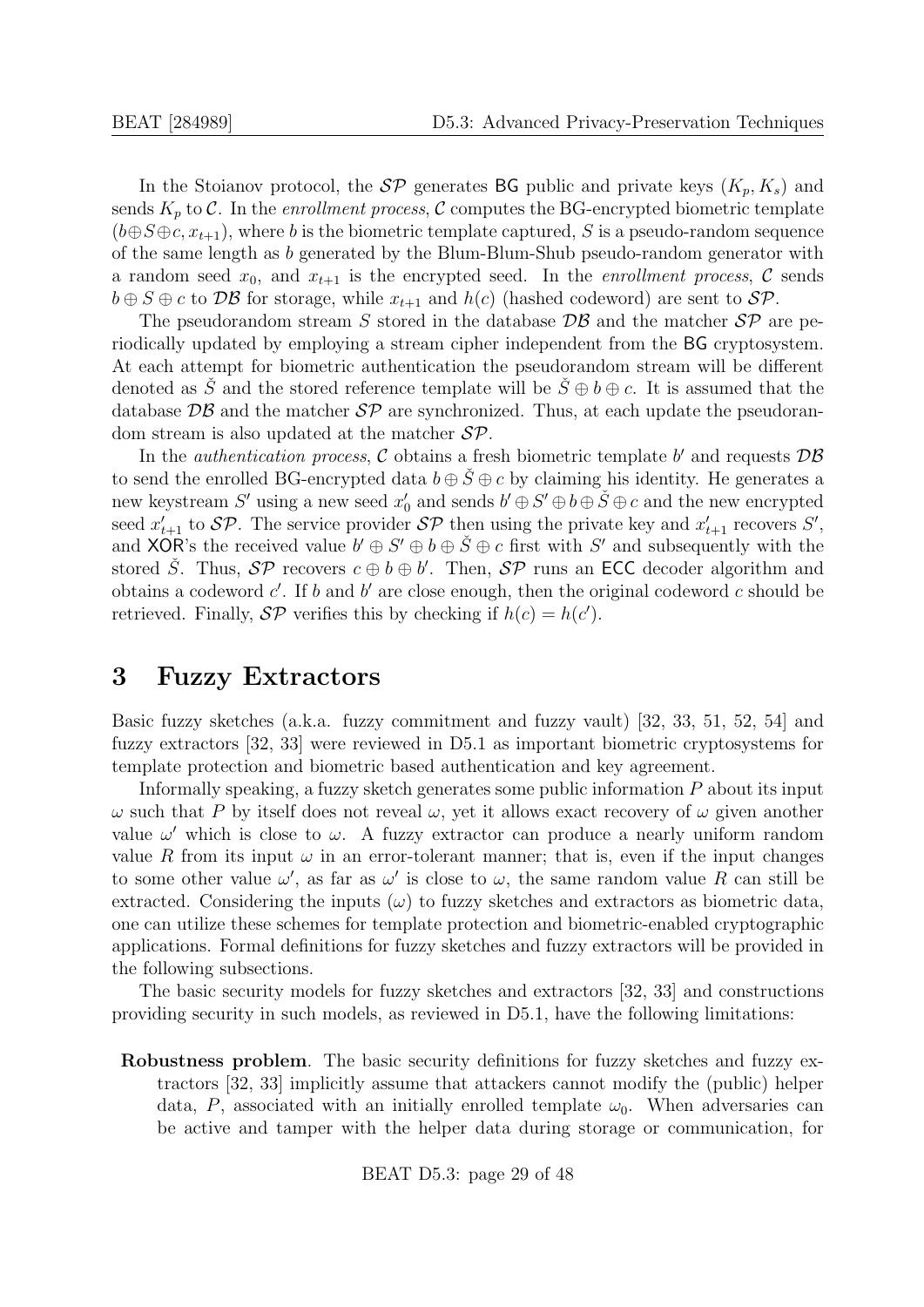In the Stoianov protocol, the $\mathcal{SP}$ generates $\mathsf{BG}$ public and private keys $(K_p, K_s)$ and sends $K_p$ to $\mathcal{C}$. In the *enrollment process*, $\mathcal{C}$ computes the BG-encrypted biometric template $(b \oplus S \oplus c, x_{t+1})$, where $b$ is the biometric template captured, $S$ is a pseudo-random sequence of the same length as $b$ generated by the Blum-Blum-Shub pseudo-random generator with a random seed $x_0$, and $x_{t+1}$ is the encrypted seed. In the *enrollment process*, $\mathcal{C}$ sends $b \oplus S \oplus c$ to $\mathcal{DB}$ for storage, while $x_{t+1}$ and $h(c)$ (hashed codeword) are sent to $\mathcal{SP}$.

The pseudorandom stream $S$ stored in the database $\mathcal{DB}$ and the matcher $\mathcal{SP}$ are periodically updated by employing a stream cipher independent from the $\mathsf{BG}$ cryptosystem. At each attempt for biometric authentication the pseudorandom stream will be different denoted as $\check{S}$ and the stored reference template will be $\check{S} \oplus b \oplus c$. It is assumed that the database $\mathcal{DB}$ and the matcher $\mathcal{SP}$ are synchronized. Thus, at each update the pseudorandom stream is also updated at the matcher $\mathcal{SP}$.

In the *authentication process*, $\mathcal{C}$ obtains a fresh biometric template $b'$ and requests $\mathcal{DB}$ to send the enrolled BG-encrypted data $b \oplus \check{S} \oplus c$ by claiming his identity. He generates a new keystream $S'$ using a new seed $x'_0$ and sends $b' \oplus S' \oplus b \oplus \check{S} \oplus c$ and the new encrypted seed $x'_{t+1}$ to $\mathcal{SP}$. The service provider $\mathcal{SP}$ then using the private key and $x'_{t+1}$ recovers $S'$, and $\mathsf{XOR}$'s the received value $b' \oplus S' \oplus b \oplus \check{S} \oplus c$ first with $S'$ and subsequently with the stored $\check{S}$. Thus, $\mathcal{SP}$ recovers $c \oplus b \oplus b'$. Then, $\mathcal{SP}$ runs an $\mathsf{ECC}$ decoder algorithm and obtains a codeword $c'$. If $b$ and $b'$ are close enough, then the original codeword $c$ should be retrieved. Finally, $\mathcal{SP}$ verifies this by checking if $h(c) = h(c')$.

# 3 Fuzzy Extractors

Basic fuzzy sketches (a.k.a. fuzzy commitment and fuzzy vault) [32, 33, 51, 52, 54] and fuzzy extractors [32, 33] were reviewed in D5.1 as important biometric cryptosystems for template protection and biometric based authentication and key agreement.

Informally speaking, a fuzzy sketch generates some public information $P$ about its input $\omega$ such that $P$ by itself does not reveal $\omega$, yet it allows exact recovery of $\omega$ given another value $\omega'$ which is close to $\omega$. A fuzzy extractor can produce a nearly uniform random value $R$ from its input $\omega$ in an error-tolerant manner; that is, even if the input changes to some other value $\omega'$, as far as $\omega'$ is close to $\omega$, the same random value $R$ can still be extracted. Considering the inputs $(\omega)$ to fuzzy sketches and extractors as biometric data, one can utilize these schemes for template protection and biometric-enabled cryptographic applications. Formal definitions for fuzzy sketches and fuzzy extractors will be provided in the following subsections.

The basic security models for fuzzy sketches and extractors [32, 33] and constructions providing security in such models, as reviewed in D5.1, have the following limitations:

**Robustness problem**. The basic security definitions for fuzzy sketches and fuzzy extractors [32, 33] implicitly assume that attackers cannot modify the (public) helper data, $P$, associated with an initially enrolled template $\omega_0$. When adversaries can be active and tamper with the helper data during storage or communication, for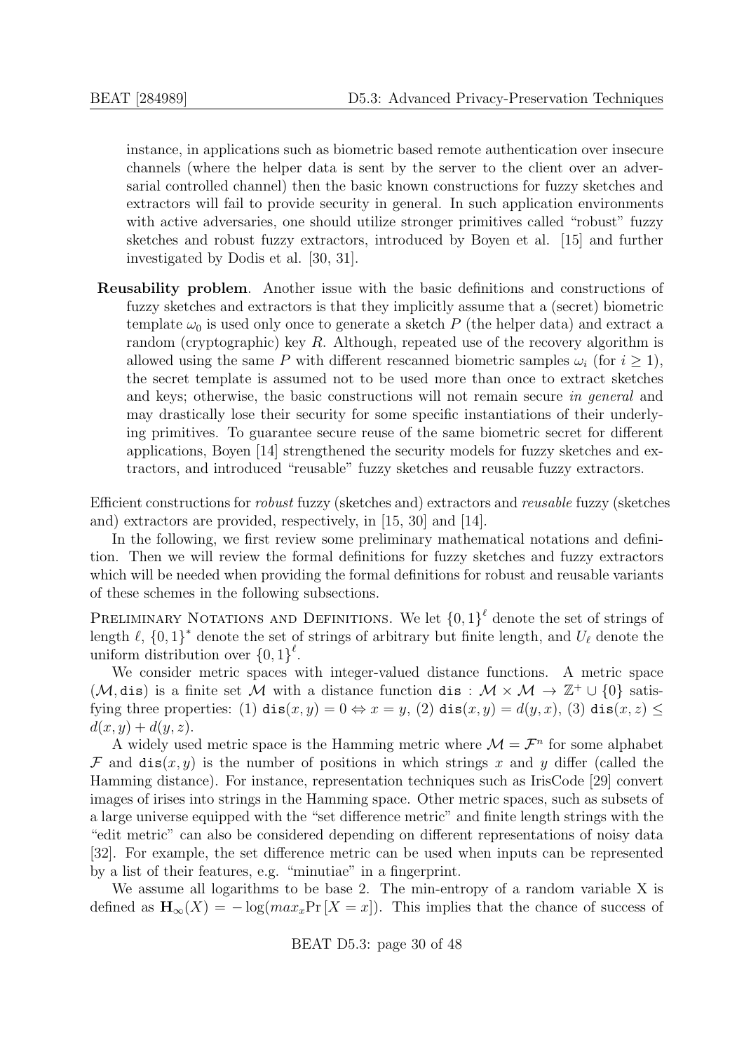instance, in applications such as biometric based remote authentication over insecure channels (where the helper data is sent by the server to the client over an adversarial controlled channel) then the basic known constructions for fuzzy sketches and extractors will fail to provide security in general. In such application environments with active adversaries, one should utilize stronger primitives called "robust" fuzzy sketches and robust fuzzy extractors, introduced by Boyen et al. [15] and further investigated by Dodis et al. [30, 31].

**Reusability problem**. Another issue with the basic definitions and constructions of fuzzy sketches and extractors is that they implicitly assume that a (secret) biometric template $\omega_0$ is used only once to generate a sketch $P$ (the helper data) and extract a random (cryptographic) key $R$. Although, repeated use of the recovery algorithm is allowed using the same $P$ with different rescanned biometric samples $\omega_i$ (for $i \geq 1$), the secret template is assumed not to be used more than once to extract sketches and keys; otherwise, the basic constructions will not remain secure *in general* and may drastically lose their security for some specific instantiations of their underlying primitives. To guarantee secure reuse of the same biometric secret for different applications, Boyen [14] strengthened the security models for fuzzy sketches and extractors, and introduced "reusable" fuzzy sketches and reusable fuzzy extractors.

Efficient constructions for *robust* fuzzy (sketches and) extractors and *reusable* fuzzy (sketches and) extractors are provided, respectively, in [15, 30] and [14].

In the following, we first review some preliminary mathematical notations and definition. Then we will review the formal definitions for fuzzy sketches and fuzzy extractors which will be needed when providing the formal definitions for robust and reusable variants of these schemes in the following subsections.

PRELIMINARY NOTATIONS AND DEFINITIONS. We let $\{0,1\}^{\ell}$ denote the set of strings of length $\ell$, $\{0,1\}^{*}$ denote the set of strings of arbitrary but finite length, and $U_\ell$ denote the uniform distribution over $\{0,1\}^{\ell}$.

We consider metric spaces with integer-valued distance functions. A metric space $(\mathcal{M}, \texttt{dis})$ is a finite set $\mathcal{M}$ with a distance function $\texttt{dis} : \mathcal{M} \times \mathcal{M} \rightarrow \mathbb{Z}^{+} \cup \{0\}$ satisfying three properties: (1) $\texttt{dis}(x, y) = 0 \Leftrightarrow x = y$, (2) $\texttt{dis}(x, y) = d(y, x)$, (3) $\texttt{dis}(x, z) \leq d(x, y) + d(y, z)$.

A widely used metric space is the Hamming metric where $\mathcal{M} = \mathcal{F}^{n}$ for some alphabet $\mathcal{F}$ and $\texttt{dis}(x, y)$ is the number of positions in which strings $x$ and $y$ differ (called the Hamming distance). For instance, representation techniques such as IrisCode [29] convert images of irises into strings in the Hamming space. Other metric spaces, such as subsets of a large universe equipped with the "set difference metric" and finite length strings with the "edit metric" can also be considered depending on different representations of noisy data [32]. For example, the set difference metric can be used when inputs can be represented by a list of their features, e.g. "minutiae" in a fingerprint.

We assume all logarithms to be base 2. The min-entropy of a random variable X is defined as $\mathbf{H}_{\infty}(X) = -\log(max_x \Pr[X = x])$. This implies that the chance of success of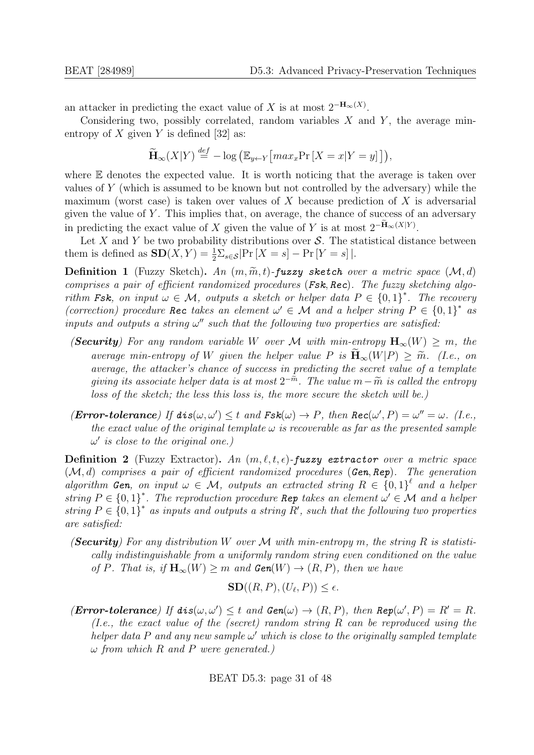an attacker in predicting the exact value of $X$ is at most $2^{-\mathbf{H}_\infty(X)}$.

Considering two, possibly correlated, random variables $X$ and $Y$, the average min-entropy of $X$ given $Y$ is defined [32] as:

$$\widetilde{\mathbf{H}}_\infty(X|Y) \stackrel{def}{=} -\log\left(\mathbb{E}_{y\leftarrow Y}\left[max_x \Pr\left[X=x|Y=y\right]\right]\right),$$

where $\mathbb{E}$ denotes the expected value. It is worth noticing that the average is taken over values of $Y$ (which is assumed to be known but not controlled by the adversary) while the maximum (worst case) is taken over values of $X$ because prediction of $X$ is adversarial given the value of $Y$. This implies that, on average, the chance of success of an adversary in predicting the exact value of $X$ given the value of $Y$ is at most $2^{-\widetilde{\mathbf{H}}_\infty(X|Y)}$.

Let $X$ and $Y$ be two probability distributions over $\mathcal{S}$. The statistical distance between them is defined as $\mathbf{SD}(X,Y) = \frac{1}{2}\Sigma_{s\in\mathcal{S}}|\Pr\left[X=s\right] - \Pr\left[Y=s\right]|$.

**Definition 1** (Fuzzy Sketch)**.** *An $(m, \widetilde{m}, t)$-**fuzzy sketch** over a metric space $(\mathcal{M}, d)$ comprises a pair of efficient randomized procedures (**Fsk**, **Rec**). The fuzzy sketching algorithm **Fsk**, on input $\omega \in \mathcal{M}$, outputs a sketch or helper data $P \in \{0,1\}^*$. The recovery (correction) procedure **Rec** takes an element $\omega' \in \mathcal{M}$ and a helper string $P \in \{0,1\}^*$ as inputs and outputs a string $\omega''$ such that the following two properties are satisfied:*

- ***(Security)*** *For any random variable $W$ over $\mathcal{M}$ with min-entropy $\mathbf{H}_\infty(W) \geq m$, the average min-entropy of $W$ given the helper value $P$ is $\widetilde{\mathbf{H}}_\infty(W|P) \geq \widetilde{m}$. (I.e., on average, the attacker's chance of success in predicting the secret value of a template giving its associate helper data is at most $2^{-\widetilde{m}}$. The value $m - \widetilde{m}$ is called the entropy loss of the sketch; the less this loss is, the more secure the sketch will be.)*

- ***(Error-tolerance)*** *If **dis**$(\omega, \omega') \leq t$ and **Fsk**$(\omega) \to P$, then **Rec**$(\omega', P) = \omega'' = \omega$. (I.e., the exact value of the original template $\omega$ is recoverable as far as the presented sample $\omega'$ is close to the original one.)*

**Definition 2** (Fuzzy Extractor)**.** *An $(m, \ell, t, \epsilon)$-**fuzzy extractor** over a metric space $(\mathcal{M}, d)$ comprises a pair of efficient randomized procedures (**Gen**, **Rep**). The generation algorithm **Gen**, on input $\omega \in \mathcal{M}$, outputs an extracted string $R \in \{0,1\}^\ell$ and a helper string $P \in \{0,1\}^*$. The reproduction procedure **Rep** takes an element $\omega' \in \mathcal{M}$ and a helper string $P \in \{0,1\}^*$ as inputs and outputs a string $R'$, such that the following two properties are satisfied:*

- ***(Security)*** *For any distribution $W$ over $\mathcal{M}$ with min-entropy $m$, the string $R$ is statistically indistinguishable from a uniformly random string even conditioned on the value of $P$. That is, if $\mathbf{H}_\infty(W) \geq m$ and **Gen**$(W) \to (R, P)$, then we have*

$$\mathbf{SD}((R,P),(U_\ell,P)) \leq \epsilon.$$

- ***(Error-tolerance)*** *If **dis**$(\omega, \omega') \leq t$ and **Gen**$(\omega) \to (R, P)$, then **Rep**$(\omega', P) = R' = R$. (I.e., the exact value of the (secret) random string $R$ can be reproduced using the helper data $P$ and any new sample $\omega'$ which is close to the originally sampled template $\omega$ from which $R$ and $P$ were generated.)*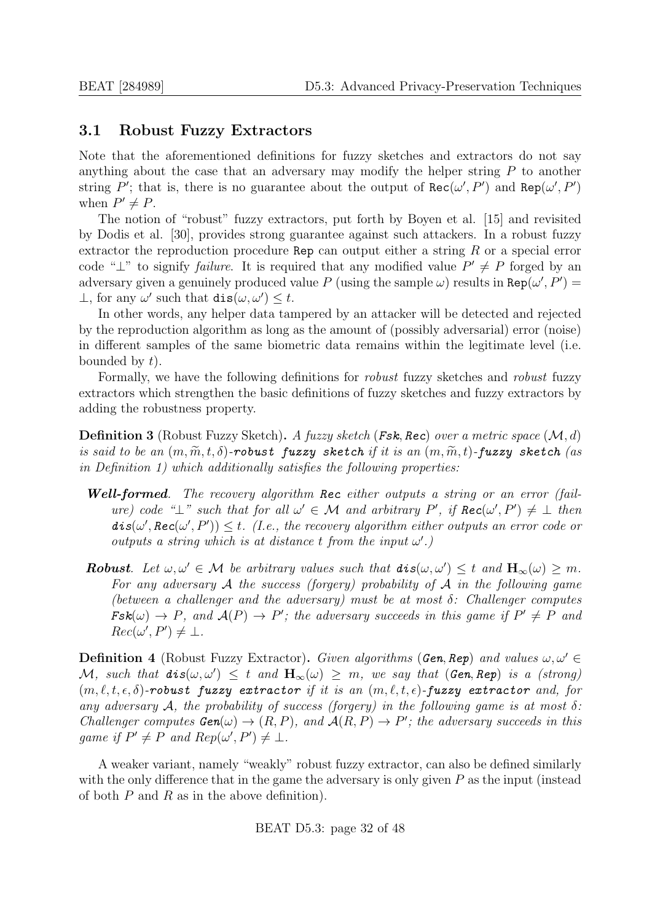## 3.1 Robust Fuzzy Extractors

Note that the aforementioned definitions for fuzzy sketches and extractors do not say anything about the case that an adversary may modify the helper string $P$ to another string $P'$; that is, there is no guarantee about the output of $\texttt{Rec}(\omega', P')$ and $\texttt{Rep}(\omega', P')$ when $P' \neq P$.

The notion of "robust" fuzzy extractors, put forth by Boyen et al. [15] and revisited by Dodis et al. [30], provides strong guarantee against such attackers. In a robust fuzzy extractor the reproduction procedure Rep can output either a string $R$ or a special error code "$\perp$" to signify *failure*. It is required that any modified value $P' \neq P$ forged by an adversary given a genuinely produced value $P$ (using the sample $\omega$) results in $\texttt{Rep}(\omega', P') = \perp$, for any $\omega'$ such that $\texttt{dis}(\omega, \omega') \leq t$.

In other words, any helper data tampered by an attacker will be detected and rejected by the reproduction algorithm as long as the amount of (possibly adversarial) error (noise) in different samples of the same biometric data remains within the legitimate level (i.e. bounded by $t$).

Formally, we have the following definitions for *robust* fuzzy sketches and *robust* fuzzy extractors which strengthen the basic definitions of fuzzy sketches and fuzzy extractors by adding the robustness property.

**Definition 3** (Robust Fuzzy Sketch)**.** *A fuzzy sketch ($\texttt{Fsk}, \texttt{Rec}$) over a metric space $(\mathcal{M}, d)$ is said to be an $(m, \widetilde{m}, t, \delta)$-**robust fuzzy sketch** if it is an $(m, \widetilde{m}, t)$-**fuzzy sketch** (as in Definition 1) which additionally satisfies the following properties:*

- ***Well-formed**. The recovery algorithm $\texttt{Rec}$ either outputs a string or an error (failure) code "$\perp$" such that for all $\omega' \in \mathcal{M}$ and arbitrary $P'$, if $\texttt{Rec}(\omega', P') \neq \perp$ then $\texttt{dis}(\omega', \texttt{Rec}(\omega', P')) \leq t$. (I.e., the recovery algorithm either outputs an error code or outputs a string which is at distance $t$ from the input $\omega'$.)*
- ***Robust**. Let $\omega, \omega' \in \mathcal{M}$ be arbitrary values such that $\texttt{dis}(\omega, \omega') \leq t$ and $\mathbf{H}_\infty(\omega) \geq m$. For any adversary $\mathcal{A}$ the success (forgery) probability of $\mathcal{A}$ in the following game (between a challenger and the adversary) must be at most $\delta$: Challenger computes $\texttt{Fsk}(\omega) \to P$, and $\mathcal{A}(P) \to P'$; the adversary succeeds in this game if $P' \neq P$ and $Rec(\omega', P') \neq \perp$.*

**Definition 4** (Robust Fuzzy Extractor)**.** *Given algorithms ($\texttt{Gen}, \texttt{Rep}$) and values $\omega, \omega' \in \mathcal{M}$, such that $\texttt{dis}(\omega, \omega') \leq t$ and $\mathbf{H}_\infty(\omega) \geq m$, we say that ($\texttt{Gen}, \texttt{Rep}$) is a (strong) $(m, \ell, t, \epsilon, \delta)$-**robust fuzzy extractor** if it is an $(m, \ell, t, \epsilon)$-**fuzzy extractor** and, for any adversary $\mathcal{A}$, the probability of success (forgery) in the following game is at most $\delta$: Challenger computes $\texttt{Gen}(\omega) \to (R, P)$, and $\mathcal{A}(R, P) \to P'$; the adversary succeeds in this game if $P' \neq P$ and $Rep(\omega', P') \neq \perp$.*

A weaker variant, namely "weakly" robust fuzzy extractor, can also be defined similarly with the only difference that in the game the adversary is only given $P$ as the input (instead of both $P$ and $R$ as in the above definition).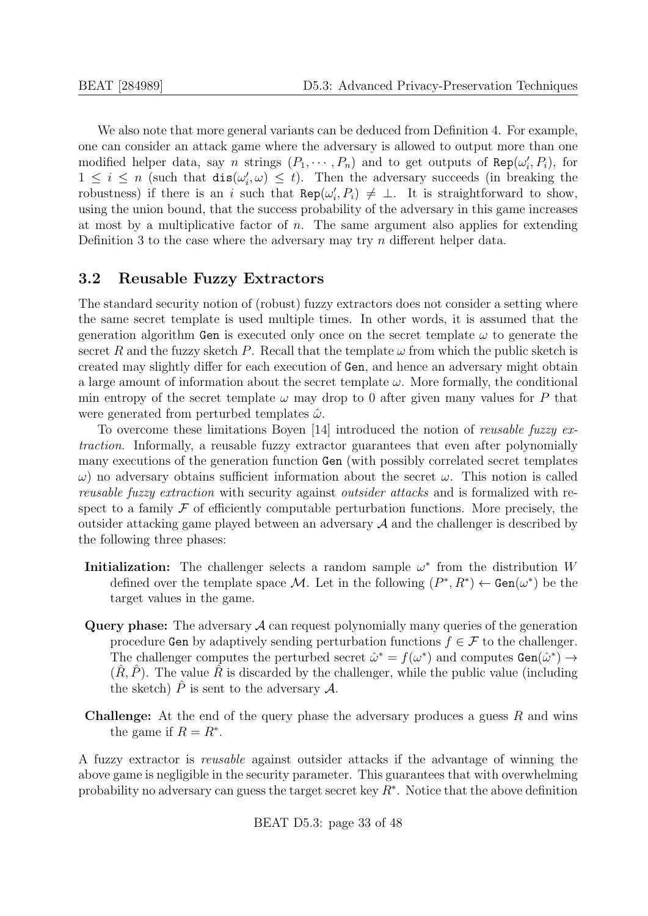We also note that more general variants can be deduced from Definition 4. For example, one can consider an attack game where the adversary is allowed to output more than one modified helper data, say $n$ strings $(P_1, \cdots, P_n)$ and to get outputs of $\mathtt{Rep}(\omega'_i, P_i)$, for $1 \leq i \leq n$ (such that $\mathtt{dis}(\omega'_i, \omega) \leq t$). Then the adversary succeeds (in breaking the robustness) if there is an $i$ such that $\mathtt{Rep}(\omega'_i, P_i) \neq \perp$. It is straightforward to show, using the union bound, that the success probability of the adversary in this game increases at most by a multiplicative factor of $n$. The same argument also applies for extending Definition 3 to the case where the adversary may try $n$ different helper data.

## 3.2 Reusable Fuzzy Extractors

The standard security notion of (robust) fuzzy extractors does not consider a setting where the same secret template is used multiple times. In other words, it is assumed that the generation algorithm Gen is executed only once on the secret template $\omega$ to generate the secret $R$ and the fuzzy sketch $P$. Recall that the template $\omega$ from which the public sketch is created may slightly differ for each execution of Gen, and hence an adversary might obtain a large amount of information about the secret template $\omega$. More formally, the conditional min entropy of the secret template $\omega$ may drop to 0 after given many values for $P$ that were generated from perturbed templates $\hat{\omega}$.

To overcome these limitations Boyen [14] introduced the notion of *reusable fuzzy extraction*. Informally, a reusable fuzzy extractor guarantees that even after polynomially many executions of the generation function Gen (with possibly correlated secret templates $\omega$) no adversary obtains sufficient information about the secret $\omega$. This notion is called *reusable fuzzy extraction* with security against *outsider attacks* and is formalized with respect to a family $\mathcal{F}$ of efficiently computable perturbation functions. More precisely, the outsider attacking game played between an adversary $\mathcal{A}$ and the challenger is described by the following three phases:

- **Initialization:** The challenger selects a random sample $\omega^*$ from the distribution $W$ defined over the template space $\mathcal{M}$. Let in the following $(P^*, R^*) \leftarrow \mathtt{Gen}(\omega^*)$ be the target values in the game.
- **Query phase:** The adversary $\mathcal{A}$ can request polynomially many queries of the generation procedure Gen by adaptively sending perturbation functions $f \in \mathcal{F}$ to the challenger. The challenger computes the perturbed secret $\hat{\omega}^* = f(\omega^*)$ and computes $\mathtt{Gen}(\hat{\omega}^*) \rightarrow (\hat{R}, \hat{P})$. The value $\hat{R}$ is discarded by the challenger, while the public value (including the sketch) $\hat{P}$ is sent to the adversary $\mathcal{A}$.
- **Challenge:** At the end of the query phase the adversary produces a guess $R$ and wins the game if $R = R^*$.

A fuzzy extractor is *reusable* against outsider attacks if the advantage of winning the above game is negligible in the security parameter. This guarantees that with overwhelming probability no adversary can guess the target secret key $R^*$. Notice that the above definition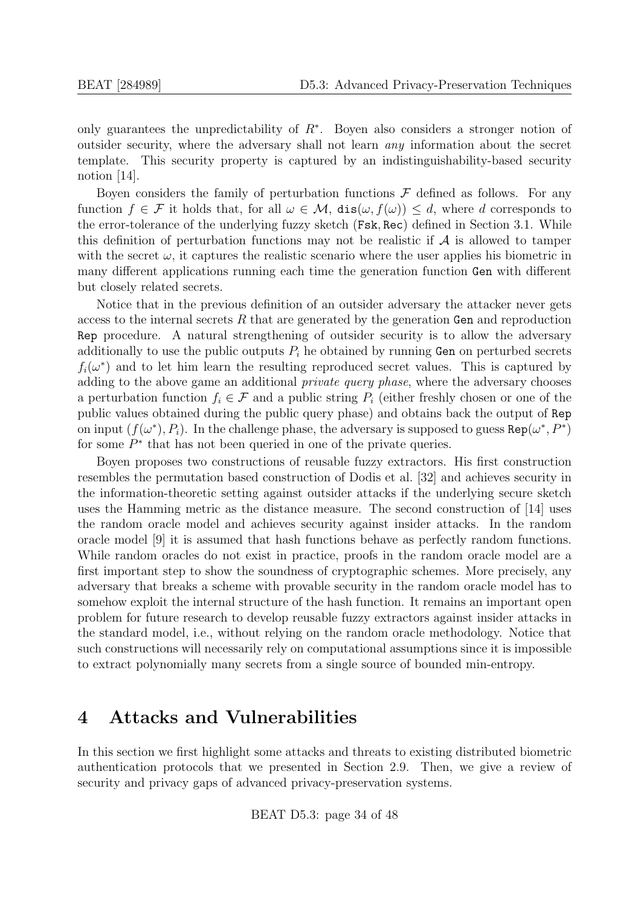only guarantees the unpredictability of $R^*$. Boyen also considers a stronger notion of outsider security, where the adversary shall not learn *any* information about the secret template. This security property is captured by an indistinguishability-based security notion [14].

Boyen considers the family of perturbation functions $\mathcal{F}$ defined as follows. For any function $f \in \mathcal{F}$ it holds that, for all $\omega \in \mathcal{M}$, $\mathtt{dis}(\omega, f(\omega)) \leq d$, where $d$ corresponds to the error-tolerance of the underlying fuzzy sketch ($\mathtt{Fsk}, \mathtt{Rec}$) defined in Section 3.1. While this definition of perturbation functions may not be realistic if $\mathcal{A}$ is allowed to tamper with the secret $\omega$, it captures the realistic scenario where the user applies his biometric in many different applications running each time the generation function $\mathtt{Gen}$ with different but closely related secrets.

Notice that in the previous definition of an outsider adversary the attacker never gets access to the internal secrets $R$ that are generated by the generation $\mathtt{Gen}$ and reproduction $\mathtt{Rep}$ procedure. A natural strengthening of outsider security is to allow the adversary additionally to use the public outputs $P_i$ he obtained by running $\mathtt{Gen}$ on perturbed secrets $f_i(\omega^*)$ and to let him learn the resulting reproduced secret values. This is captured by adding to the above game an additional *private query phase*, where the adversary chooses a perturbation function $f_i \in \mathcal{F}$ and a public string $P_i$ (either freshly chosen or one of the public values obtained during the public query phase) and obtains back the output of $\mathtt{Rep}$ on input $(f(\omega^*), P_i)$. In the challenge phase, the adversary is supposed to guess $\mathtt{Rep}(\omega^*, P^*)$ for some $P^*$ that has not been queried in one of the private queries.

Boyen proposes two constructions of reusable fuzzy extractors. His first construction resembles the permutation based construction of Dodis et al. [32] and achieves security in the information-theoretic setting against outsider attacks if the underlying secure sketch uses the Hamming metric as the distance measure. The second construction of [14] uses the random oracle model and achieves security against insider attacks. In the random oracle model [9] it is assumed that hash functions behave as perfectly random functions. While random oracles do not exist in practice, proofs in the random oracle model are a first important step to show the soundness of cryptographic schemes. More precisely, any adversary that breaks a scheme with provable security in the random oracle model has to somehow exploit the internal structure of the hash function. It remains an important open problem for future research to develop reusable fuzzy extractors against insider attacks in the standard model, i.e., without relying on the random oracle methodology. Notice that such constructions will necessarily rely on computational assumptions since it is impossible to extract polynomially many secrets from a single source of bounded min-entropy.

# 4 Attacks and Vulnerabilities

In this section we first highlight some attacks and threats to existing distributed biometric authentication protocols that we presented in Section 2.9. Then, we give a review of security and privacy gaps of advanced privacy-preservation systems.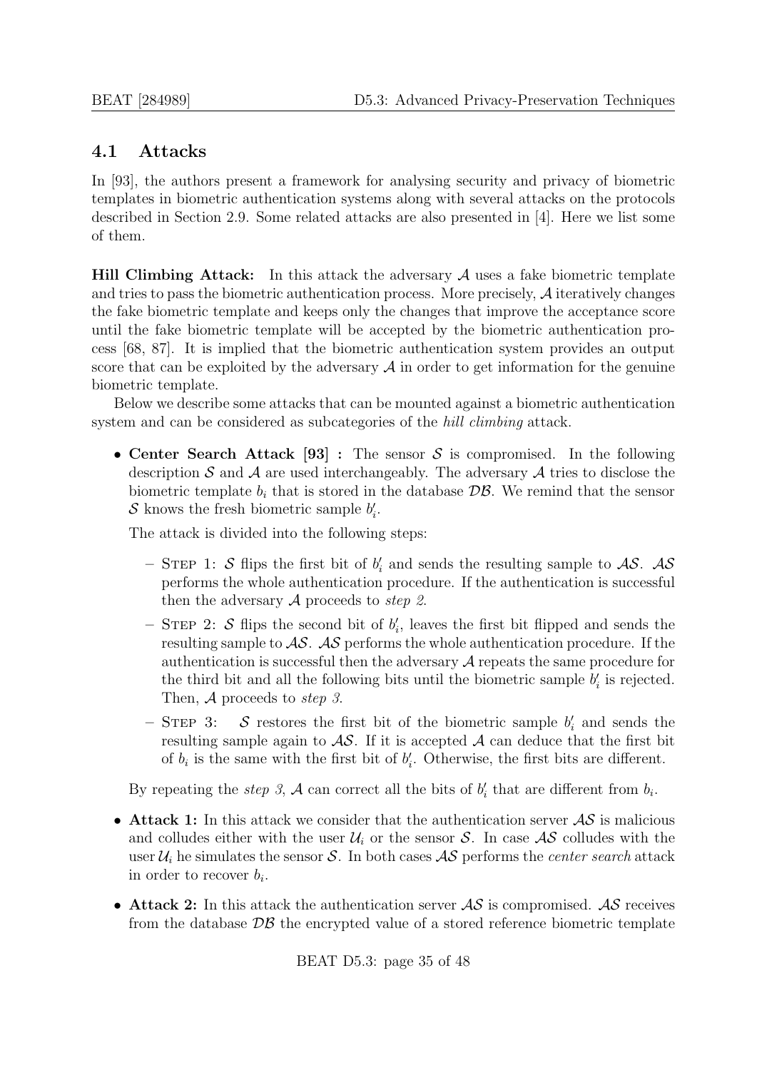## 4.1 Attacks

In [93], the authors present a framework for analysing security and privacy of biometric templates in biometric authentication systems along with several attacks on the protocols described in Section 2.9. Some related attacks are also presented in [4]. Here we list some of them.

**Hill Climbing Attack:** In this attack the adversary $\mathcal{A}$ uses a fake biometric template and tries to pass the biometric authentication process. More precisely, $\mathcal{A}$ iteratively changes the fake biometric template and keeps only the changes that improve the acceptance score until the fake biometric template will be accepted by the biometric authentication process [68, 87]. It is implied that the biometric authentication system provides an output score that can be exploited by the adversary $\mathcal{A}$ in order to get information for the genuine biometric template.

Below we describe some attacks that can be mounted against a biometric authentication system and can be considered as subcategories of the *hill climbing* attack.

- **Center Search Attack [93] :** The sensor $\mathcal{S}$ is compromised. In the following description $\mathcal{S}$ and $\mathcal{A}$ are used interchangeably. The adversary $\mathcal{A}$ tries to disclose the biometric template $b_i$ that is stored in the database $\mathcal{DB}$. We remind that the sensor $\mathcal{S}$ knows the fresh biometric sample $b'_i$.

  The attack is divided into the following steps:

  - Step 1: $\mathcal{S}$ flips the first bit of $b'_i$ and sends the resulting sample to $\mathcal{AS}$. $\mathcal{AS}$ performs the whole authentication procedure. If the authentication is successful then the adversary $\mathcal{A}$ proceeds to *step 2*.
  - Step 2: $\mathcal{S}$ flips the second bit of $b'_i$, leaves the first bit flipped and sends the resulting sample to $\mathcal{AS}$. $\mathcal{AS}$ performs the whole authentication procedure. If the authentication is successful then the adversary $\mathcal{A}$ repeats the same procedure for the third bit and all the following bits until the biometric sample $b'_i$ is rejected. Then, $\mathcal{A}$ proceeds to *step 3*.
  - Step 3: $\mathcal{S}$ restores the first bit of the biometric sample $b'_i$ and sends the resulting sample again to $\mathcal{AS}$. If it is accepted $\mathcal{A}$ can deduce that the first bit of $b_i$ is the same with the first bit of $b'_i$. Otherwise, the first bits are different.

  By repeating the *step 3*, $\mathcal{A}$ can correct all the bits of $b'_i$ that are different from $b_i$.

- **Attack 1:** In this attack we consider that the authentication server $\mathcal{AS}$ is malicious and colludes either with the user $\mathcal{U}_i$ or the sensor $\mathcal{S}$. In case $\mathcal{AS}$ colludes with the user $\mathcal{U}_i$ he simulates the sensor $\mathcal{S}$. In both cases $\mathcal{AS}$ performs the *center search* attack in order to recover $b_i$.

- **Attack 2:** In this attack the authentication server $\mathcal{AS}$ is compromised. $\mathcal{AS}$ receives from the database $\mathcal{DB}$ the encrypted value of a stored reference biometric template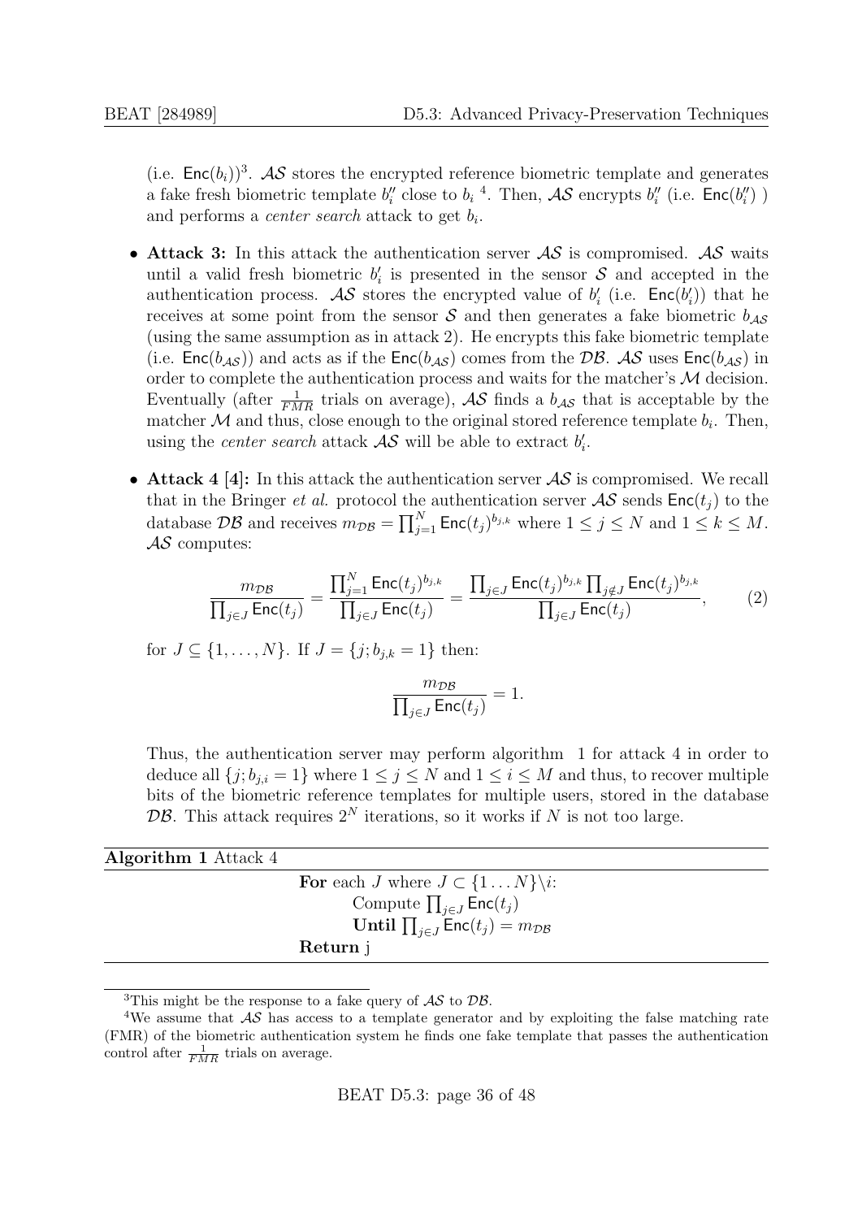(i.e. $\mathsf{Enc}(b_i)$)[3]. $\mathcal{AS}$ stores the encrypted reference biometric template and generates a fake fresh biometric template $b_i''$ close to $b_i$ [4]. Then, $\mathcal{AS}$ encrypts $b_i''$ (i.e. $\mathsf{Enc}(b_i'')$ ) and performs a *center search* attack to get $b_i$.

- **Attack 3:** In this attack the authentication server $\mathcal{AS}$ is compromised. $\mathcal{AS}$ waits until a valid fresh biometric $b_i'$ is presented in the sensor $\mathcal{S}$ and accepted in the authentication process. $\mathcal{AS}$ stores the encrypted value of $b_i'$ (i.e. $\mathsf{Enc}(b_i')$) that he receives at some point from the sensor $\mathcal{S}$ and then generates a fake biometric $b_{\mathcal{AS}}$ (using the same assumption as in attack 2). He encrypts this fake biometric template (i.e. $\mathsf{Enc}(b_{\mathcal{AS}})$) and acts as if the $\mathsf{Enc}(b_{\mathcal{AS}})$ comes from the $\mathcal{DB}$. $\mathcal{AS}$ uses $\mathsf{Enc}(b_{\mathcal{AS}})$ in order to complete the authentication process and waits for the matcher's $\mathcal{M}$ decision. Eventually (after $\frac{1}{FMR}$ trials on average), $\mathcal{AS}$ finds a $b_{\mathcal{AS}}$ that is acceptable by the matcher $\mathcal{M}$ and thus, close enough to the original stored reference template $b_i$. Then, using the *center search* attack $\mathcal{AS}$ will be able to extract $b_i'$.

- **Attack 4 [4]:** In this attack the authentication server $\mathcal{AS}$ is compromised. We recall that in the Bringer *et al.* protocol the authentication server $\mathcal{AS}$ sends $\mathsf{Enc}(t_j)$ to the database $\mathcal{DB}$ and receives $m_{\mathcal{DB}} = \prod_{j=1}^{N} \mathsf{Enc}(t_j)^{b_{j,k}}$ where $1 \leq j \leq N$ and $1 \leq k \leq M$. $\mathcal{AS}$ computes:

$$\frac{m_{\mathcal{DB}}}{\prod_{j\in J} \mathsf{Enc}(t_j)} = \frac{\prod_{j=1}^{N} \mathsf{Enc}(t_j)^{b_{j,k}}}{\prod_{j\in J} \mathsf{Enc}(t_j)} = \frac{\prod_{j\in J} \mathsf{Enc}(t_j)^{b_{j,k}} \prod_{j\notin J} \mathsf{Enc}(t_j)^{b_{j,k}}}{\prod_{j\in J} \mathsf{Enc}(t_j)}, \tag{2}$$

  for $J \subseteq \{1, \ldots, N\}$. If $J = \{j; b_{j,k} = 1\}$ then:

$$\frac{m_{\mathcal{DB}}}{\prod_{j\in J} \mathsf{Enc}(t_j)} = 1.$$

  Thus, the authentication server may perform algorithm 1 for attack 4 in order to deduce all $\{j; b_{j,i} = 1\}$ where $1 \leq j \leq N$ and $1 \leq i \leq M$ and thus, to recover multiple bits of the biometric reference templates for multiple users, stored in the database $\mathcal{DB}$. This attack requires $2^N$ iterations, so it works if $N$ is not too large.

**Algorithm 1** Attack 4

> **For** each $J$ where $J \subset \{1 \ldots N\} \backslash i$:
> Compute $\prod_{j\in J} \mathsf{Enc}(t_j)$
> **Until** $\prod_{j\in J} \mathsf{Enc}(t_j) = m_{\mathcal{DB}}$
> **Return** j

---

[3] This might be the response to a fake query of $\mathcal{AS}$ to $\mathcal{DB}$.

[4] We assume that $\mathcal{AS}$ has access to a template generator and by exploiting the false matching rate (FMR) of the biometric authentication system he finds one fake template that passes the authentication control after $\frac{1}{FMR}$ trials on average.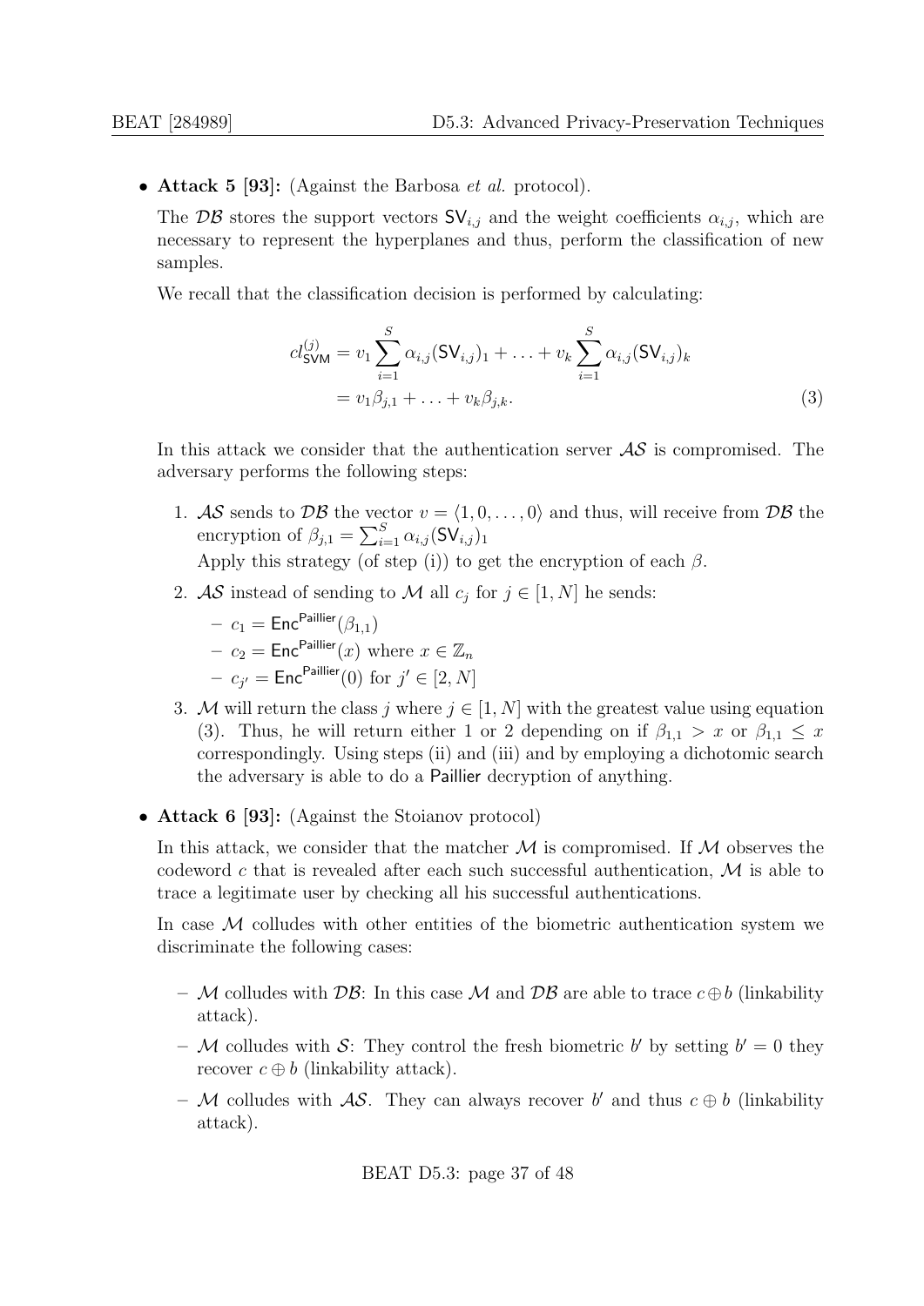- **Attack 5 [93]:** (Against the Barbosa *et al.* protocol).

  The $\mathcal{DB}$ stores the support vectors $\mathsf{SV}_{i,j}$ and the weight coefficients $\alpha_{i,j}$, which are necessary to represent the hyperplanes and thus, perform the classification of new samples.

  We recall that the classification decision is performed by calculating:

$$
\begin{aligned}
cl_{\mathsf{SVM}}^{(j)} &= v_1 \sum_{i=1}^{S} \alpha_{i,j}(\mathsf{SV}_{i,j})_1 + \ldots + v_k \sum_{i=1}^{S} \alpha_{i,j}(\mathsf{SV}_{i,j})_k \\
&= v_1 \beta_{j,1} + \ldots + v_k \beta_{j,k}.
\end{aligned} \tag{3}
$$

  In this attack we consider that the authentication server $\mathcal{AS}$ is compromised. The adversary performs the following steps:

  1. $\mathcal{AS}$ sends to $\mathcal{DB}$ the vector $v = \langle 1, 0, \ldots, 0 \rangle$ and thus, will receive from $\mathcal{DB}$ the encryption of $\beta_{j,1} = \sum_{i=1}^{S} \alpha_{i,j}(\mathsf{SV}_{i,j})_1$

     Apply this strategy (of step (i)) to get the encryption of each $\beta$.

  2. $\mathcal{AS}$ instead of sending to $\mathcal{M}$ all $c_j$ for $j \in [1, N]$ he sends:

     - $c_1 = \mathsf{Enc}^{\mathsf{Paillier}}(\beta_{1,1})$
     - $c_2 = \mathsf{Enc}^{\mathsf{Paillier}}(x)$ where $x \in \mathbb{Z}_n$
     - $c_{j'} = \mathsf{Enc}^{\mathsf{Paillier}}(0)$ for $j' \in [2, N]$

  3. $\mathcal{M}$ will return the class $j$ where $j \in [1, N]$ with the greatest value using equation (3). Thus, he will return either 1 or 2 depending on if $\beta_{1,1} > x$ or $\beta_{1,1} \leq x$ correspondingly. Using steps (ii) and (iii) and by employing a dichotomic search the adversary is able to do a Paillier decryption of anything.

- **Attack 6 [93]:** (Against the Stoianov protocol)

  In this attack, we consider that the matcher $\mathcal{M}$ is compromised. If $\mathcal{M}$ observes the codeword $c$ that is revealed after each such successful authentication, $\mathcal{M}$ is able to trace a legitimate user by checking all his successful authentications.

  In case $\mathcal{M}$ colludes with other entities of the biometric authentication system we discriminate the following cases:

  - $\mathcal{M}$ colludes with $\mathcal{DB}$: In this case $\mathcal{M}$ and $\mathcal{DB}$ are able to trace $c \oplus b$ (linkability attack).
  - $\mathcal{M}$ colludes with $\mathcal{S}$: They control the fresh biometric $b'$ by setting $b' = 0$ they recover $c \oplus b$ (linkability attack).
  - $\mathcal{M}$ colludes with $\mathcal{AS}$. They can always recover $b'$ and thus $c \oplus b$ (linkability attack).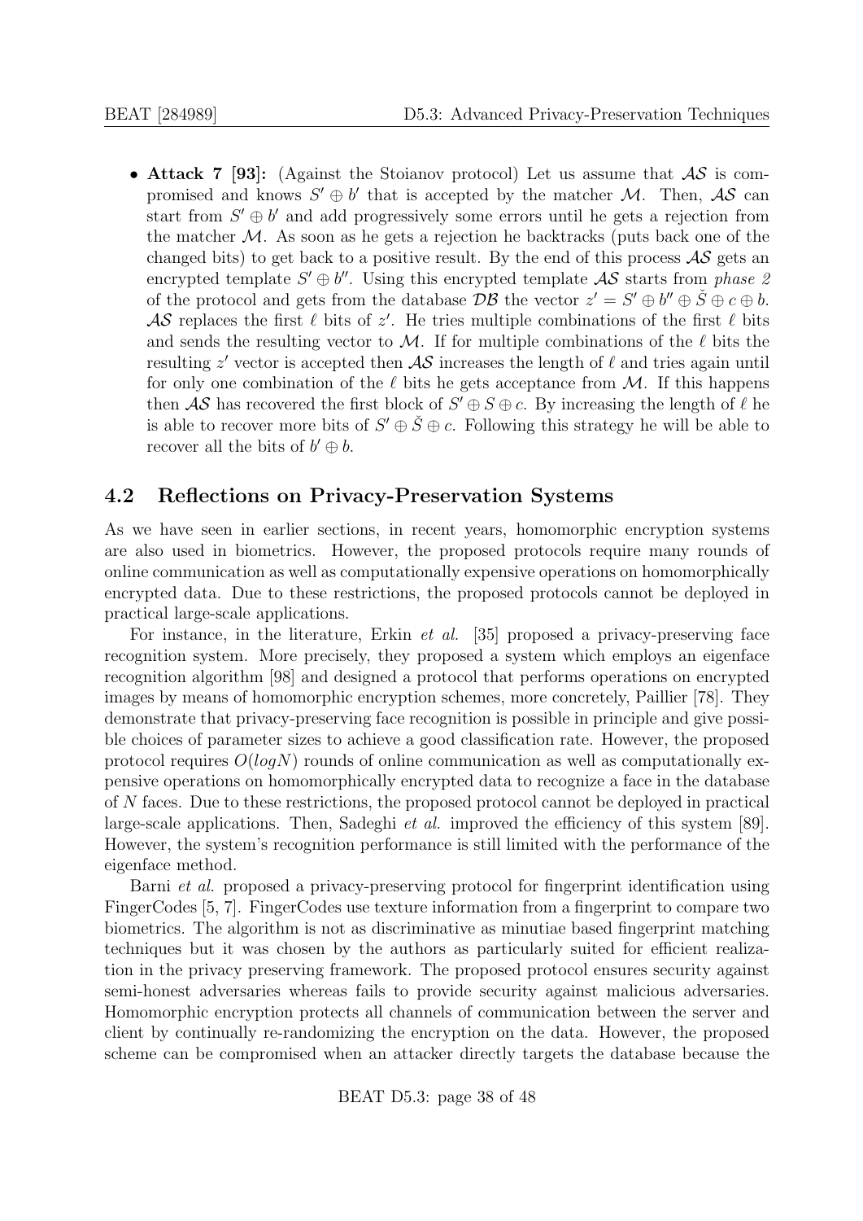- **Attack 7 [93]:** (Against the Stoianov protocol) Let us assume that $\mathcal{AS}$ is compromised and knows $S' \oplus b'$ that is accepted by the matcher $\mathcal{M}$. Then, $\mathcal{AS}$ can start from $S' \oplus b'$ and add progressively some errors until he gets a rejection from the matcher $\mathcal{M}$. As soon as he gets a rejection he backtracks (puts back one of the changed bits) to get back to a positive result. By the end of this process $\mathcal{AS}$ gets an encrypted template $S' \oplus b''$. Using this encrypted template $\mathcal{AS}$ starts from *phase 2* of the protocol and gets from the database $\mathcal{DB}$ the vector $z' = S' \oplus b'' \oplus \check{S} \oplus c \oplus b$. $\mathcal{AS}$ replaces the first $\ell$ bits of $z'$. He tries multiple combinations of the first $\ell$ bits and sends the resulting vector to $\mathcal{M}$. If for multiple combinations of the $\ell$ bits the resulting $z'$ vector is accepted then $\mathcal{AS}$ increases the length of $\ell$ and tries again until for only one combination of the $\ell$ bits he gets acceptance from $\mathcal{M}$. If this happens then $\mathcal{AS}$ has recovered the first block of $S' \oplus S \oplus c$. By increasing the length of $\ell$ he is able to recover more bits of $S' \oplus \check{S} \oplus c$. Following this strategy he will be able to recover all the bits of $b' \oplus b$.

## 4.2 Reflections on Privacy-Preservation Systems

As we have seen in earlier sections, in recent years, homomorphic encryption systems are also used in biometrics. However, the proposed protocols require many rounds of online communication as well as computationally expensive operations on homomorphically encrypted data. Due to these restrictions, the proposed protocols cannot be deployed in practical large-scale applications.

For instance, in the literature, Erkin *et al.* [35] proposed a privacy-preserving face recognition system. More precisely, they proposed a system which employs an eigenface recognition algorithm [98] and designed a protocol that performs operations on encrypted images by means of homomorphic encryption schemes, more concretely, Paillier [78]. They demonstrate that privacy-preserving face recognition is possible in principle and give possible choices of parameter sizes to achieve a good classification rate. However, the proposed protocol requires $O(logN)$ rounds of online communication as well as computationally expensive operations on homomorphically encrypted data to recognize a face in the database of $N$ faces. Due to these restrictions, the proposed protocol cannot be deployed in practical large-scale applications. Then, Sadeghi *et al.* improved the efficiency of this system [89]. However, the system's recognition performance is still limited with the performance of the eigenface method.

Barni *et al.* proposed a privacy-preserving protocol for fingerprint identification using FingerCodes [5, 7]. FingerCodes use texture information from a fingerprint to compare two biometrics. The algorithm is not as discriminative as minutiae based fingerprint matching techniques but it was chosen by the authors as particularly suited for efficient realization in the privacy preserving framework. The proposed protocol ensures security against semi-honest adversaries whereas fails to provide security against malicious adversaries. Homomorphic encryption protects all channels of communication between the server and client by continually re-randomizing the encryption on the data. However, the proposed scheme can be compromised when an attacker directly targets the database because the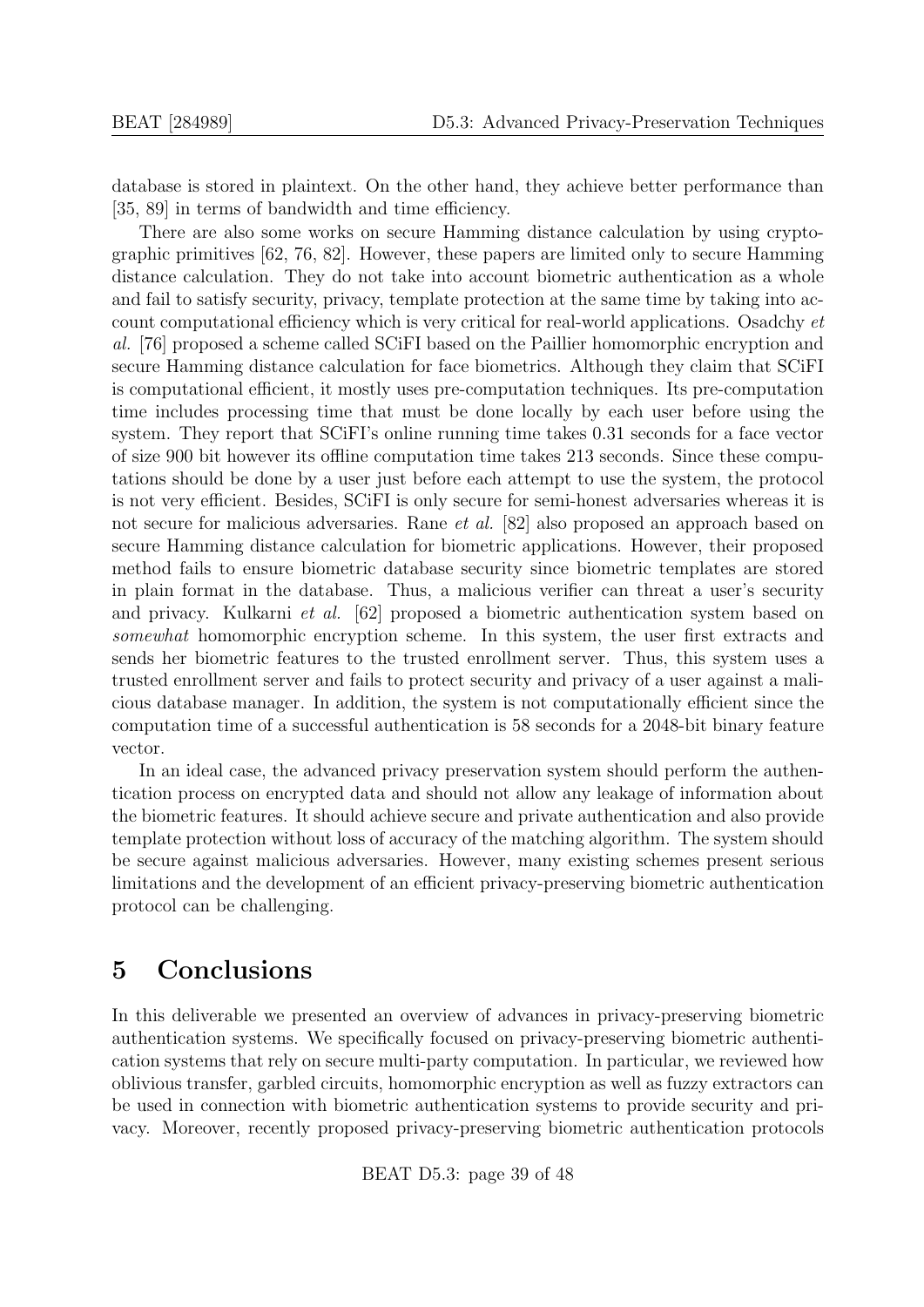database is stored in plaintext. On the other hand, they achieve better performance than [35, 89] in terms of bandwidth and time efficiency.

There are also some works on secure Hamming distance calculation by using cryptographic primitives [62, 76, 82]. However, these papers are limited only to secure Hamming distance calculation. They do not take into account biometric authentication as a whole and fail to satisfy security, privacy, template protection at the same time by taking into account computational efficiency which is very critical for real-world applications. Osadchy *et al.* [76] proposed a scheme called SCiFI based on the Paillier homomorphic encryption and secure Hamming distance calculation for face biometrics. Although they claim that SCiFI is computational efficient, it mostly uses pre-computation techniques. Its pre-computation time includes processing time that must be done locally by each user before using the system. They report that SCiFI's online running time takes 0.31 seconds for a face vector of size 900 bit however its offline computation time takes 213 seconds. Since these computations should be done by a user just before each attempt to use the system, the protocol is not very efficient. Besides, SCiFI is only secure for semi-honest adversaries whereas it is not secure for malicious adversaries. Rane *et al.* [82] also proposed an approach based on secure Hamming distance calculation for biometric applications. However, their proposed method fails to ensure biometric database security since biometric templates are stored in plain format in the database. Thus, a malicious verifier can threat a user's security and privacy. Kulkarni *et al.* [62] proposed a biometric authentication system based on *somewhat* homomorphic encryption scheme. In this system, the user first extracts and sends her biometric features to the trusted enrollment server. Thus, this system uses a trusted enrollment server and fails to protect security and privacy of a user against a malicious database manager. In addition, the system is not computationally efficient since the computation time of a successful authentication is 58 seconds for a 2048-bit binary feature vector.

In an ideal case, the advanced privacy preservation system should perform the authentication process on encrypted data and should not allow any leakage of information about the biometric features. It should achieve secure and private authentication and also provide template protection without loss of accuracy of the matching algorithm. The system should be secure against malicious adversaries. However, many existing schemes present serious limitations and the development of an efficient privacy-preserving biometric authentication protocol can be challenging.

# 5 Conclusions

In this deliverable we presented an overview of advances in privacy-preserving biometric authentication systems. We specifically focused on privacy-preserving biometric authentication systems that rely on secure multi-party computation. In particular, we reviewed how oblivious transfer, garbled circuits, homomorphic encryption as well as fuzzy extractors can be used in connection with biometric authentication systems to provide security and privacy. Moreover, recently proposed privacy-preserving biometric authentication protocols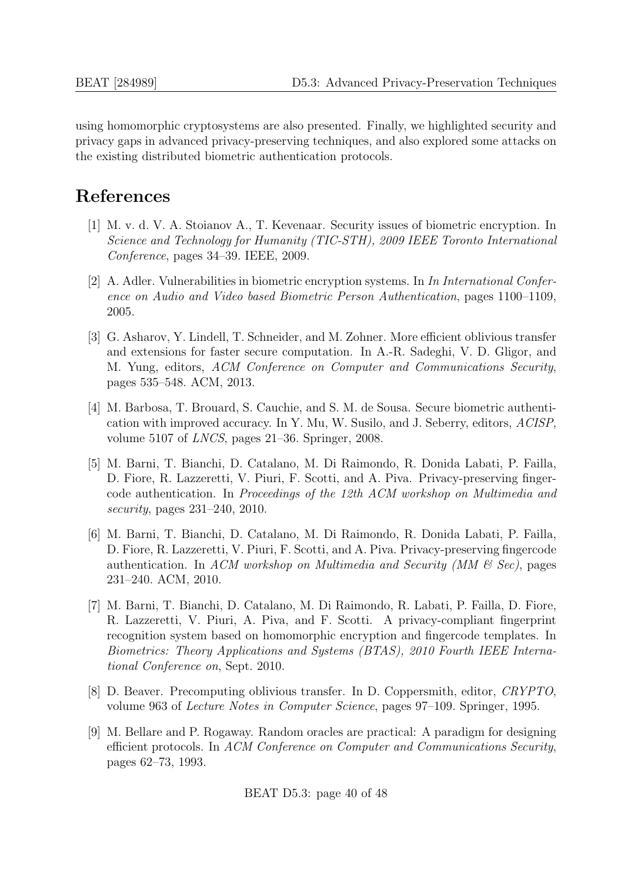using homomorphic cryptosystems are also presented. Finally, we highlighted security and privacy gaps in advanced privacy-preserving techniques, and also explored some attacks on the existing distributed biometric authentication protocols.

# References

[1] M. v. d. V. A. Stoianov A., T. Kevenaar. Security issues of biometric encryption. In *Science and Technology for Humanity (TIC-STH), 2009 IEEE Toronto International Conference*, pages 34–39. IEEE, 2009.

[2] A. Adler. Vulnerabilities in biometric encryption systems. In *In International Conference on Audio and Video based Biometric Person Authentication*, pages 1100–1109, 2005.

[3] G. Asharov, Y. Lindell, T. Schneider, and M. Zohner. More efficient oblivious transfer and extensions for faster secure computation. In A.-R. Sadeghi, V. D. Gligor, and M. Yung, editors, *ACM Conference on Computer and Communications Security*, pages 535–548. ACM, 2013.

[4] M. Barbosa, T. Brouard, S. Cauchie, and S. M. de Sousa. Secure biometric authentication with improved accuracy. In Y. Mu, W. Susilo, and J. Seberry, editors, *ACISP*, volume 5107 of *LNCS*, pages 21–36. Springer, 2008.

[5] M. Barni, T. Bianchi, D. Catalano, M. Di Raimondo, R. Donida Labati, P. Failla, D. Fiore, R. Lazzeretti, V. Piuri, F. Scotti, and A. Piva. Privacy-preserving fingercode authentication. In *Proceedings of the 12th ACM workshop on Multimedia and security*, pages 231–240, 2010.

[6] M. Barni, T. Bianchi, D. Catalano, M. Di Raimondo, R. Donida Labati, P. Failla, D. Fiore, R. Lazzeretti, V. Piuri, F. Scotti, and A. Piva. Privacy-preserving fingercode authentication. In *ACM workshop on Multimedia and Security (MM & Sec)*, pages 231–240. ACM, 2010.

[7] M. Barni, T. Bianchi, D. Catalano, M. Di Raimondo, R. Labati, P. Failla, D. Fiore, R. Lazzeretti, V. Piuri, A. Piva, and F. Scotti. A privacy-compliant fingerprint recognition system based on homomorphic encryption and fingercode templates. In *Biometrics: Theory Applications and Systems (BTAS), 2010 Fourth IEEE International Conference on*, Sept. 2010.

[8] D. Beaver. Precomputing oblivious transfer. In D. Coppersmith, editor, *CRYPTO*, volume 963 of *Lecture Notes in Computer Science*, pages 97–109. Springer, 1995.

[9] M. Bellare and P. Rogaway. Random oracles are practical: A paradigm for designing efficient protocols. In *ACM Conference on Computer and Communications Security*, pages 62–73, 1993.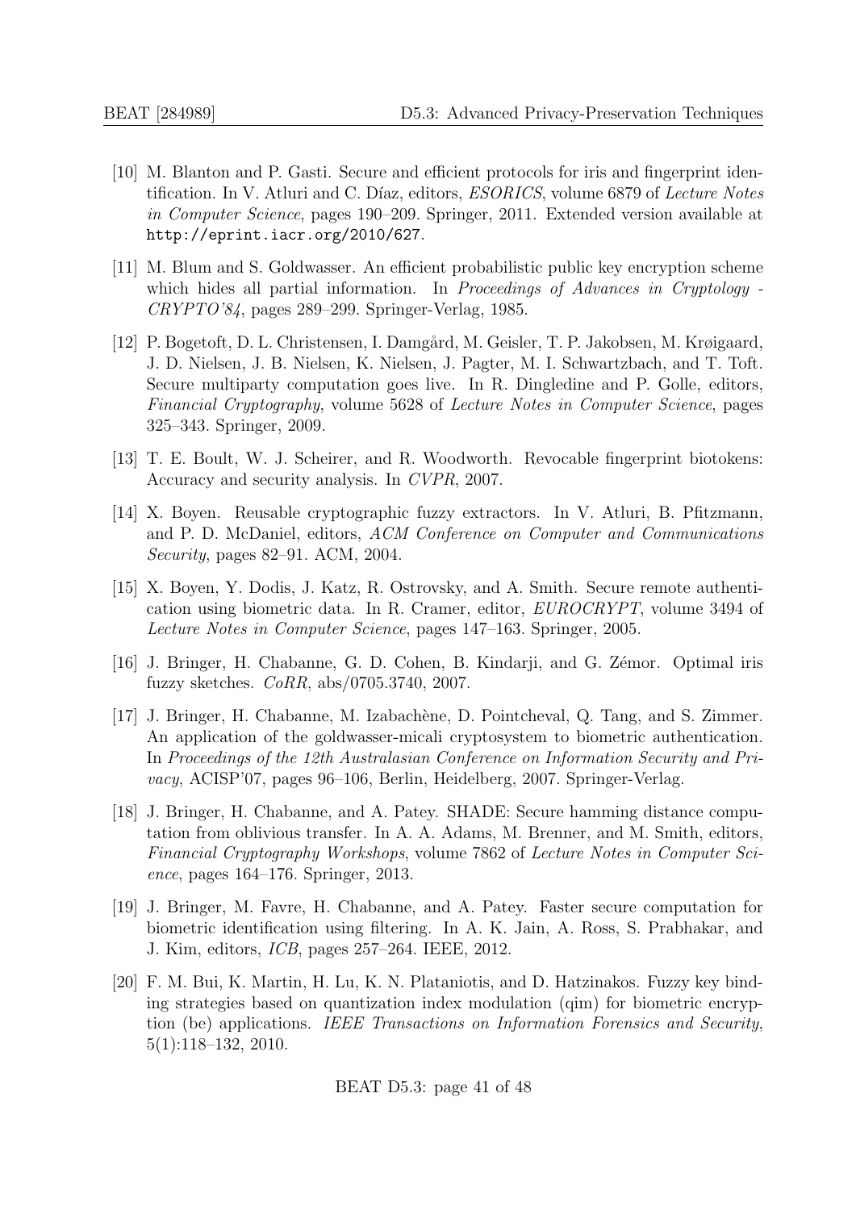[10] M. Blanton and P. Gasti. Secure and efficient protocols for iris and fingerprint identification. In V. Atluri and C. Díaz, editors, *ESORICS*, volume 6879 of *Lecture Notes in Computer Science*, pages 190–209. Springer, 2011. Extended version available at `http://eprint.iacr.org/2010/627`.

[11] M. Blum and S. Goldwasser. An efficient probabilistic public key encryption scheme which hides all partial information. In *Proceedings of Advances in Cryptology - CRYPTO'84*, pages 289–299. Springer-Verlag, 1985.

[12] P. Bogetoft, D. L. Christensen, I. Damgård, M. Geisler, T. P. Jakobsen, M. Krøigaard, J. D. Nielsen, J. B. Nielsen, K. Nielsen, J. Pagter, M. I. Schwartzbach, and T. Toft. Secure multiparty computation goes live. In R. Dingledine and P. Golle, editors, *Financial Cryptography*, volume 5628 of *Lecture Notes in Computer Science*, pages 325–343. Springer, 2009.

[13] T. E. Boult, W. J. Scheirer, and R. Woodworth. Revocable fingerprint biotokens: Accuracy and security analysis. In *CVPR*, 2007.

[14] X. Boyen. Reusable cryptographic fuzzy extractors. In V. Atluri, B. Pfitzmann, and P. D. McDaniel, editors, *ACM Conference on Computer and Communications Security*, pages 82–91. ACM, 2004.

[15] X. Boyen, Y. Dodis, J. Katz, R. Ostrovsky, and A. Smith. Secure remote authentication using biometric data. In R. Cramer, editor, *EUROCRYPT*, volume 3494 of *Lecture Notes in Computer Science*, pages 147–163. Springer, 2005.

[16] J. Bringer, H. Chabanne, G. D. Cohen, B. Kindarji, and G. Zémor. Optimal iris fuzzy sketches. *CoRR*, abs/0705.3740, 2007.

[17] J. Bringer, H. Chabanne, M. Izabachène, D. Pointcheval, Q. Tang, and S. Zimmer. An application of the goldwasser-micali cryptosystem to biometric authentication. In *Proceedings of the 12th Australasian Conference on Information Security and Privacy*, ACISP'07, pages 96–106, Berlin, Heidelberg, 2007. Springer-Verlag.

[18] J. Bringer, H. Chabanne, and A. Patey. SHADE: Secure hamming distance computation from oblivious transfer. In A. A. Adams, M. Brenner, and M. Smith, editors, *Financial Cryptography Workshops*, volume 7862 of *Lecture Notes in Computer Science*, pages 164–176. Springer, 2013.

[19] J. Bringer, M. Favre, H. Chabanne, and A. Patey. Faster secure computation for biometric identification using filtering. In A. K. Jain, A. Ross, S. Prabhakar, and J. Kim, editors, *ICB*, pages 257–264. IEEE, 2012.

[20] F. M. Bui, K. Martin, H. Lu, K. N. Plataniotis, and D. Hatzinakos. Fuzzy key binding strategies based on quantization index modulation (qim) for biometric encryption (be) applications. *IEEE Transactions on Information Forensics and Security*, 5(1):118–132, 2010.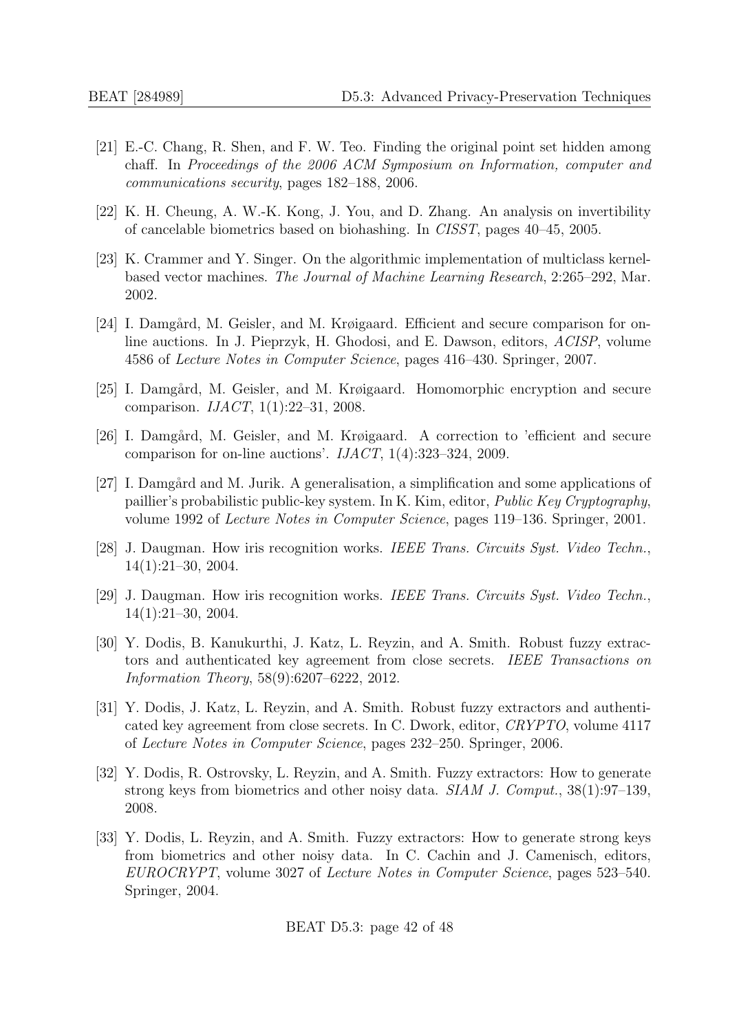[21] E.-C. Chang, R. Shen, and F. W. Teo. Finding the original point set hidden among chaff. In *Proceedings of the 2006 ACM Symposium on Information, computer and communications security*, pages 182–188, 2006.

[22] K. H. Cheung, A. W.-K. Kong, J. You, and D. Zhang. An analysis on invertibility of cancelable biometrics based on biohashing. In *CISST*, pages 40–45, 2005.

[23] K. Crammer and Y. Singer. On the algorithmic implementation of multiclass kernel-based vector machines. *The Journal of Machine Learning Research*, 2:265–292, Mar. 2002.

[24] I. Damgård, M. Geisler, and M. Krøigaard. Efficient and secure comparison for on-line auctions. In J. Pieprzyk, H. Ghodosi, and E. Dawson, editors, *ACISP*, volume 4586 of *Lecture Notes in Computer Science*, pages 416–430. Springer, 2007.

[25] I. Damgård, M. Geisler, and M. Krøigaard. Homomorphic encryption and secure comparison. *IJACT*, 1(1):22–31, 2008.

[26] I. Damgård, M. Geisler, and M. Krøigaard. A correction to 'efficient and secure comparison for on-line auctions'. *IJACT*, 1(4):323–324, 2009.

[27] I. Damgård and M. Jurik. A generalisation, a simplification and some applications of paillier's probabilistic public-key system. In K. Kim, editor, *Public Key Cryptography*, volume 1992 of *Lecture Notes in Computer Science*, pages 119–136. Springer, 2001.

[28] J. Daugman. How iris recognition works. *IEEE Trans. Circuits Syst. Video Techn.*, 14(1):21–30, 2004.

[29] J. Daugman. How iris recognition works. *IEEE Trans. Circuits Syst. Video Techn.*, 14(1):21–30, 2004.

[30] Y. Dodis, B. Kanukurthi, J. Katz, L. Reyzin, and A. Smith. Robust fuzzy extractors and authenticated key agreement from close secrets. *IEEE Transactions on Information Theory*, 58(9):6207–6222, 2012.

[31] Y. Dodis, J. Katz, L. Reyzin, and A. Smith. Robust fuzzy extractors and authenticated key agreement from close secrets. In C. Dwork, editor, *CRYPTO*, volume 4117 of *Lecture Notes in Computer Science*, pages 232–250. Springer, 2006.

[32] Y. Dodis, R. Ostrovsky, L. Reyzin, and A. Smith. Fuzzy extractors: How to generate strong keys from biometrics and other noisy data. *SIAM J. Comput.*, 38(1):97–139, 2008.

[33] Y. Dodis, L. Reyzin, and A. Smith. Fuzzy extractors: How to generate strong keys from biometrics and other noisy data. In C. Cachin and J. Camenisch, editors, *EUROCRYPT*, volume 3027 of *Lecture Notes in Computer Science*, pages 523–540. Springer, 2004.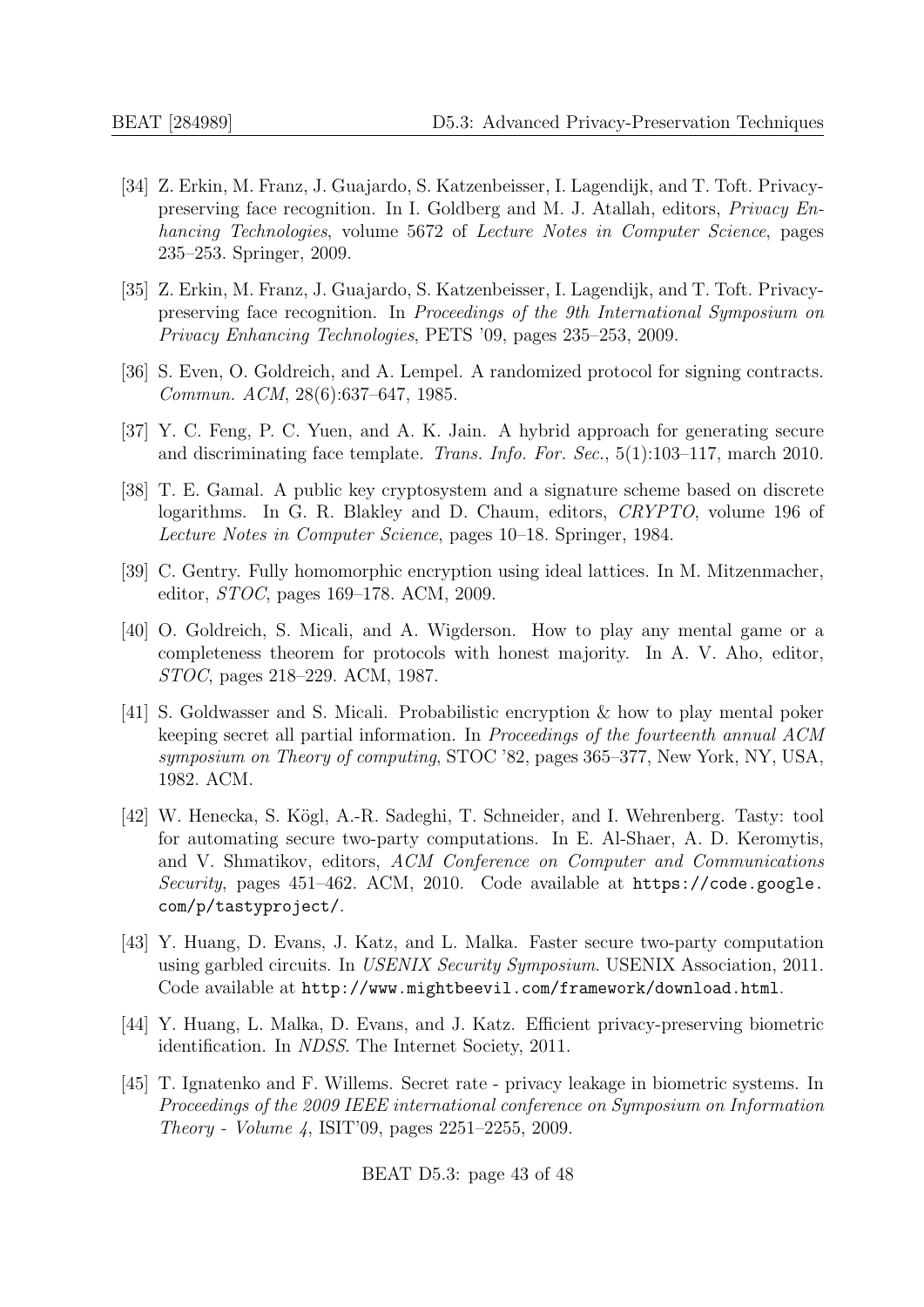[34] Z. Erkin, M. Franz, J. Guajardo, S. Katzenbeisser, I. Lagendijk, and T. Toft. Privacy-preserving face recognition. In I. Goldberg and M. J. Atallah, editors, *Privacy Enhancing Technologies*, volume 5672 of *Lecture Notes in Computer Science*, pages 235–253. Springer, 2009.

[35] Z. Erkin, M. Franz, J. Guajardo, S. Katzenbeisser, I. Lagendijk, and T. Toft. Privacy-preserving face recognition. In *Proceedings of the 9th International Symposium on Privacy Enhancing Technologies*, PETS '09, pages 235–253, 2009.

[36] S. Even, O. Goldreich, and A. Lempel. A randomized protocol for signing contracts. *Commun. ACM*, 28(6):637–647, 1985.

[37] Y. C. Feng, P. C. Yuen, and A. K. Jain. A hybrid approach for generating secure and discriminating face template. *Trans. Info. For. Sec.*, 5(1):103–117, march 2010.

[38] T. E. Gamal. A public key cryptosystem and a signature scheme based on discrete logarithms. In G. R. Blakley and D. Chaum, editors, *CRYPTO*, volume 196 of *Lecture Notes in Computer Science*, pages 10–18. Springer, 1984.

[39] C. Gentry. Fully homomorphic encryption using ideal lattices. In M. Mitzenmacher, editor, *STOC*, pages 169–178. ACM, 2009.

[40] O. Goldreich, S. Micali, and A. Wigderson. How to play any mental game or a completeness theorem for protocols with honest majority. In A. V. Aho, editor, *STOC*, pages 218–229. ACM, 1987.

[41] S. Goldwasser and S. Micali. Probabilistic encryption & how to play mental poker keeping secret all partial information. In *Proceedings of the fourteenth annual ACM symposium on Theory of computing*, STOC '82, pages 365–377, New York, NY, USA, 1982. ACM.

[42] W. Henecka, S. Kögl, A.-R. Sadeghi, T. Schneider, and I. Wehrenberg. Tasty: tool for automating secure two-party computations. In E. Al-Shaer, A. D. Keromytis, and V. Shmatikov, editors, *ACM Conference on Computer and Communications Security*, pages 451–462. ACM, 2010. Code available at `https://code.google.com/p/tastyproject/`.

[43] Y. Huang, D. Evans, J. Katz, and L. Malka. Faster secure two-party computation using garbled circuits. In *USENIX Security Symposium*. USENIX Association, 2011. Code available at `http://www.mightbeevil.com/framework/download.html`.

[44] Y. Huang, L. Malka, D. Evans, and J. Katz. Efficient privacy-preserving biometric identification. In *NDSS*. The Internet Society, 2011.

[45] T. Ignatenko and F. Willems. Secret rate - privacy leakage in biometric systems. In *Proceedings of the 2009 IEEE international conference on Symposium on Information Theory - Volume 4*, ISIT'09, pages 2251–2255, 2009.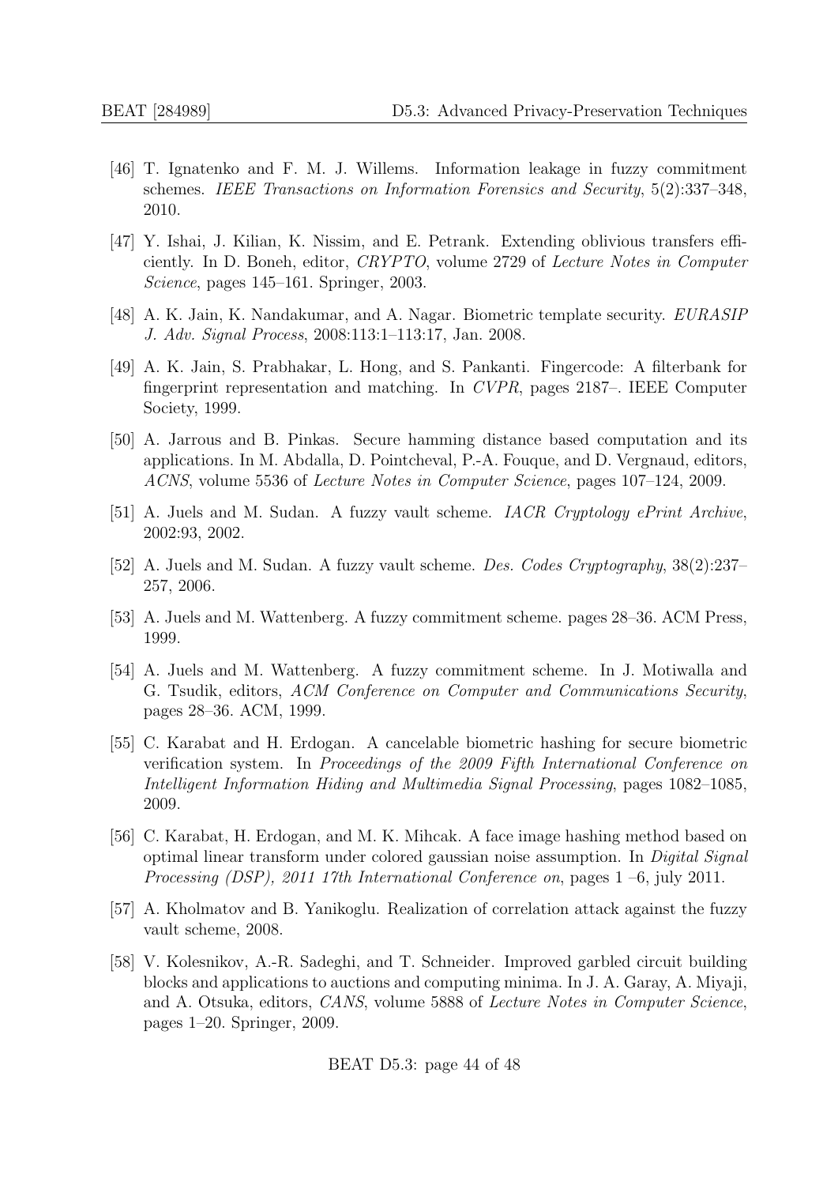[46] T. Ignatenko and F. M. J. Willems. Information leakage in fuzzy commitment schemes. *IEEE Transactions on Information Forensics and Security*, 5(2):337–348, 2010.

[47] Y. Ishai, J. Kilian, K. Nissim, and E. Petrank. Extending oblivious transfers efficiently. In D. Boneh, editor, *CRYPTO*, volume 2729 of *Lecture Notes in Computer Science*, pages 145–161. Springer, 2003.

[48] A. K. Jain, K. Nandakumar, and A. Nagar. Biometric template security. *EURASIP J. Adv. Signal Process*, 2008:113:1–113:17, Jan. 2008.

[49] A. K. Jain, S. Prabhakar, L. Hong, and S. Pankanti. Fingercode: A filterbank for fingerprint representation and matching. In *CVPR*, pages 2187–. IEEE Computer Society, 1999.

[50] A. Jarrous and B. Pinkas. Secure hamming distance based computation and its applications. In M. Abdalla, D. Pointcheval, P.-A. Fouque, and D. Vergnaud, editors, *ACNS*, volume 5536 of *Lecture Notes in Computer Science*, pages 107–124, 2009.

[51] A. Juels and M. Sudan. A fuzzy vault scheme. *IACR Cryptology ePrint Archive*, 2002:93, 2002.

[52] A. Juels and M. Sudan. A fuzzy vault scheme. *Des. Codes Cryptography*, 38(2):237–257, 2006.

[53] A. Juels and M. Wattenberg. A fuzzy commitment scheme. pages 28–36. ACM Press, 1999.

[54] A. Juels and M. Wattenberg. A fuzzy commitment scheme. In J. Motiwalla and G. Tsudik, editors, *ACM Conference on Computer and Communications Security*, pages 28–36. ACM, 1999.

[55] C. Karabat and H. Erdogan. A cancelable biometric hashing for secure biometric verification system. In *Proceedings of the 2009 Fifth International Conference on Intelligent Information Hiding and Multimedia Signal Processing*, pages 1082–1085, 2009.

[56] C. Karabat, H. Erdogan, and M. K. Mihcak. A face image hashing method based on optimal linear transform under colored gaussian noise assumption. In *Digital Signal Processing (DSP), 2011 17th International Conference on*, pages 1 –6, july 2011.

[57] A. Kholmatov and B. Yanikoglu. Realization of correlation attack against the fuzzy vault scheme, 2008.

[58] V. Kolesnikov, A.-R. Sadeghi, and T. Schneider. Improved garbled circuit building blocks and applications to auctions and computing minima. In J. A. Garay, A. Miyaji, and A. Otsuka, editors, *CANS*, volume 5888 of *Lecture Notes in Computer Science*, pages 1–20. Springer, 2009.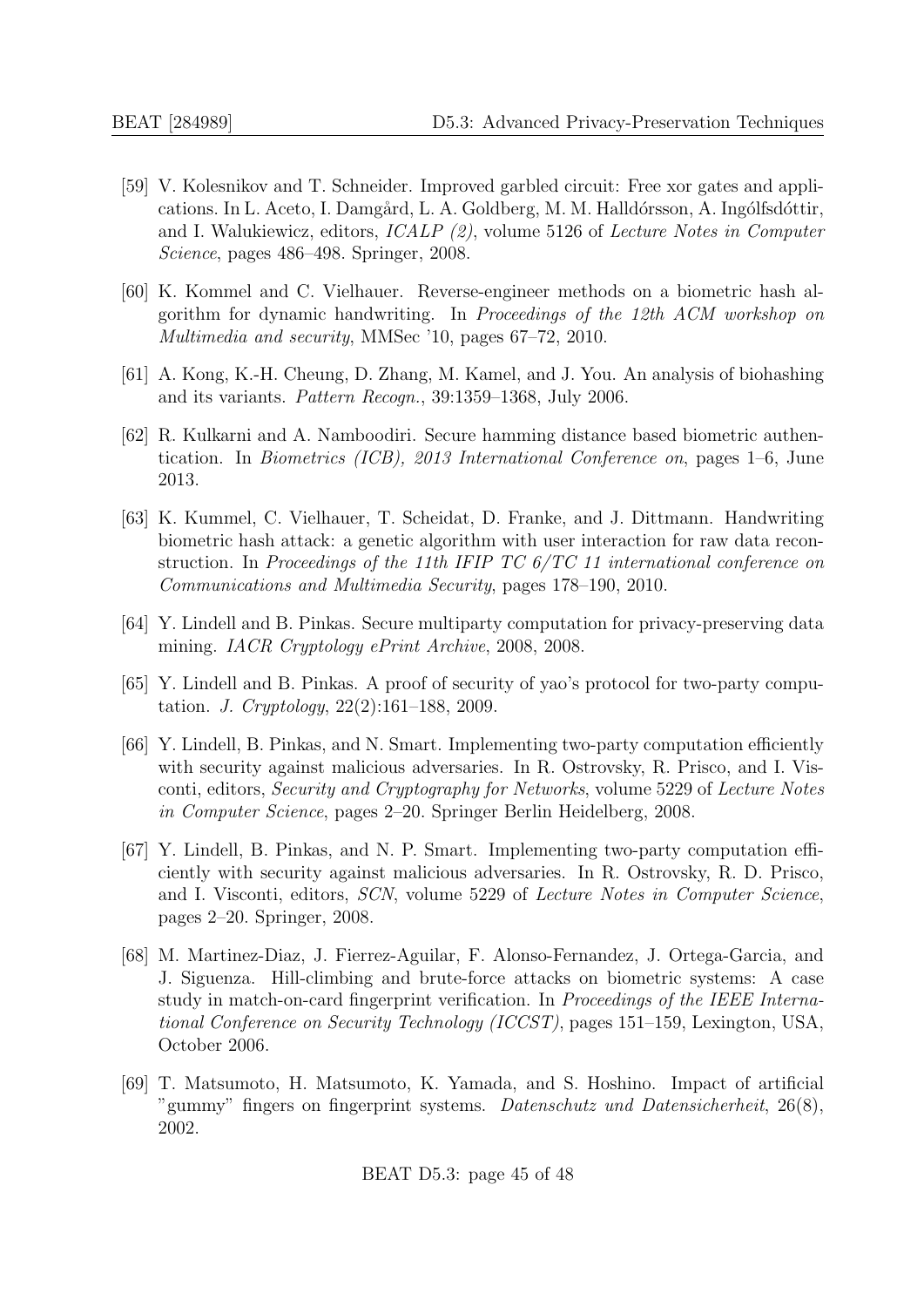[59] V. Kolesnikov and T. Schneider. Improved garbled circuit: Free xor gates and applications. In L. Aceto, I. Damgård, L. A. Goldberg, M. M. Halldórsson, A. Ingólfsdóttir, and I. Walukiewicz, editors, *ICALP (2)*, volume 5126 of *Lecture Notes in Computer Science*, pages 486–498. Springer, 2008.

[60] K. Kommel and C. Vielhauer. Reverse-engineer methods on a biometric hash algorithm for dynamic handwriting. In *Proceedings of the 12th ACM workshop on Multimedia and security*, MMSec '10, pages 67–72, 2010.

[61] A. Kong, K.-H. Cheung, D. Zhang, M. Kamel, and J. You. An analysis of biohashing and its variants. *Pattern Recogn.*, 39:1359–1368, July 2006.

[62] R. Kulkarni and A. Namboodiri. Secure hamming distance based biometric authentication. In *Biometrics (ICB), 2013 International Conference on*, pages 1–6, June 2013.

[63] K. Kummel, C. Vielhauer, T. Scheidat, D. Franke, and J. Dittmann. Handwriting biometric hash attack: a genetic algorithm with user interaction for raw data reconstruction. In *Proceedings of the 11th IFIP TC 6/TC 11 international conference on Communications and Multimedia Security*, pages 178–190, 2010.

[64] Y. Lindell and B. Pinkas. Secure multiparty computation for privacy-preserving data mining. *IACR Cryptology ePrint Archive*, 2008, 2008.

[65] Y. Lindell and B. Pinkas. A proof of security of yao's protocol for two-party computation. *J. Cryptology*, 22(2):161–188, 2009.

[66] Y. Lindell, B. Pinkas, and N. Smart. Implementing two-party computation efficiently with security against malicious adversaries. In R. Ostrovsky, R. Prisco, and I. Visconti, editors, *Security and Cryptography for Networks*, volume 5229 of *Lecture Notes in Computer Science*, pages 2–20. Springer Berlin Heidelberg, 2008.

[67] Y. Lindell, B. Pinkas, and N. P. Smart. Implementing two-party computation efficiently with security against malicious adversaries. In R. Ostrovsky, R. D. Prisco, and I. Visconti, editors, *SCN*, volume 5229 of *Lecture Notes in Computer Science*, pages 2–20. Springer, 2008.

[68] M. Martinez-Diaz, J. Fierrez-Aguilar, F. Alonso-Fernandez, J. Ortega-Garcia, and J. Siguenza. Hill-climbing and brute-force attacks on biometric systems: A case study in match-on-card fingerprint verification. In *Proceedings of the IEEE International Conference on Security Technology (ICCST)*, pages 151–159, Lexington, USA, October 2006.

[69] T. Matsumoto, H. Matsumoto, K. Yamada, and S. Hoshino. Impact of artificial "gummy" fingers on fingerprint systems. *Datenschutz und Datensicherheit*, 26(8), 2002.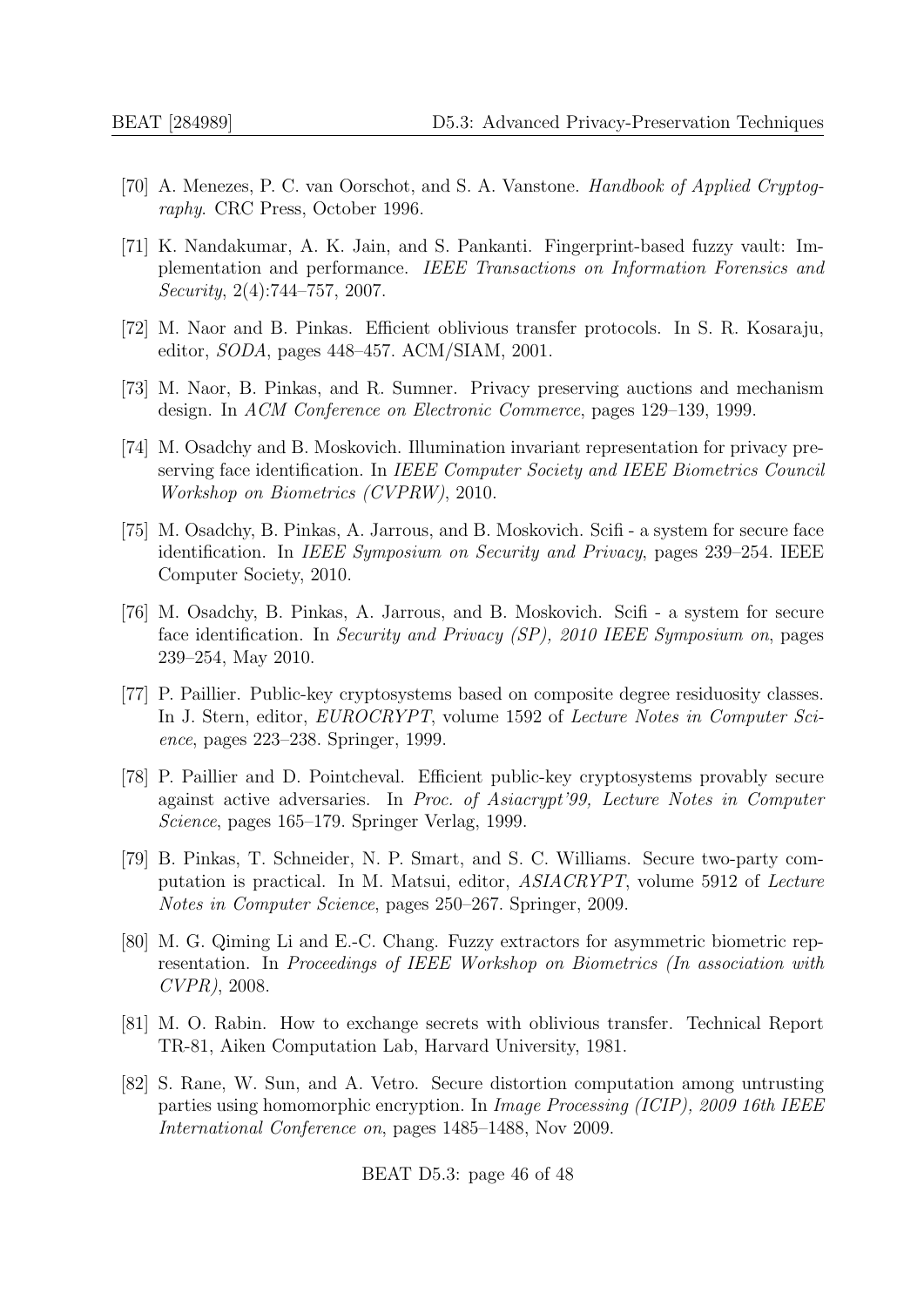[70] A. Menezes, P. C. van Oorschot, and S. A. Vanstone. *Handbook of Applied Cryptography*. CRC Press, October 1996.

[71] K. Nandakumar, A. K. Jain, and S. Pankanti. Fingerprint-based fuzzy vault: Implementation and performance. *IEEE Transactions on Information Forensics and Security*, 2(4):744–757, 2007.

[72] M. Naor and B. Pinkas. Efficient oblivious transfer protocols. In S. R. Kosaraju, editor, *SODA*, pages 448–457. ACM/SIAM, 2001.

[73] M. Naor, B. Pinkas, and R. Sumner. Privacy preserving auctions and mechanism design. In *ACM Conference on Electronic Commerce*, pages 129–139, 1999.

[74] M. Osadchy and B. Moskovich. Illumination invariant representation for privacy preserving face identification. In *IEEE Computer Society and IEEE Biometrics Council Workshop on Biometrics (CVPRW)*, 2010.

[75] M. Osadchy, B. Pinkas, A. Jarrous, and B. Moskovich. Scifi - a system for secure face identification. In *IEEE Symposium on Security and Privacy*, pages 239–254. IEEE Computer Society, 2010.

[76] M. Osadchy, B. Pinkas, A. Jarrous, and B. Moskovich. Scifi - a system for secure face identification. In *Security and Privacy (SP), 2010 IEEE Symposium on*, pages 239–254, May 2010.

[77] P. Paillier. Public-key cryptosystems based on composite degree residuosity classes. In J. Stern, editor, *EUROCRYPT*, volume 1592 of *Lecture Notes in Computer Science*, pages 223–238. Springer, 1999.

[78] P. Paillier and D. Pointcheval. Efficient public-key cryptosystems provably secure against active adversaries. In *Proc. of Asiacrypt'99, Lecture Notes in Computer Science*, pages 165–179. Springer Verlag, 1999.

[79] B. Pinkas, T. Schneider, N. P. Smart, and S. C. Williams. Secure two-party computation is practical. In M. Matsui, editor, *ASIACRYPT*, volume 5912 of *Lecture Notes in Computer Science*, pages 250–267. Springer, 2009.

[80] M. G. Qiming Li and E.-C. Chang. Fuzzy extractors for asymmetric biometric representation. In *Proceedings of IEEE Workshop on Biometrics (In association with CVPR)*, 2008.

[81] M. O. Rabin. How to exchange secrets with oblivious transfer. Technical Report TR-81, Aiken Computation Lab, Harvard University, 1981.

[82] S. Rane, W. Sun, and A. Vetro. Secure distortion computation among untrusting parties using homomorphic encryption. In *Image Processing (ICIP), 2009 16th IEEE International Conference on*, pages 1485–1488, Nov 2009.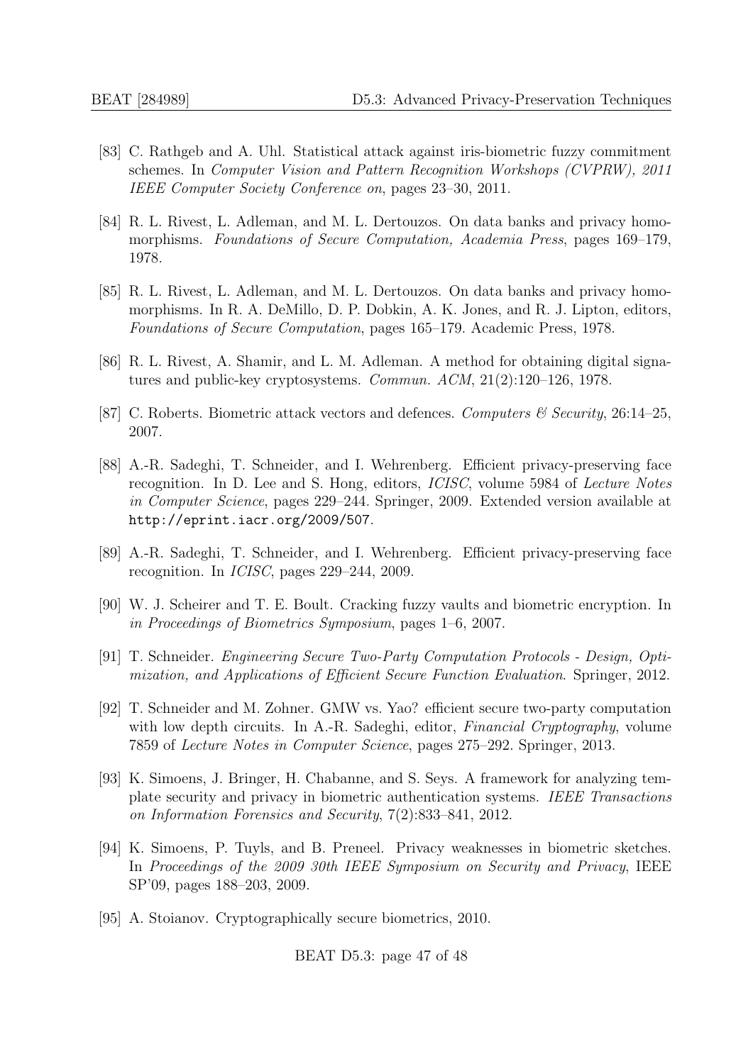[83] C. Rathgeb and A. Uhl. Statistical attack against iris-biometric fuzzy commitment schemes. In *Computer Vision and Pattern Recognition Workshops (CVPRW), 2011 IEEE Computer Society Conference on*, pages 23–30, 2011.

[84] R. L. Rivest, L. Adleman, and M. L. Dertouzos. On data banks and privacy homomorphisms. *Foundations of Secure Computation, Academia Press*, pages 169–179, 1978.

[85] R. L. Rivest, L. Adleman, and M. L. Dertouzos. On data banks and privacy homomorphisms. In R. A. DeMillo, D. P. Dobkin, A. K. Jones, and R. J. Lipton, editors, *Foundations of Secure Computation*, pages 165–179. Academic Press, 1978.

[86] R. L. Rivest, A. Shamir, and L. M. Adleman. A method for obtaining digital signatures and public-key cryptosystems. *Commun. ACM*, 21(2):120–126, 1978.

[87] C. Roberts. Biometric attack vectors and defences. *Computers & Security*, 26:14–25, 2007.

[88] A.-R. Sadeghi, T. Schneider, and I. Wehrenberg. Efficient privacy-preserving face recognition. In D. Lee and S. Hong, editors, *ICISC*, volume 5984 of *Lecture Notes in Computer Science*, pages 229–244. Springer, 2009. Extended version available at `http://eprint.iacr.org/2009/507`.

[89] A.-R. Sadeghi, T. Schneider, and I. Wehrenberg. Efficient privacy-preserving face recognition. In *ICISC*, pages 229–244, 2009.

[90] W. J. Scheirer and T. E. Boult. Cracking fuzzy vaults and biometric encryption. In *in Proceedings of Biometrics Symposium*, pages 1–6, 2007.

[91] T. Schneider. *Engineering Secure Two-Party Computation Protocols - Design, Optimization, and Applications of Efficient Secure Function Evaluation*. Springer, 2012.

[92] T. Schneider and M. Zohner. GMW vs. Yao? efficient secure two-party computation with low depth circuits. In A.-R. Sadeghi, editor, *Financial Cryptography*, volume 7859 of *Lecture Notes in Computer Science*, pages 275–292. Springer, 2013.

[93] K. Simoens, J. Bringer, H. Chabanne, and S. Seys. A framework for analyzing template security and privacy in biometric authentication systems. *IEEE Transactions on Information Forensics and Security*, 7(2):833–841, 2012.

[94] K. Simoens, P. Tuyls, and B. Preneel. Privacy weaknesses in biometric sketches. In *Proceedings of the 2009 30th IEEE Symposium on Security and Privacy*, IEEE SP'09, pages 188–203, 2009.

[95] A. Stoianov. Cryptographically secure biometrics, 2010.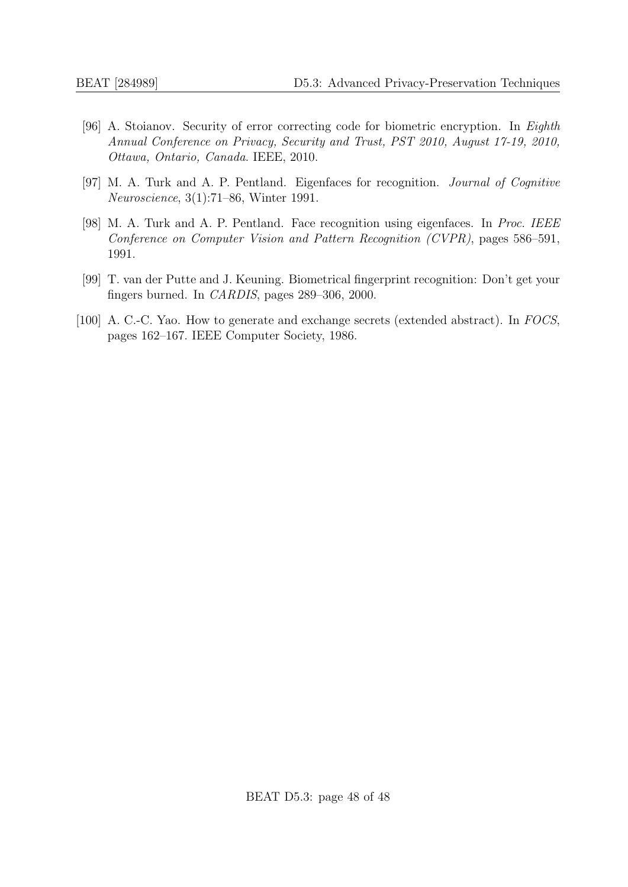[96] A. Stoianov. Security of error correcting code for biometric encryption. In *Eighth Annual Conference on Privacy, Security and Trust, PST 2010, August 17-19, 2010, Ottawa, Ontario, Canada*. IEEE, 2010.

[97] M. A. Turk and A. P. Pentland. Eigenfaces for recognition. *Journal of Cognitive Neuroscience*, 3(1):71–86, Winter 1991.

[98] M. A. Turk and A. P. Pentland. Face recognition using eigenfaces. In *Proc. IEEE Conference on Computer Vision and Pattern Recognition (CVPR)*, pages 586–591, 1991.

[99] T. van der Putte and J. Keuning. Biometrical fingerprint recognition: Don't get your fingers burned. In *CARDIS*, pages 289–306, 2000.

[100] A. C.-C. Yao. How to generate and exchange secrets (extended abstract). In *FOCS*, pages 162–167. IEEE Computer Society, 1986.